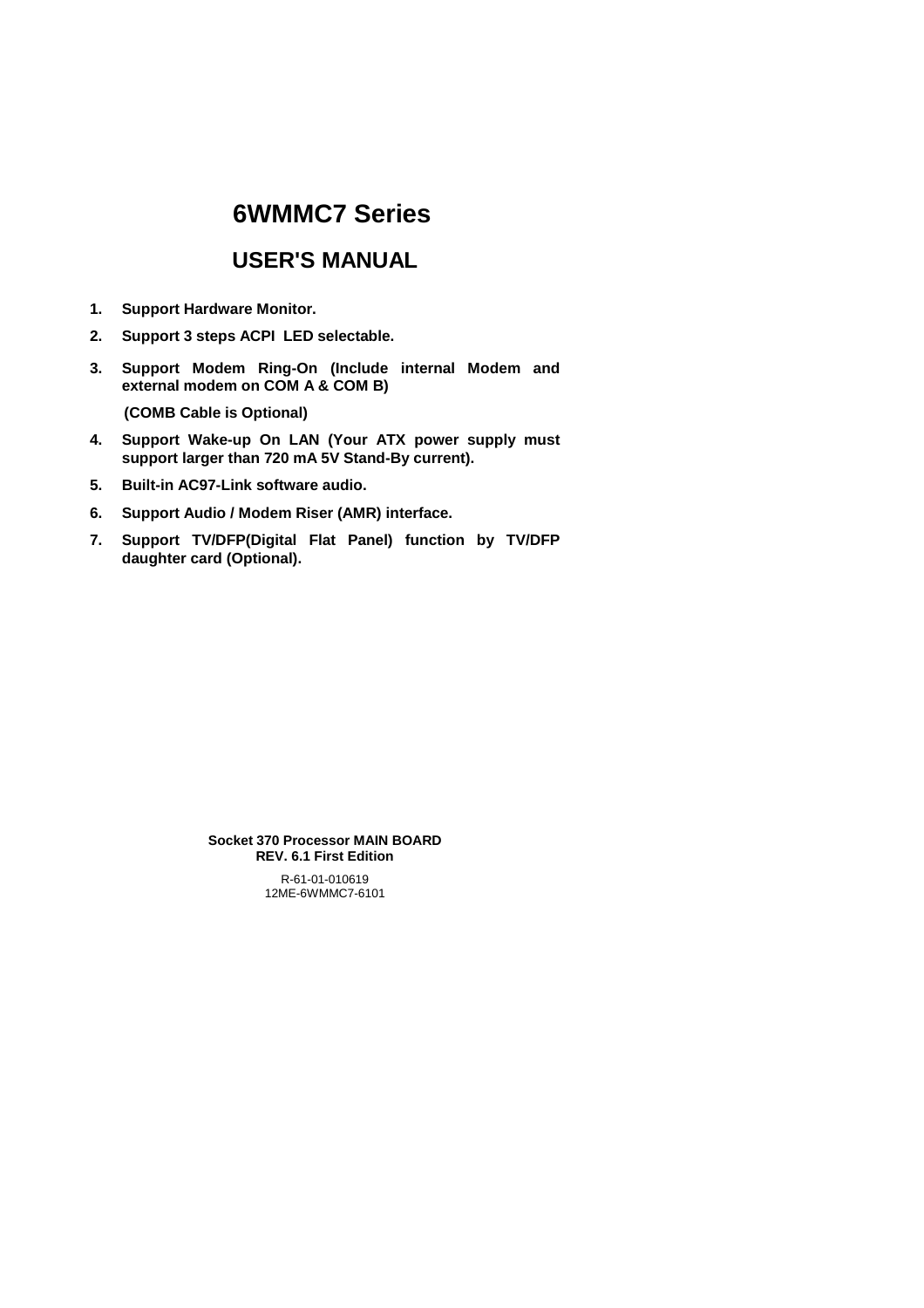# 6WMMC7 Series

## USER'S MANUAL

1. **Support Hardware Monitor.**
2. **Support 3 steps ACPI LED selectable.**
3. **Support Modem Ring-On (Include internal Modem and external modem on COM A & COM B)**

   **(COMB Cable is Optional)**
4. **Support Wake-up On LAN (Your ATX power supply must support larger than 720 mA 5V Stand-By current).**
5. **Built-in AC97-Link software audio.**
6. **Support Audio / Modem Riser (AMR) interface.**
7. **Support TV/DFP(Digital Flat Panel) function by TV/DFP daughter card (Optional).**

**Socket 370 Processor MAIN BOARD**
**REV. 6.1 First Edition**

R-61-01-010619
12ME-6WMMC7-6101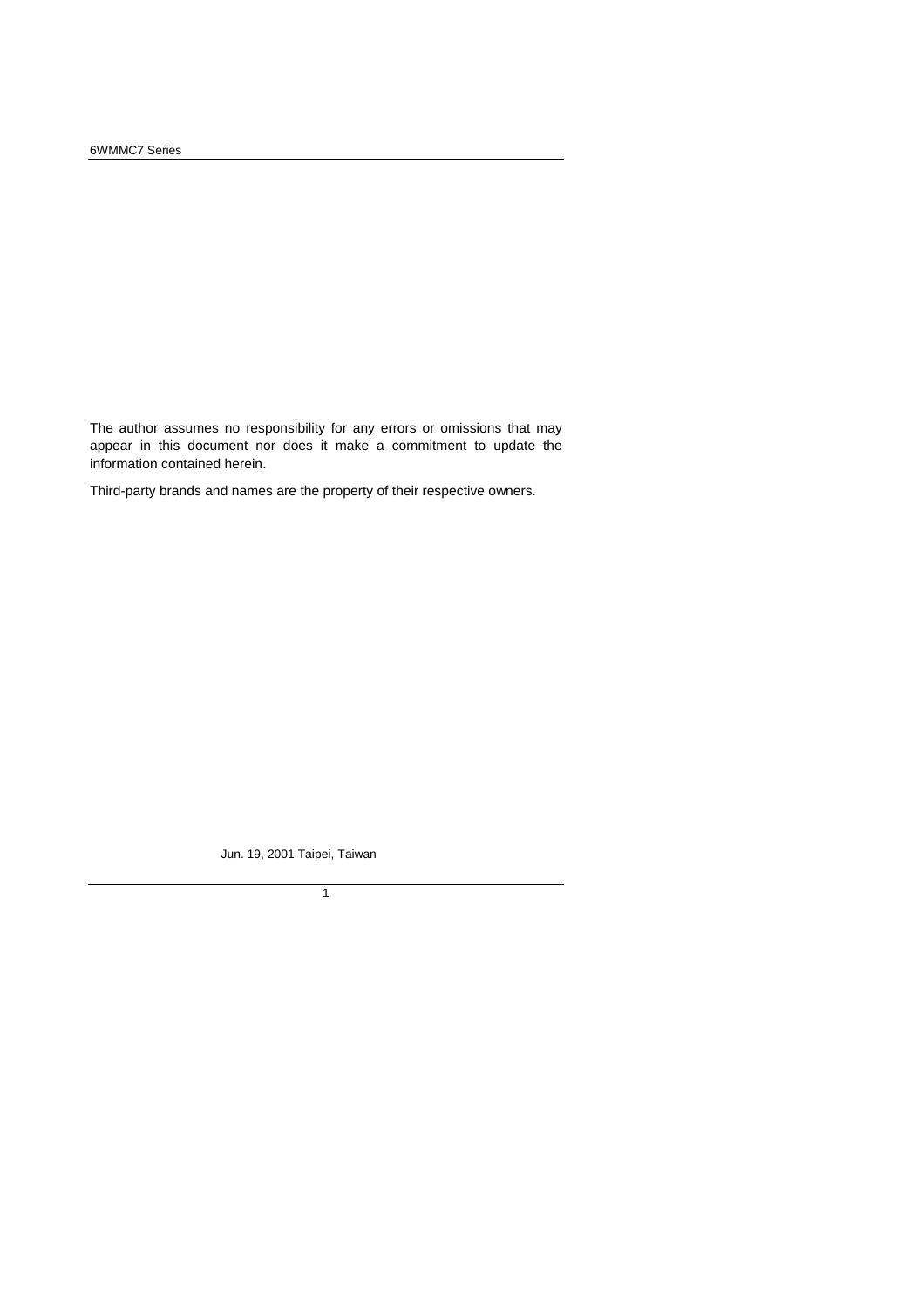The author assumes no responsibility for any errors or omissions that may appear in this document nor does it make a commitment to update the information contained herein.

Third-party brands and names are the property of their respective owners.

Jun. 19, 2001 Taipei, Taiwan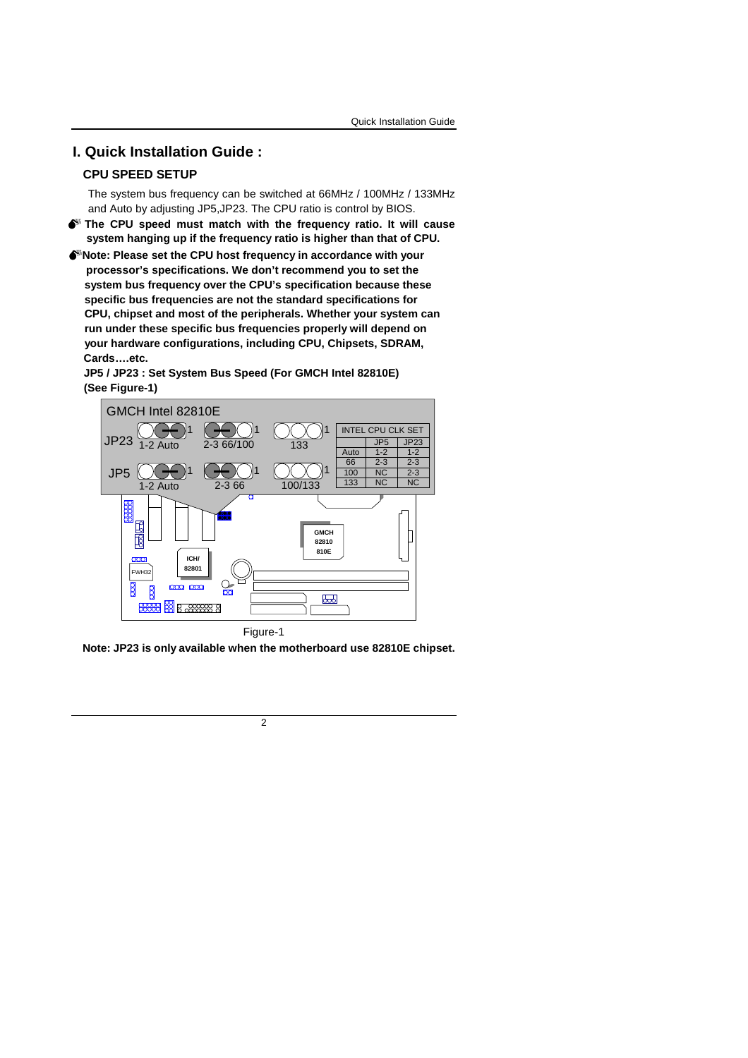# I. Quick Installation Guide :

## CPU SPEED SETUP

The system bus frequency can be switched at 66MHz / 100MHz / 133MHz and Auto by adjusting JP5,JP23. The CPU ratio is control by BIOS.

- **The CPU speed must match with the frequency ratio. It will cause system hanging up if the frequency ratio is higher than that of CPU.**
- **Note: Please set the CPU host frequency in accordance with your processor's specifications. We don't recommend you to set the system bus frequency over the CPU's specification because these specific bus frequencies are not the standard specifications for CPU, chipset and most of the peripherals. Whether your system can run under these specific bus frequencies properly will depend on your hardware configurations, including CPU, Chipsets, SDRAM, Cards….etc.**

**JP5 / JP23 : Set System Bus Speed (For GMCH Intel 82810E)**
**(See Figure-1)**

GMCH Intel 82810E

JP23: 1-2 Auto, 2-3 66/100, 133

JP5: 1-2 Auto, 2-3 66, 100/133

| INTEL CPU CLK SET | JP5 | JP23 |
|---|---|---|
| Auto | 1-2 | 1-2 |
| 66 | 2-3 | 2-3 |
| 100 | NC | 2-3 |
| 133 | NC | NC |

Figure-1

**Note: JP23 is only available when the motherboard use 82810E chipset.**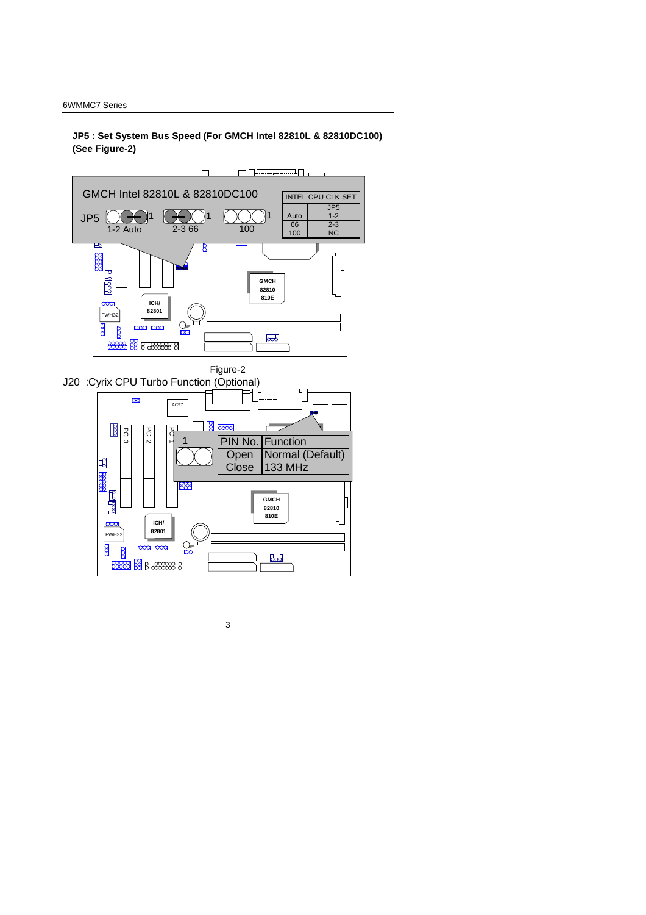**JP5 : Set System Bus Speed (For GMCH Intel 82810L & 82810DC100) (See Figure-2)**

GMCH Intel 82810L & 82810DC100

JP5 — 1-2 Auto, 2-3 66, 100

| INTEL CPU CLK SET | JP5 |
|---|---|
| Auto | 1-2 |
| 66 | 2-3 |
| 100 | NC |

Figure-2

J20 :Cyrix CPU Turbo Function (Optional)

| PIN No. | Function |
|---|---|
| Open | Normal (Default) |
| Close | 133 MHz |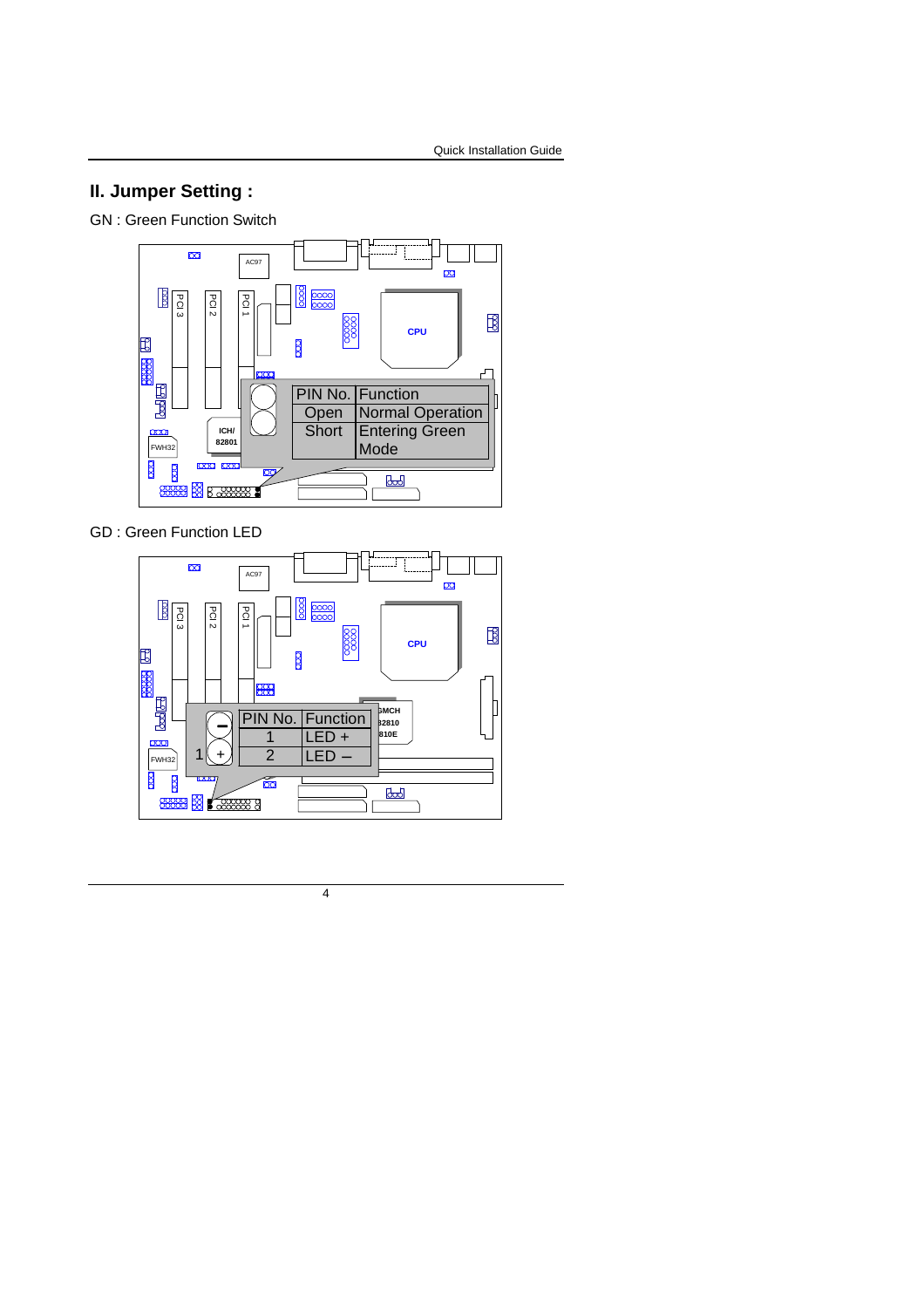## II. Jumper Setting :

GN : Green Function Switch

| PIN No. | Function |
|---|---|
| Open | Normal Operation |
| Short | Entering Green Mode |

GD : Green Function LED

| PIN No. | Function |
|---|---|
| 1 | LED + |
| 2 | LED – |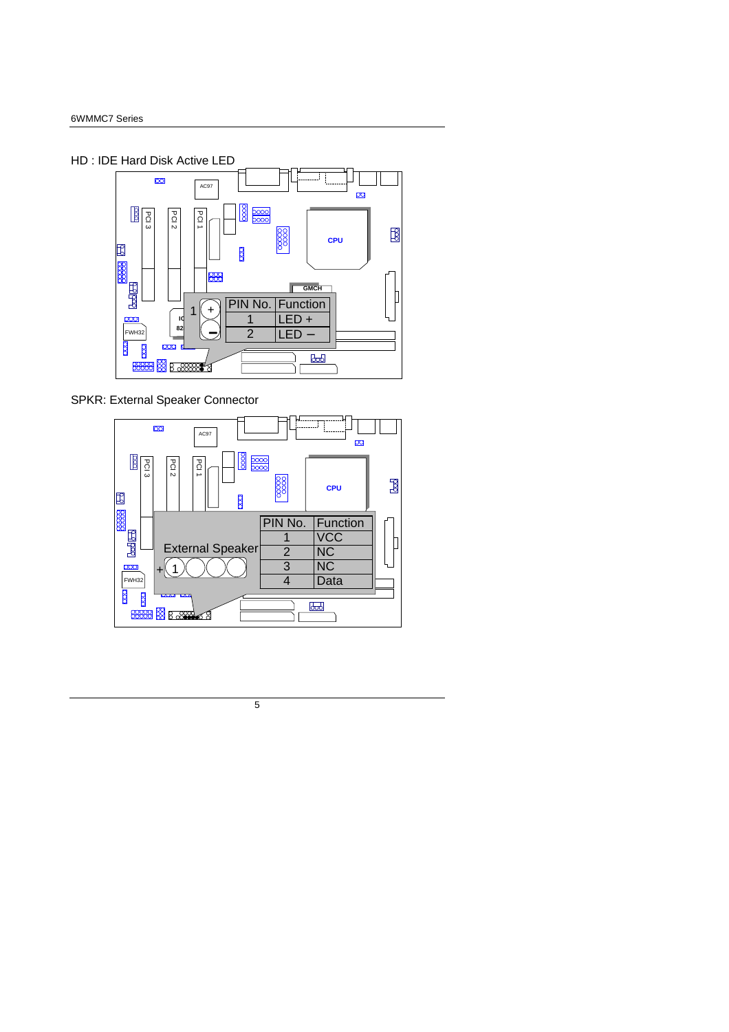HD : IDE Hard Disk Active LED

| PIN No. | Function |
|---|---|
| 1 | LED + |
| 2 | LED – |

SPKR: External Speaker Connector

External Speaker

| PIN No. | Function |
|---|---|
| 1 | VCC |
| 2 | NC |
| 3 | NC |
| 4 | Data |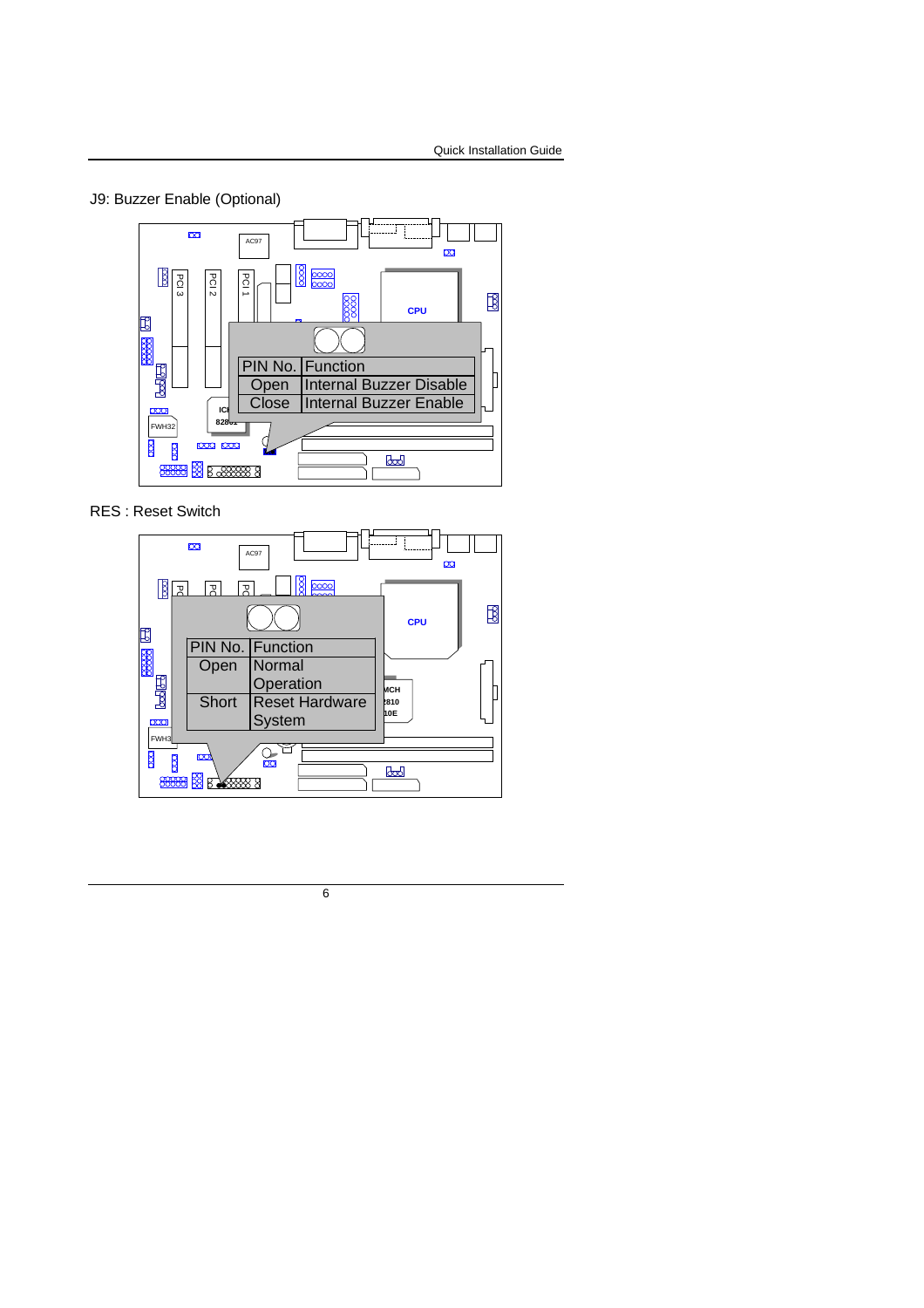J9: Buzzer Enable (Optional)

| PIN No. | Function |
| --- | --- |
| Open | Internal Buzzer Disable |
| Close | Internal Buzzer Enable |

RES : Reset Switch

| PIN No. | Function |
| --- | --- |
| Open | Normal Operation |
| Short | Reset Hardware System |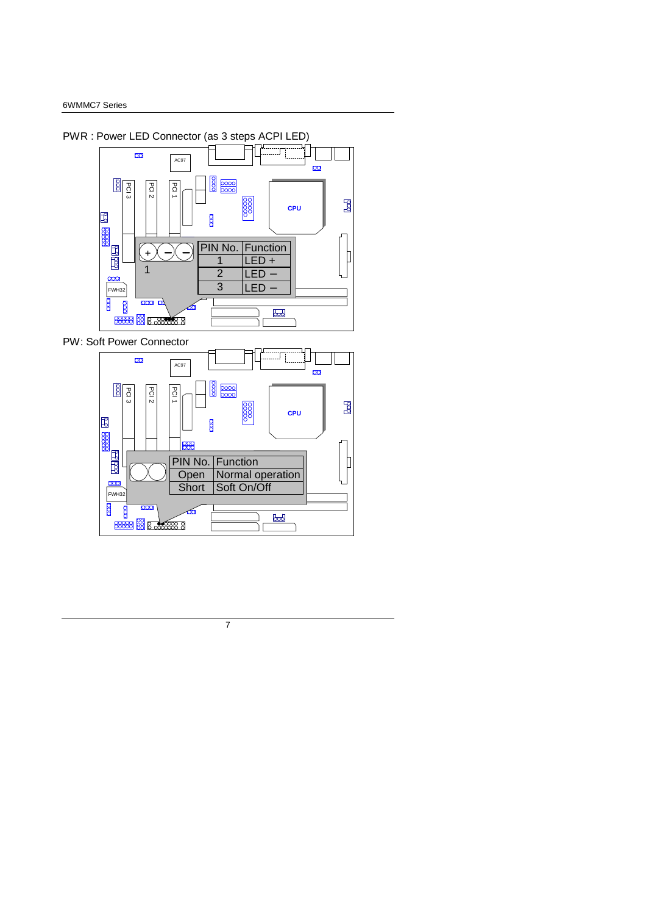PWR : Power LED Connector (as 3 steps ACPI LED)

| PIN No. | Function |
| --- | --- |
| 1 | LED + |
| 2 | LED – |
| 3 | LED – |

PW: Soft Power Connector

| PIN No. | Function |
| --- | --- |
| Open | Normal operation |
| Short | Soft On/Off |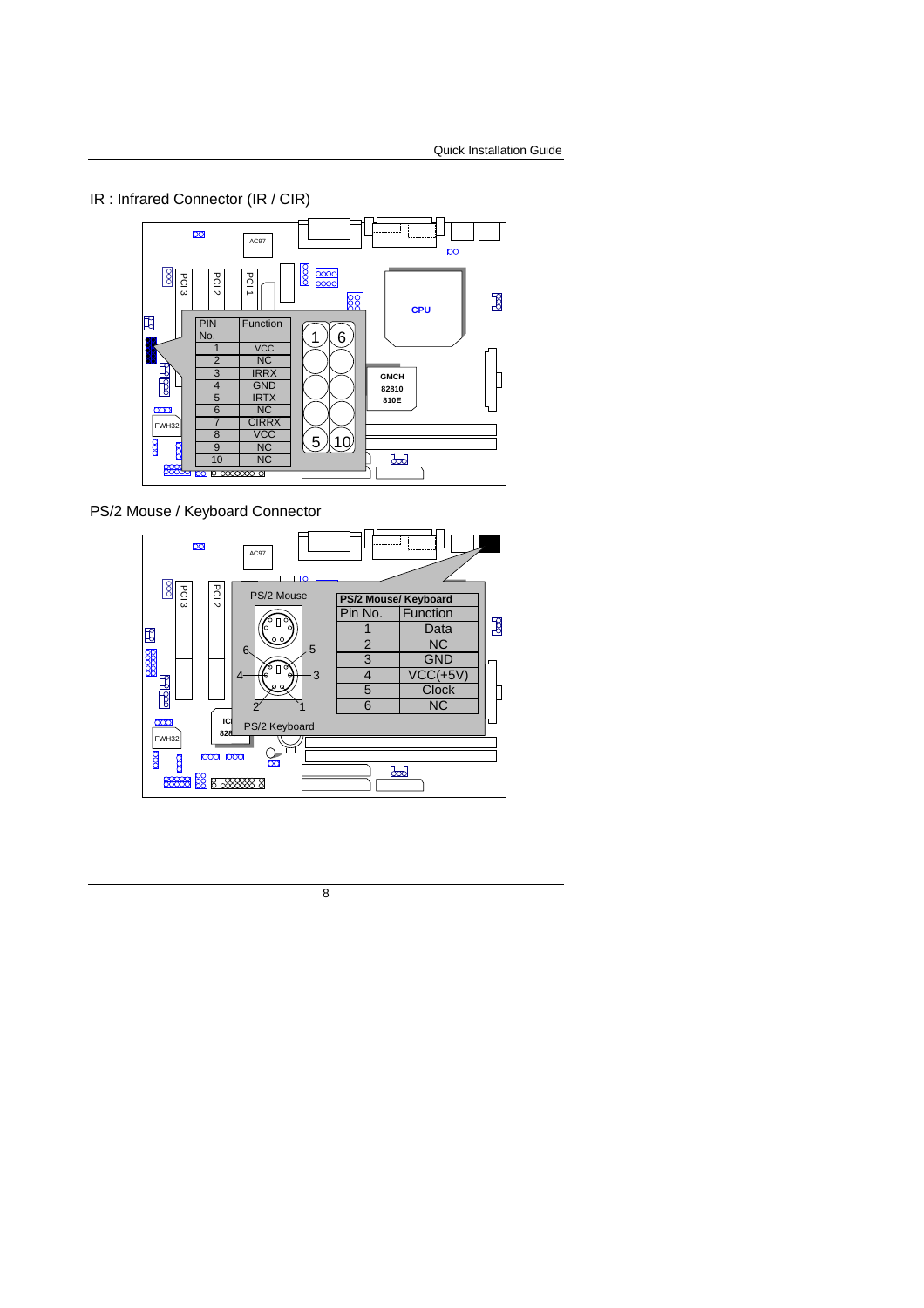## IR : Infrared Connector (IR / CIR)

| PIN No. | Function |
|---|---|
| 1 | VCC |
| 2 | NC |
| 3 | IRRX |
| 4 | GND |
| 5 | IRTX |
| 6 | NC |
| 7 | CIRRX |
| 8 | VCC |
| 9 | NC |
| 10 | NC |

## PS/2 Mouse / Keyboard Connector

PS/2 Mouse

PS/2 Keyboard

| PS/2 Mouse/ Keyboard | |
|---|---|
| Pin No. | Function |
| 1 | Data |
| 2 | NC |
| 3 | GND |
| 4 | VCC(+5V) |
| 5 | Clock |
| 6 | NC |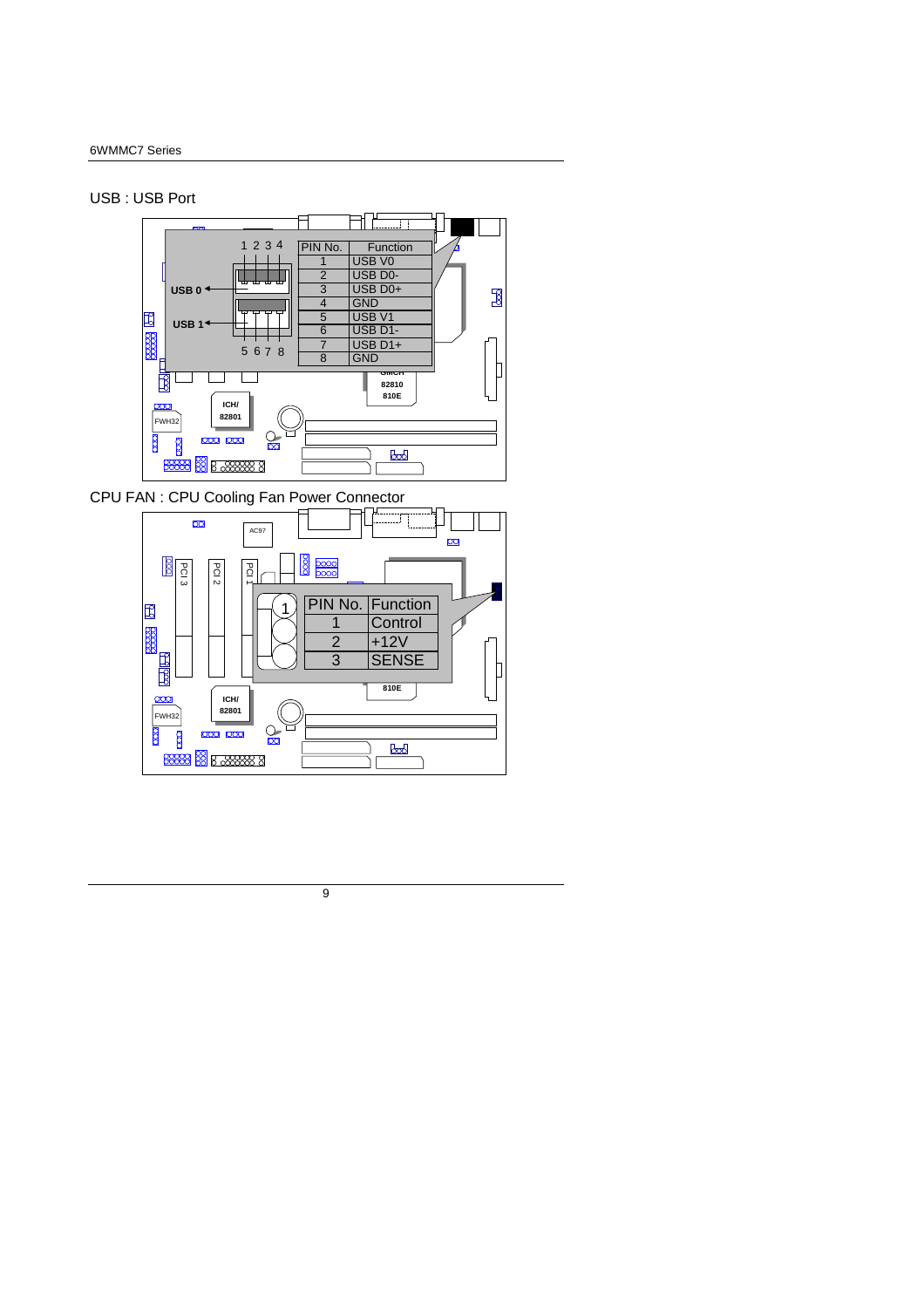USB : USB Port

USB 0

USB 1

| PIN No. | Function |
|---|---|
| 1 | USB V0 |
| 2 | USB D0- |
| 3 | USB D0+ |
| 4 | GND |
| 5 | USB V1 |
| 6 | USB D1- |
| 7 | USB D1+ |
| 8 | GND |

CPU FAN : CPU Cooling Fan Power Connector

| PIN No. | Function |
|---|---|
| 1 | Control |
| 2 | +12V |
| 3 | SENSE |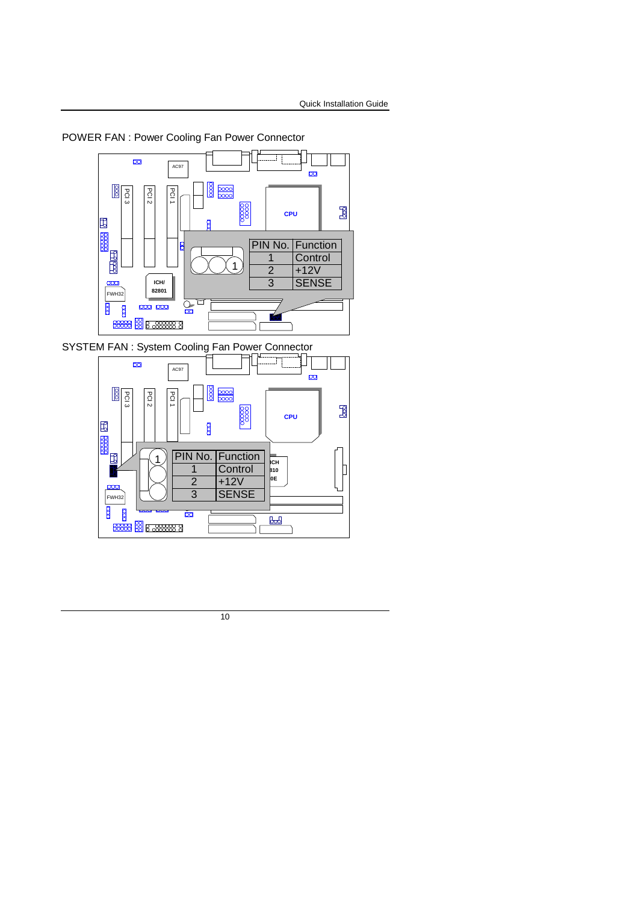POWER FAN : Power Cooling Fan Power Connector

| PIN No. | Function |
|---|---|
| 1 | Control |
| 2 | +12V |
| 3 | SENSE |

SYSTEM FAN : System Cooling Fan Power Connector

| PIN No. | Function |
|---|---|
| 1 | Control |
| 2 | +12V |
| 3 | SENSE |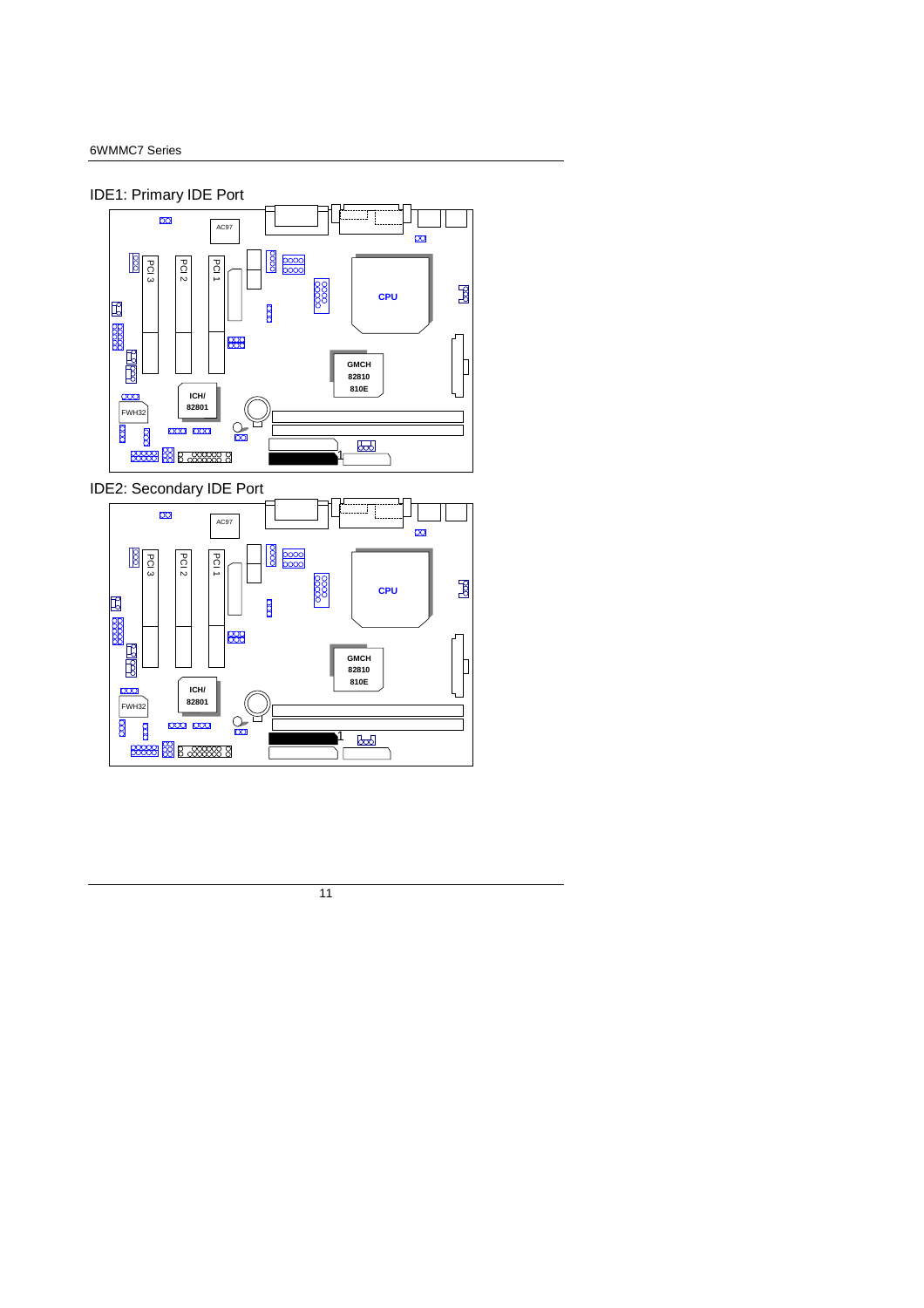IDE1: Primary IDE Port

AC97

PCI 3

PCI 2

PCI 1

CPU

GMCH
82810
810E

ICH/
82801

FWH32

1

IDE2: Secondary IDE Port

AC97

PCI 3

PCI 2

PCI 1

CPU

GMCH
82810
810E

ICH/
82801

FWH32

1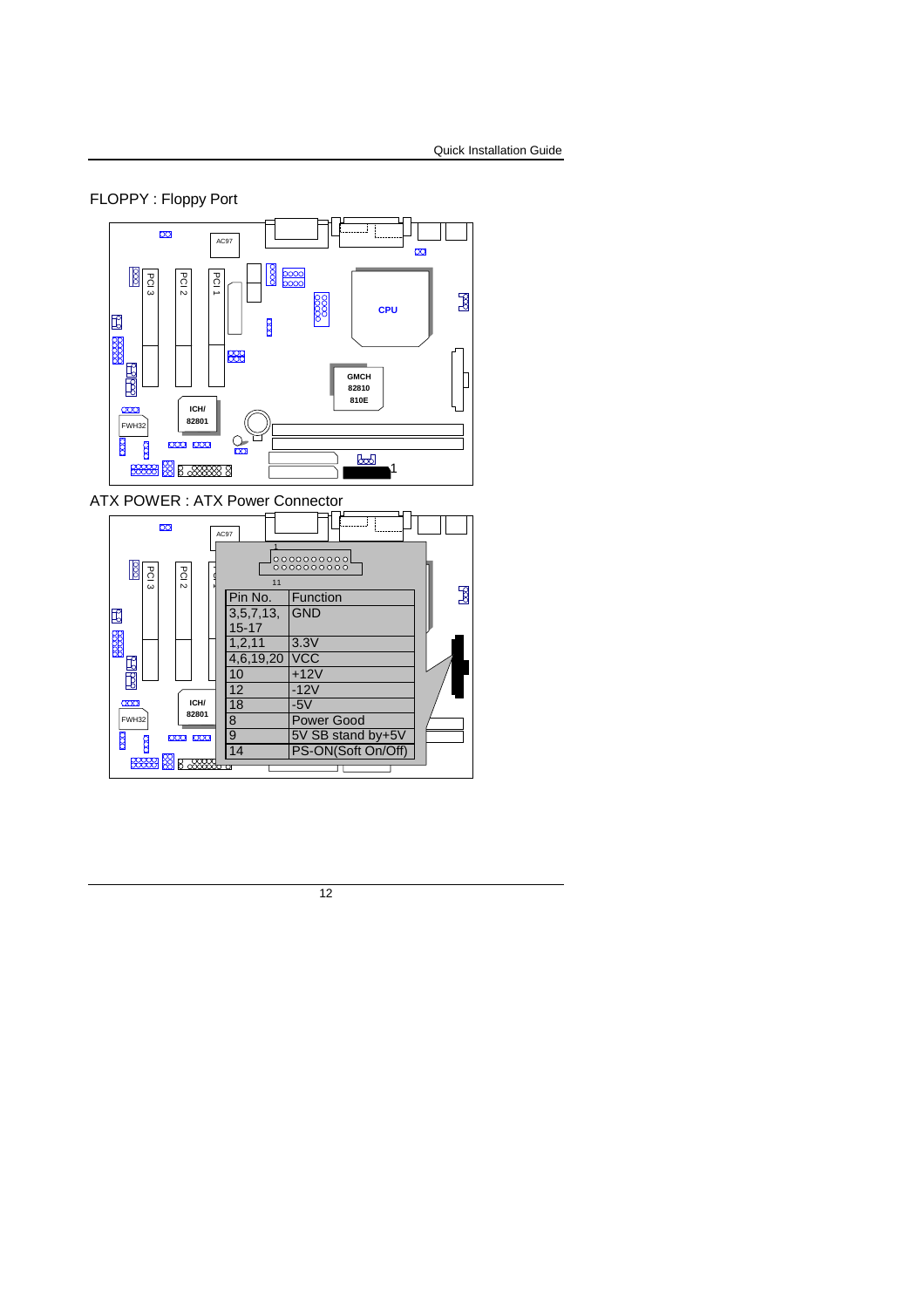FLOPPY : Floppy Port

ATX POWER : ATX Power Connector

| Pin No. | Function |
|---|---|
| 3,5,7,13, 15-17 | GND |
| 1,2,11 | 3.3V |
| 4,6,19,20 | VCC |
| 10 | +12V |
| 12 | -12V |
| 18 | -5V |
| 8 | Power Good |
| 9 | 5V SB stand by+5V |
| 14 | PS-ON(Soft On/Off) |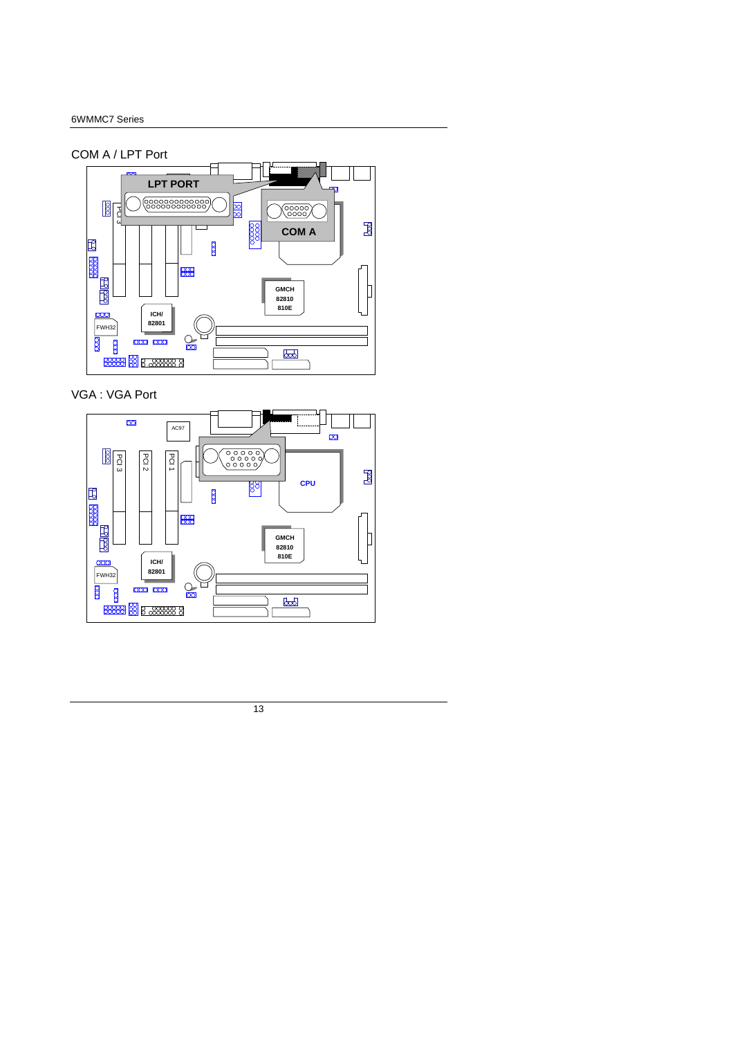COM A / LPT Port

VGA : VGA Port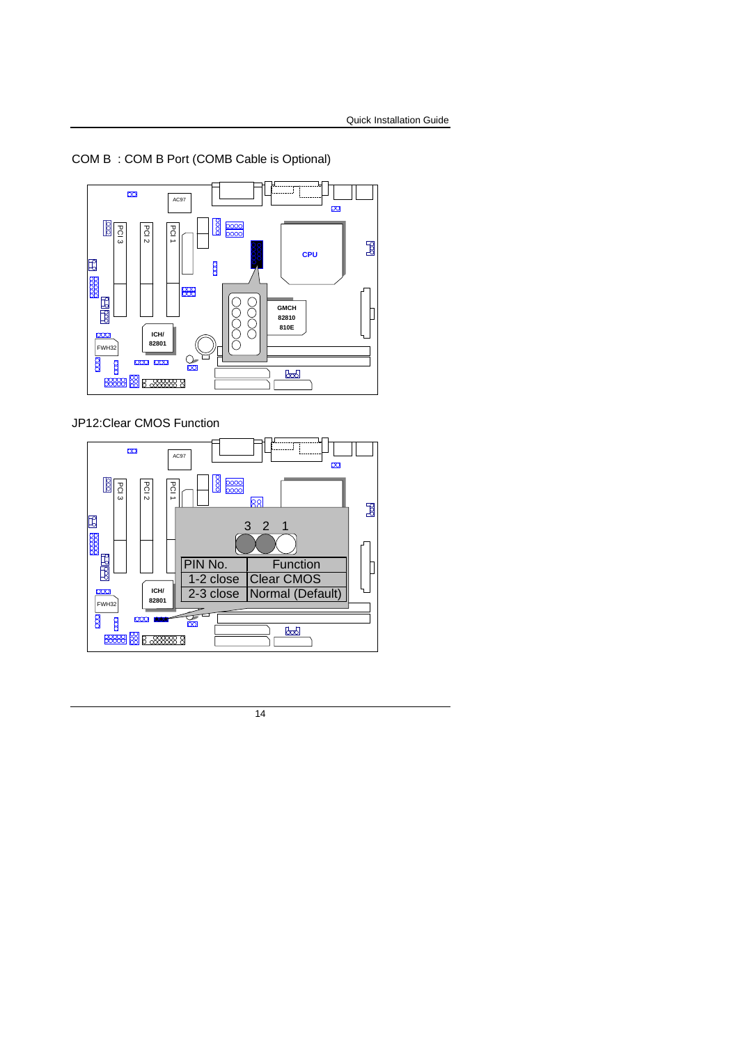COM B : COM B Port (COMB Cable is Optional)

JP12:Clear CMOS Function

| PIN No. | Function |
| --- | --- |
| 1-2 close | Clear CMOS |
| 2-3 close | Normal (Default) |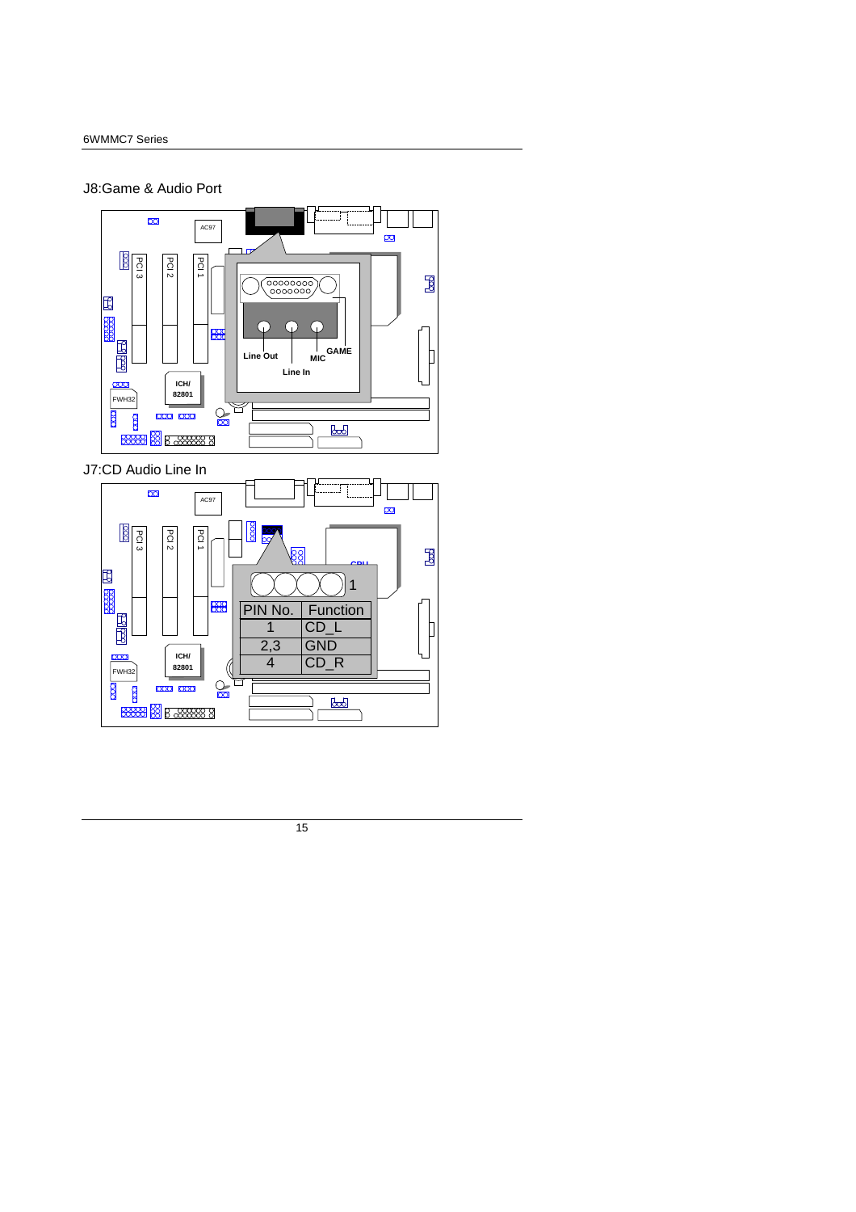## J8:Game & Audio Port

Line Out

MIC

GAME

Line In

## J7:CD Audio Line In

| PIN No. | Function |
|---|---|
| 1 | CD_L |
| 2,3 | GND |
| 4 | CD_R |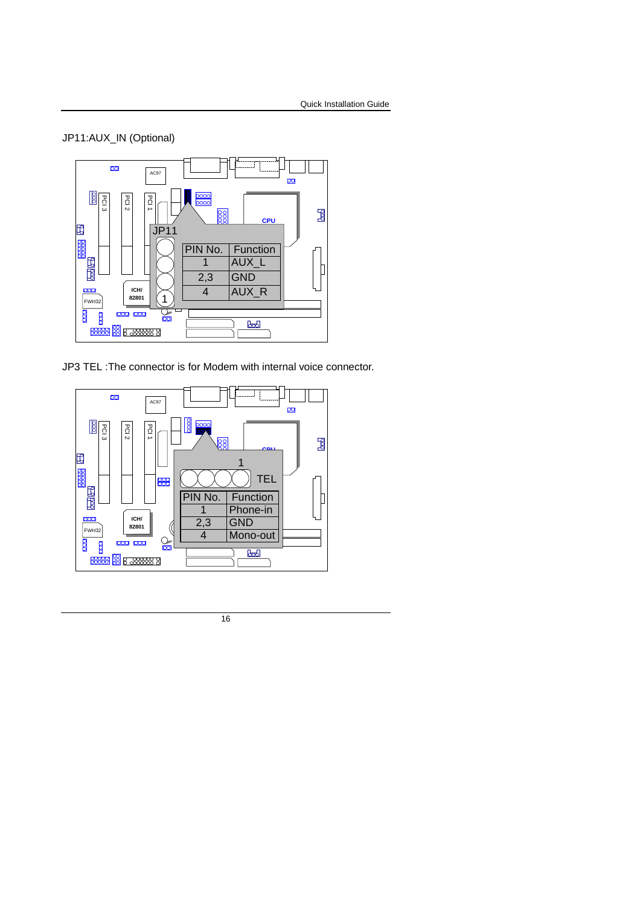JP11:AUX_IN (Optional)

JP11

| PIN No. | Function |
| --- | --- |
| 1 | AUX_L |
| 2,3 | GND |
| 4 | AUX_R |

JP3 TEL :The connector is for Modem with internal voice connector.

TEL

| PIN No. | Function |
| --- | --- |
| 1 | Phone-in |
| 2,3 | GND |
| 4 | Mono-out |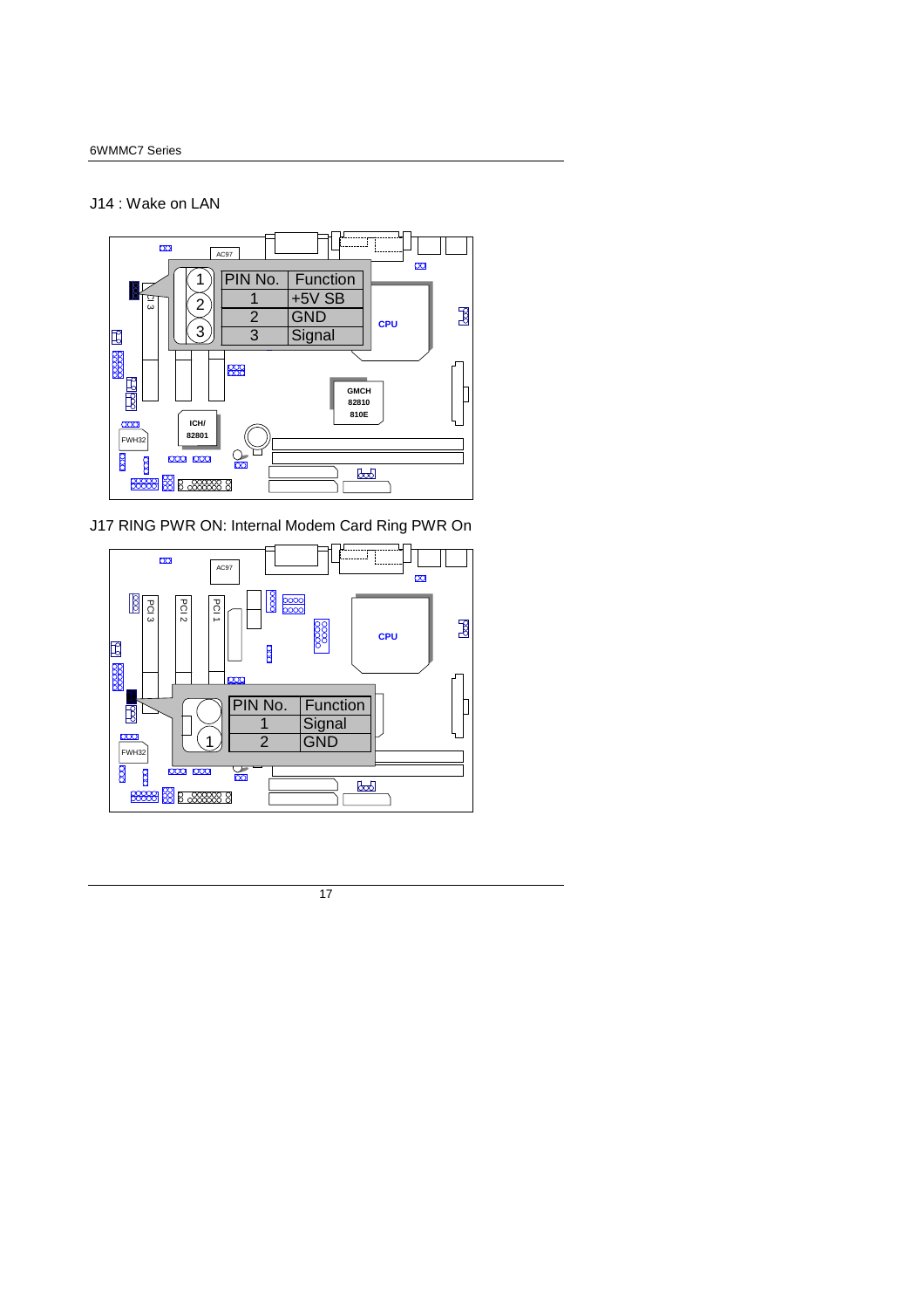## J14 : Wake on LAN

| PIN No. | Function |
|---|---|
| 1 | +5V SB |
| 2 | GND |
| 3 | Signal |

## J17 RING PWR ON: Internal Modem Card Ring PWR On

| PIN No. | Function |
|---|---|
| 1 | Signal |
| 2 | GND |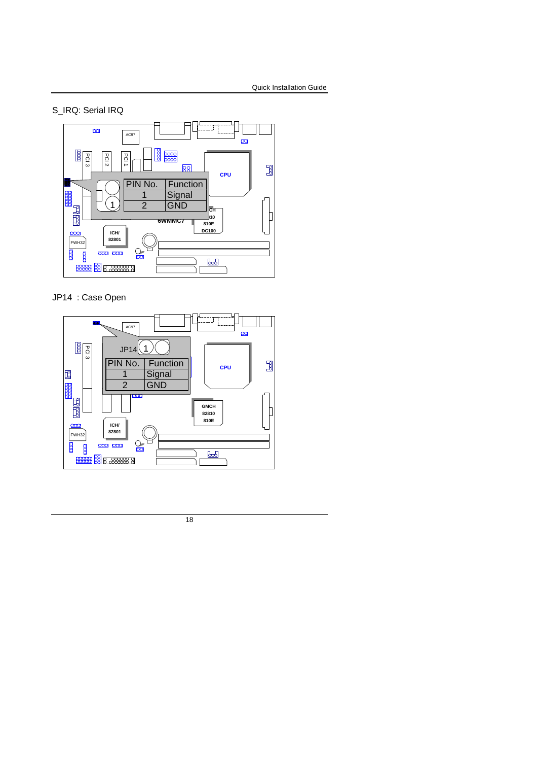S_IRQ: Serial IRQ

| PIN No. | Function |
| --- | --- |
| 1 | Signal |
| 2 | GND |

JP14 : Case Open

| PIN No. | Function |
| --- | --- |
| 1 | Signal |
| 2 | GND |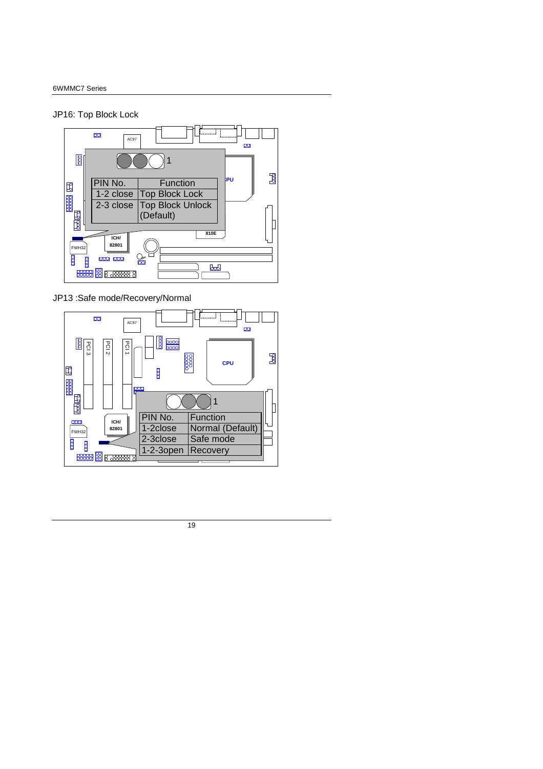## JP16: Top Block Lock

| PIN No. | Function |
|---|---|
| 1-2 close | Top Block Lock |
| 2-3 close | Top Block Unlock (Default) |

## JP13 :Safe mode/Recovery/Normal

| PIN No. | Function |
|---|---|
| 1-2close | Normal (Default) |
| 2-3close | Safe mode |
| 1-2-3open | Recovery |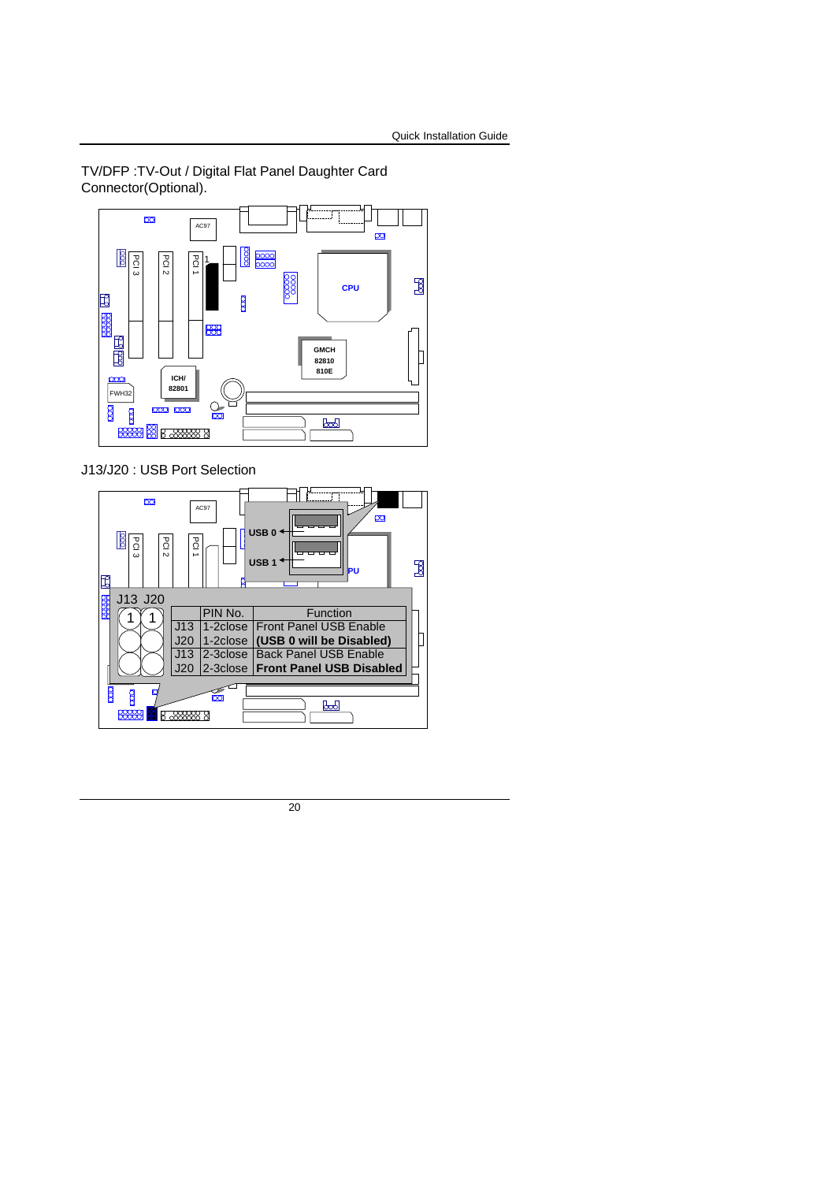TV/DFP :TV-Out / Digital Flat Panel Daughter Card Connector(Optional).

J13/J20 : USB Port Selection

| | PIN No. | Function |
|---|---|---|
| J13 | 1-2close | Front Panel USB Enable |
| J20 | 1-2close | **(USB 0 will be Disabled)** |
| J13 | 2-3close | Back Panel USB Enable |
| J20 | 2-3close | **Front Panel USB Disabled** |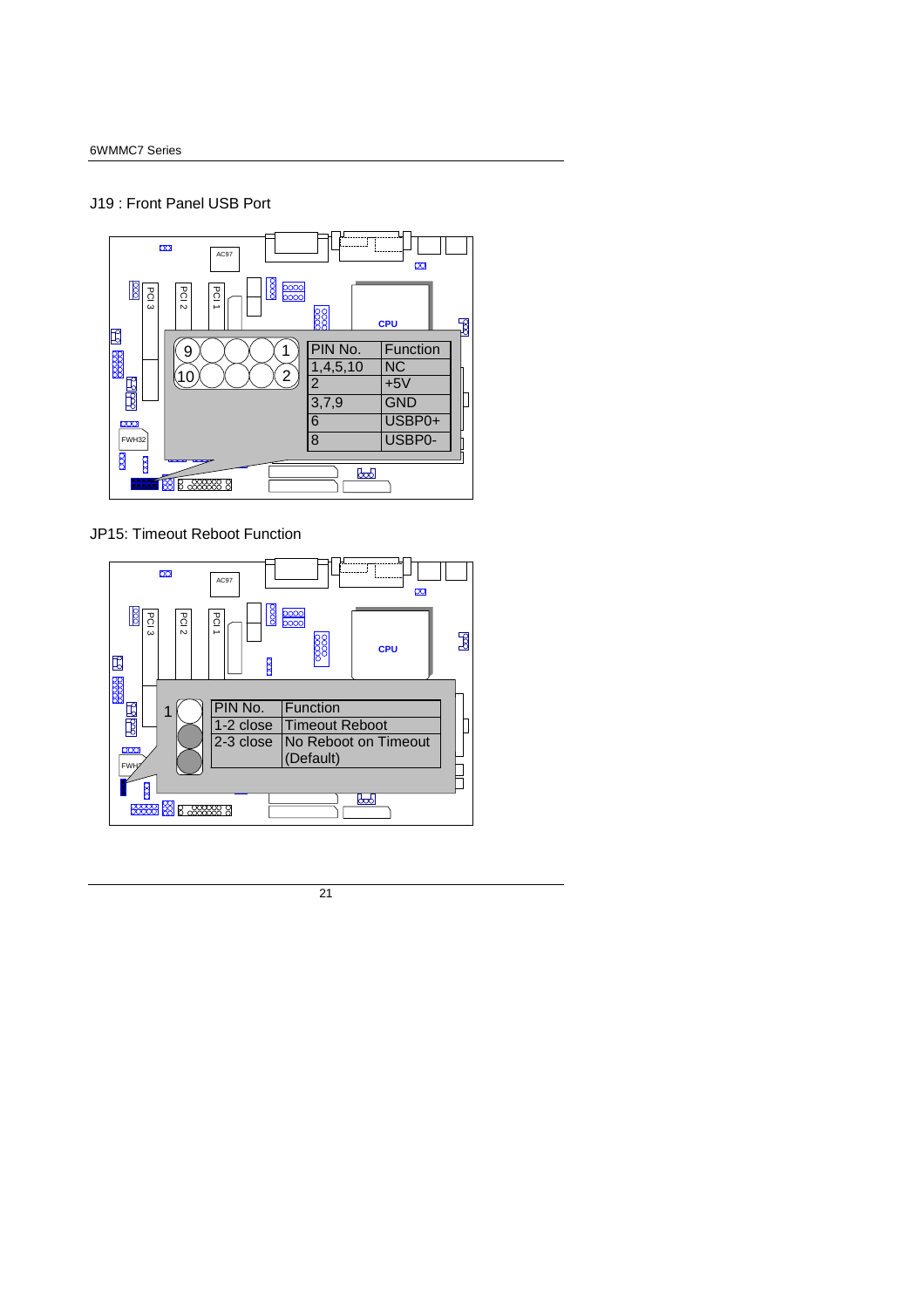## J19 : Front Panel USB Port

| PIN No. | Function |
|---|---|
| 1,4,5,10 | NC |
| 2 | +5V |
| 3,7,9 | GND |
| 6 | USBP0+ |
| 8 | USBP0- |

## JP15: Timeout Reboot Function

| PIN No. | Function |
|---|---|
| 1-2 close | Timeout Reboot |
| 2-3 close | No Reboot on Timeout (Default) |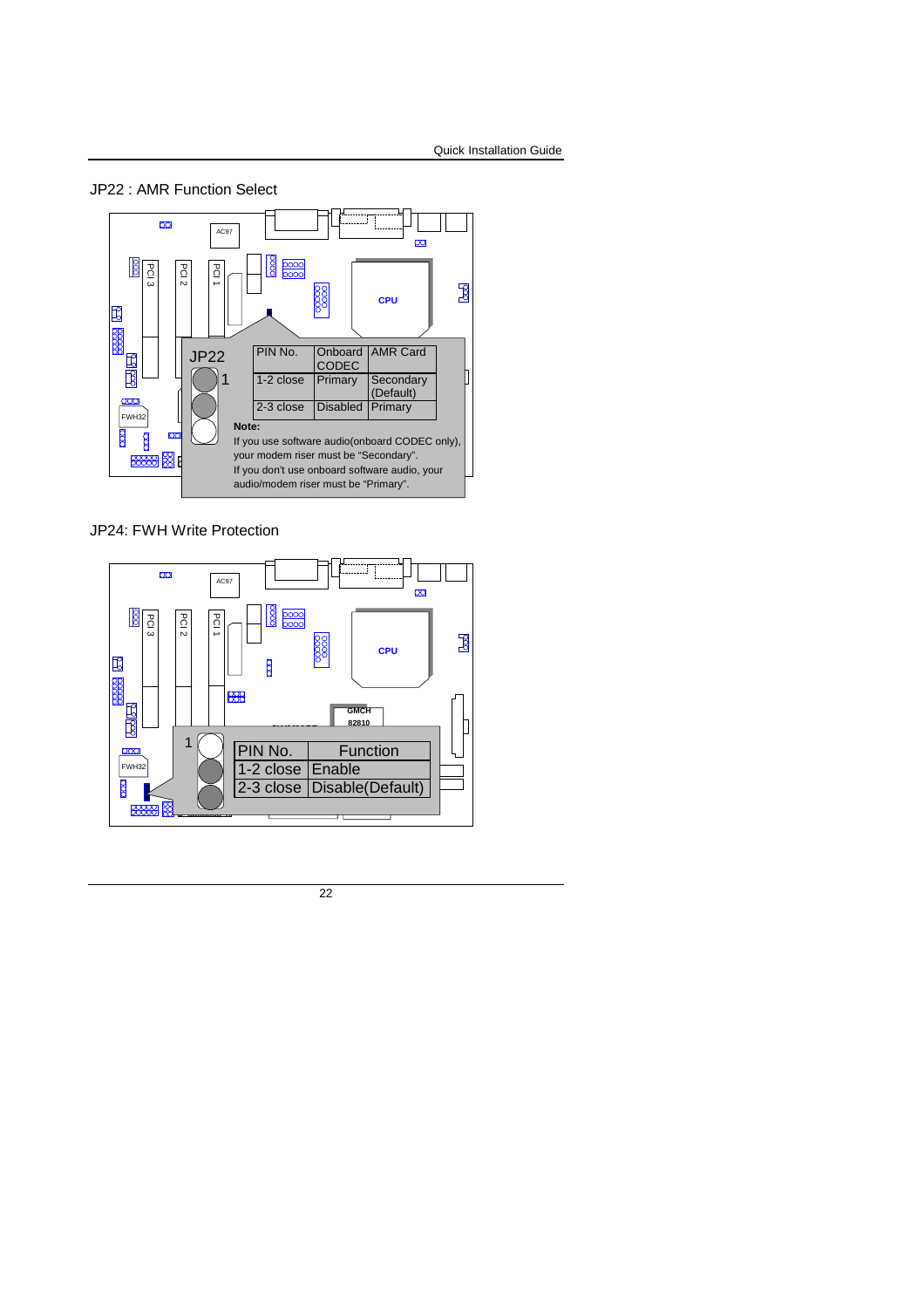## JP22 : AMR Function Select

| PIN No. | Onboard CODEC | AMR Card |
|---|---|---|
| 1-2 close | Primary | Secondary (Default) |
| 2-3 close | Disabled | Primary |

**Note:**

If you use software audio(onboard CODEC only), your modem riser must be "Secondary".

If you don't use onboard software audio, your audio/modem riser must be "Primary".

## JP24: FWH Write Protection

| PIN No. | Function |
|---|---|
| 1-2 close | Enable |
| 2-3 close | Disable(Default) |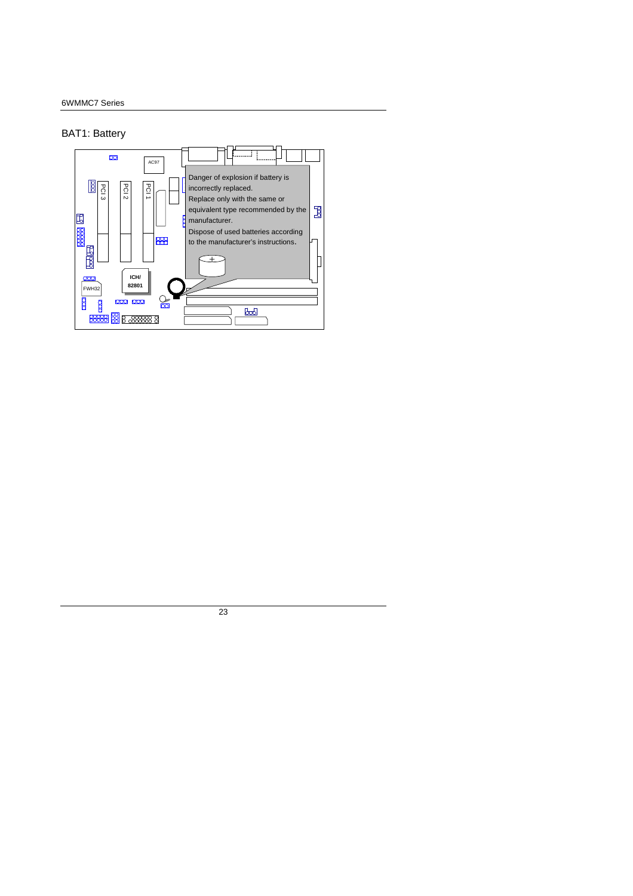## BAT1: Battery

Danger of explosion if battery is incorrectly replaced.

Replace only with the same or equivalent type recommended by the manufacturer.

Dispose of used batteries according to the manufacturer's instructions.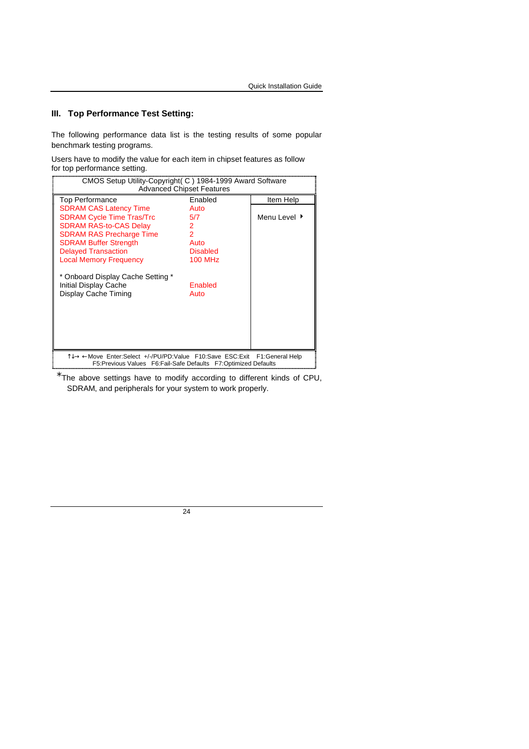## III. Top Performance Test Setting:

The following performance data list is the testing results of some popular benchmark testing programs.

Users have to modify the value for each item in chipset features as follow for top performance setting.

```
CMOS Setup Utility-Copyright( C ) 1984-1999 Award Software
Advanced Chipset Features

Top Performance                  Enabled        Item Help
SDRAM CAS Latency Time           Auto
SDRAM Cycle Time Tras/Trc        5/7            Menu Level ►
SDRAM RAS-to-CAS Delay           2
SDRAM RAS Precharge Time         2
SDRAM Buffer Strength            Auto
Delayed Transaction              Disabled
Local Memory Frequency           100 MHz

* Onboard Display Cache Setting *
Initial Display Cache            Enabled
Display Cache Timing             Auto

↑↓→ ←Move  Enter:Select  +/-/PU/PD:Value  F10:Save  ESC:Exit  F1:General Help
F5:Previous Values   F6:Fail-Safe Defaults   F7:Optimized Defaults
```

*The above settings have to modify according to different kinds of CPU, SDRAM, and peripherals for your system to work properly.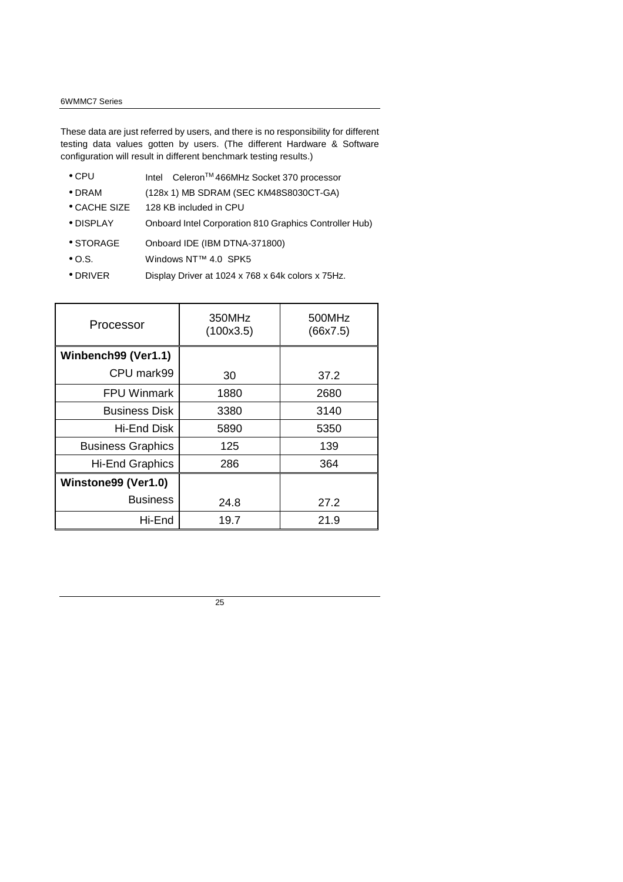These data are just referred by users, and there is no responsibility for different testing data values gotten by users. (The different Hardware & Software configuration will result in different benchmark testing results.)

- CPU Intel Celeron™ 466MHz Socket 370 processor
- DRAM (128x 1) MB SDRAM (SEC KM48S8030CT-GA)
- CACHE SIZE 128 KB included in CPU
- DISPLAY Onboard Intel Corporation 810 Graphics Controller Hub)
- STORAGE Onboard IDE (IBM DTNA-371800)
- O.S. Windows NT™ 4.0 SPK5
- DRIVER Display Driver at 1024 x 768 x 64k colors x 75Hz.

| Processor | 350MHz (100x3.5) | 500MHz (66x7.5) |
|---|---|---|
| **Winbench99 (Ver1.1)** | | |
| CPU mark99 | 30 | 37.2 |
| FPU Winmark | 1880 | 2680 |
| Business Disk | 3380 | 3140 |
| Hi-End Disk | 5890 | 5350 |
| Business Graphics | 125 | 139 |
| Hi-End Graphics | 286 | 364 |
| **Winstone99 (Ver1.0)** | | |
| Business | 24.8 | 27.2 |
| Hi-End | 19.7 | 21.9 |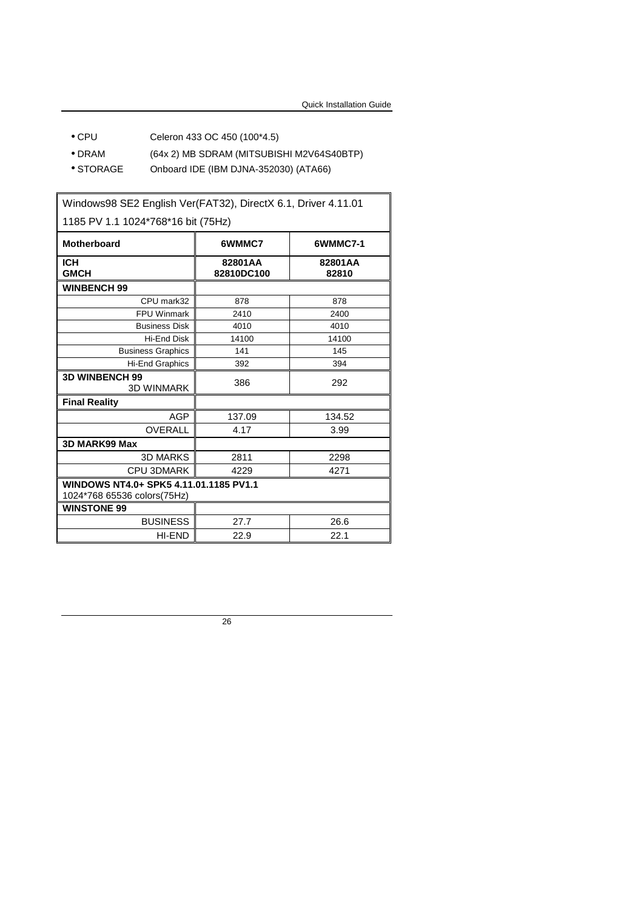- CPU	Celeron 433 OC 450 (100*4.5)
- DRAM	(64x 2) MB SDRAM (MITSUBISHI M2V64S40BTP)
- STORAGE	Onboard IDE (IBM DJNA-352030) (ATA66)

| Windows98 SE2 English Ver(FAT32), DirectX 6.1, Driver 4.11.01 1185 PV 1.1 1024*768*16 bit (75Hz) | | |
|---|---|---|
| **Motherboard** | **6WMMC7** | **6WMMC7-1** |
| **ICH**<br>**GMCH** | **82801AA**<br>**82810DC100** | **82801AA**<br>**82810** |
| **WINBENCH 99** | | |
| CPU mark32 | 878 | 878 |
| FPU Winmark | 2410 | 2400 |
| Business Disk | 4010 | 4010 |
| Hi-End Disk | 14100 | 14100 |
| Business Graphics | 141 | 145 |
| Hi-End Graphics | 392 | 394 |
| **3D WINBENCH 99**<br>3D WINMARK | 386 | 292 |
| **Final Reality** | | |
| AGP | 137.09 | 134.52 |
| OVERALL | 4.17 | 3.99 |
| **3D MARK99 Max** | | |
| 3D MARKS | 2811 | 2298 |
| CPU 3DMARK | 4229 | 4271 |
| **WINDOWS NT4.0+ SPK5 4.11.01.1185 PV1.1**<br>1024*768 65536 colors(75Hz) | | |
| **WINSTONE 99** | | |
| BUSINESS | 27.7 | 26.6 |
| HI-END | 22.9 | 22.1 |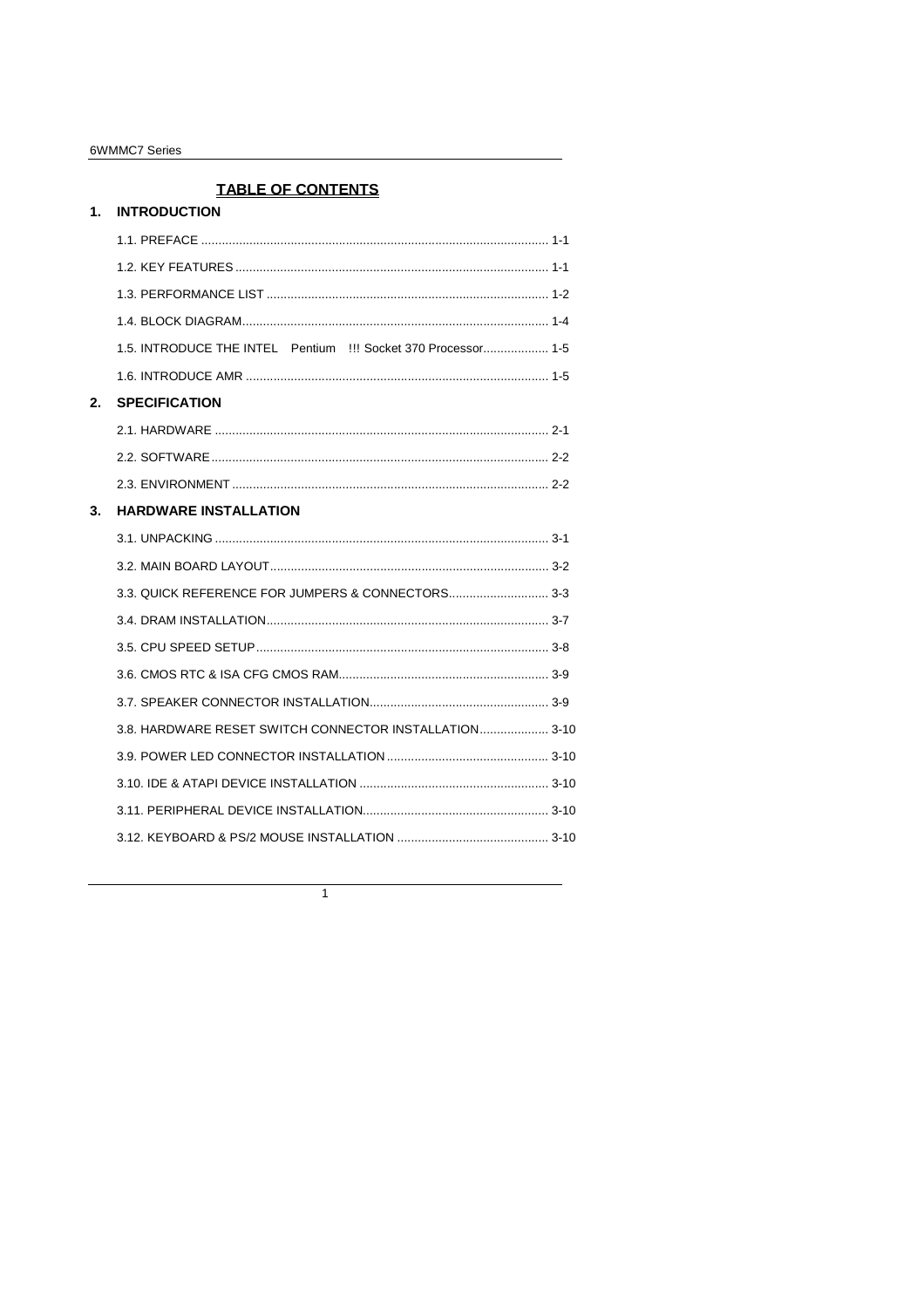# TABLE OF CONTENTS

## 1. INTRODUCTION

1.1. PREFACE .................................................................................................... 1-1

1.2. KEY FEATURES .......................................................................................... 1-1

1.3. PERFORMANCE LIST ................................................................................. 1-2

1.4. BLOCK DIAGRAM........................................................................................ 1-4

1.5. INTRODUCE THE INTEL Pentium !!! Socket 370 Processor................... 1-5

1.6. INTRODUCE AMR ....................................................................................... 1-5

## 2. SPECIFICATION

2.1. HARDWARE ................................................................................................ 2-1

2.2. SOFTWARE ................................................................................................. 2-2

2.3. ENVIRONMENT ........................................................................................... 2-2

## 3. HARDWARE INSTALLATION

3.1. UNPACKING ................................................................................................ 3-1

3.2. MAIN BOARD LAYOUT................................................................................ 3-2

3.3. QUICK REFERENCE FOR JUMPERS & CONNECTORS............................. 3-3

3.4. DRAM INSTALLATION................................................................................. 3-7

3.5. CPU SPEED SETUP.................................................................................... 3-8

3.6. CMOS RTC & ISA CFG CMOS RAM............................................................ 3-9

3.7. SPEAKER CONNECTOR INSTALLATION................................................... 3-9

3.8. HARDWARE RESET SWITCH CONNECTOR INSTALLATION.................... 3-10

3.9. POWER LED CONNECTOR INSTALLATION .............................................. 3-10

3.10. IDE & ATAPI DEVICE INSTALLATION ....................................................... 3-10

3.11. PERIPHERAL DEVICE INSTALLATION...................................................... 3-10

3.12. KEYBOARD & PS/2 MOUSE INSTALLATION ............................................ 3-10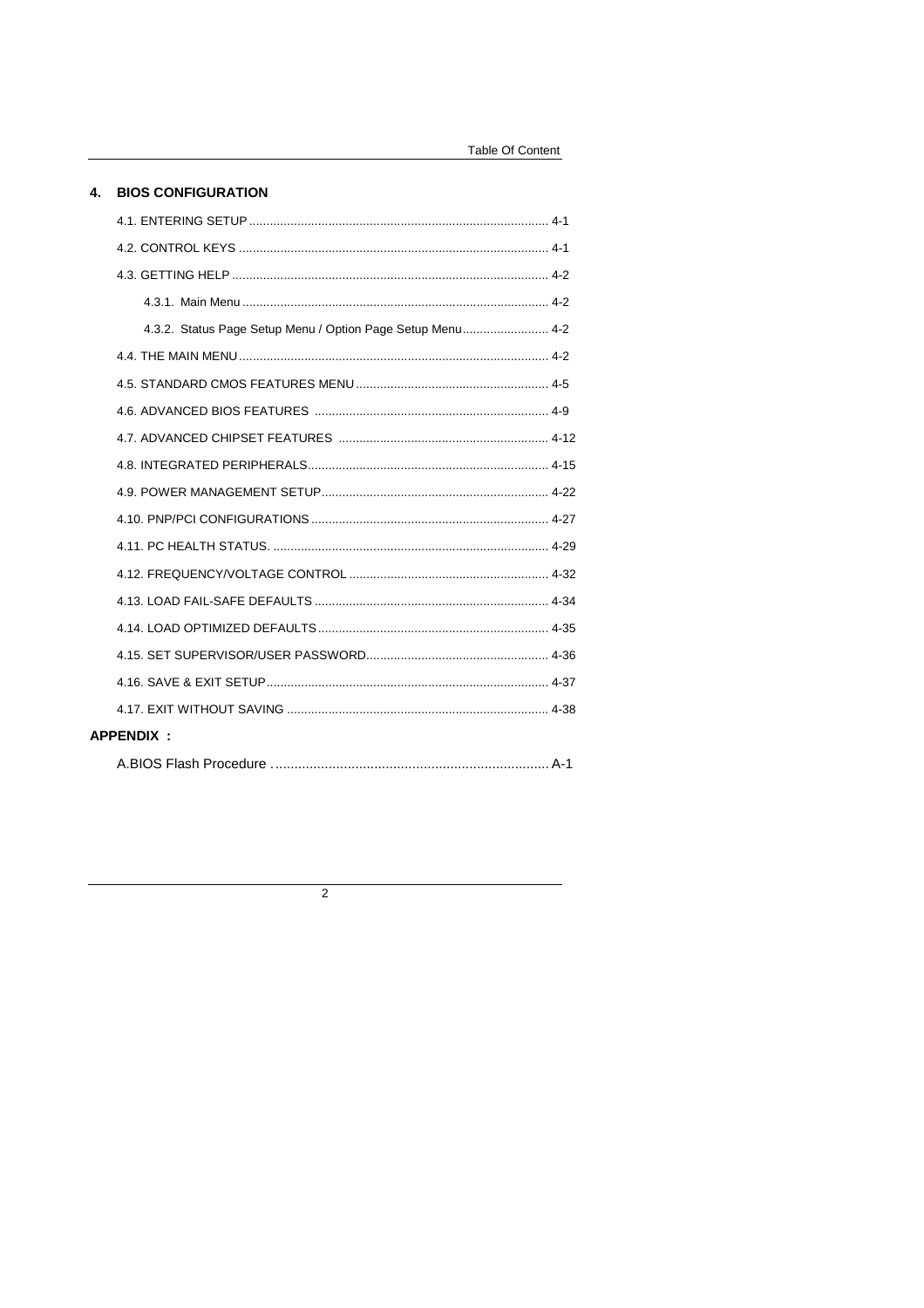## 4. BIOS CONFIGURATION

- 4.1. ENTERING SETUP ........................................................................................ 4-1
- 4.2. CONTROL KEYS ........................................................................................ 4-1
- 4.3. GETTING HELP ........................................................................................ 4-2
  - 4.3.1. Main Menu ........................................................................................ 4-2
  - 4.3.2. Status Page Setup Menu / Option Page Setup Menu ......................... 4-2
- 4.4. THE MAIN MENU ........................................................................................ 4-2
- 4.5. STANDARD CMOS FEATURES MENU ........................................................ 4-5
- 4.6. ADVANCED BIOS FEATURES ..................................................................... 4-9
- 4.7. ADVANCED CHIPSET FEATURES ............................................................. 4-12
- 4.8. INTEGRATED PERIPHERALS ..................................................................... 4-15
- 4.9. POWER MANAGEMENT SETUP .................................................................. 4-22
- 4.10. PNP/PCI CONFIGURATIONS ..................................................................... 4-27
- 4.11. PC HEALTH STATUS. ................................................................................ 4-29
- 4.12. FREQUENCY/VOLTAGE CONTROL .......................................................... 4-32
- 4.13. LOAD FAIL-SAFE DEFAULTS .................................................................... 4-34
- 4.14. LOAD OPTIMIZED DEFAULTS ................................................................... 4-35
- 4.15. SET SUPERVISOR/USER PASSWORD ..................................................... 4-36
- 4.16. SAVE & EXIT SETUP ................................................................................. 4-37
- 4.17. EXIT WITHOUT SAVING ............................................................................ 4-38

## APPENDIX :

- A.BIOS Flash Procedure ........................................................................ A-1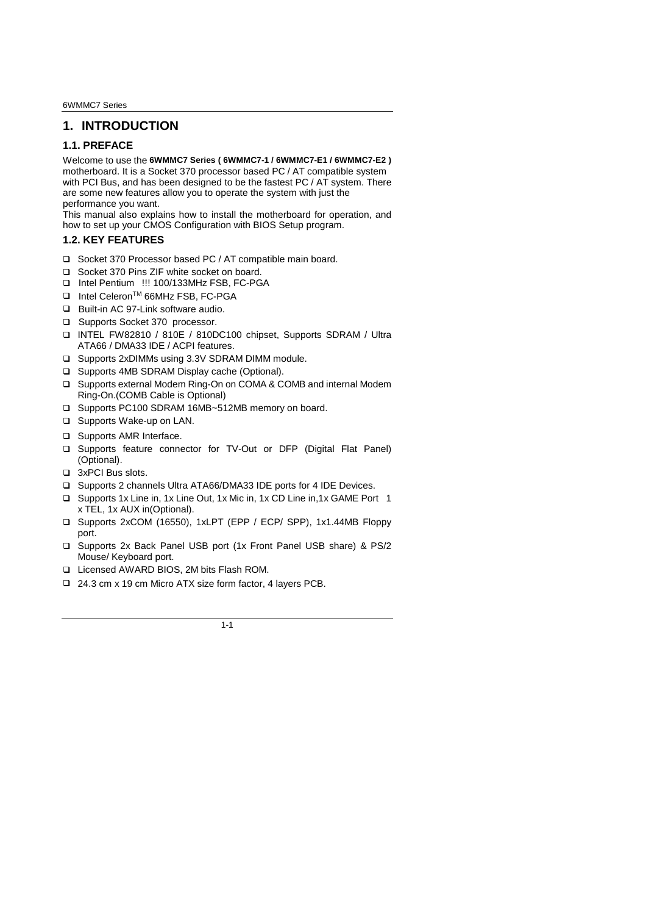# 1. INTRODUCTION

## 1.1. PREFACE

Welcome to use the **6WMMC7 Series ( 6WMMC7-1 / 6WMMC7-E1 / 6WMMC7-E2 )** motherboard. It is a Socket 370 processor based PC / AT compatible system with PCI Bus, and has been designed to be the fastest PC / AT system. There are some new features allow you to operate the system with just the performance you want.

This manual also explains how to install the motherboard for operation, and how to set up your CMOS Configuration with BIOS Setup program.

## 1.2. KEY FEATURES

- Socket 370 Processor based PC / AT compatible main board.
- Socket 370 Pins ZIF white socket on board.
- Intel Pentium !!! 100/133MHz FSB, FC-PGA
- Intel Celeron™ 66MHz FSB, FC-PGA
- Built-in AC 97-Link software audio.
- Supports Socket 370 processor.
- INTEL FW82810 / 810E / 810DC100 chipset, Supports SDRAM / Ultra ATA66 / DMA33 IDE / ACPI features.
- Supports 2xDIMMs using 3.3V SDRAM DIMM module.
- Supports 4MB SDRAM Display cache (Optional).
- Supports external Modem Ring-On on COMA & COMB and internal Modem Ring-On.(COMB Cable is Optional)
- Supports PC100 SDRAM 16MB~512MB memory on board.
- Supports Wake-up on LAN.
- Supports AMR Interface.
- Supports feature connector for TV-Out or DFP (Digital Flat Panel) (Optional).
- 3xPCI Bus slots.
- Supports 2 channels Ultra ATA66/DMA33 IDE ports for 4 IDE Devices.
- Supports 1x Line in, 1x Line Out, 1x Mic in, 1x CD Line in,1x GAME Port 1 x TEL, 1x AUX in(Optional).
- Supports 2xCOM (16550), 1xLPT (EPP / ECP/ SPP), 1x1.44MB Floppy port.
- Supports 2x Back Panel USB port (1x Front Panel USB share) & PS/2 Mouse/ Keyboard port.
- Licensed AWARD BIOS, 2M bits Flash ROM.
- 24.3 cm x 19 cm Micro ATX size form factor, 4 layers PCB.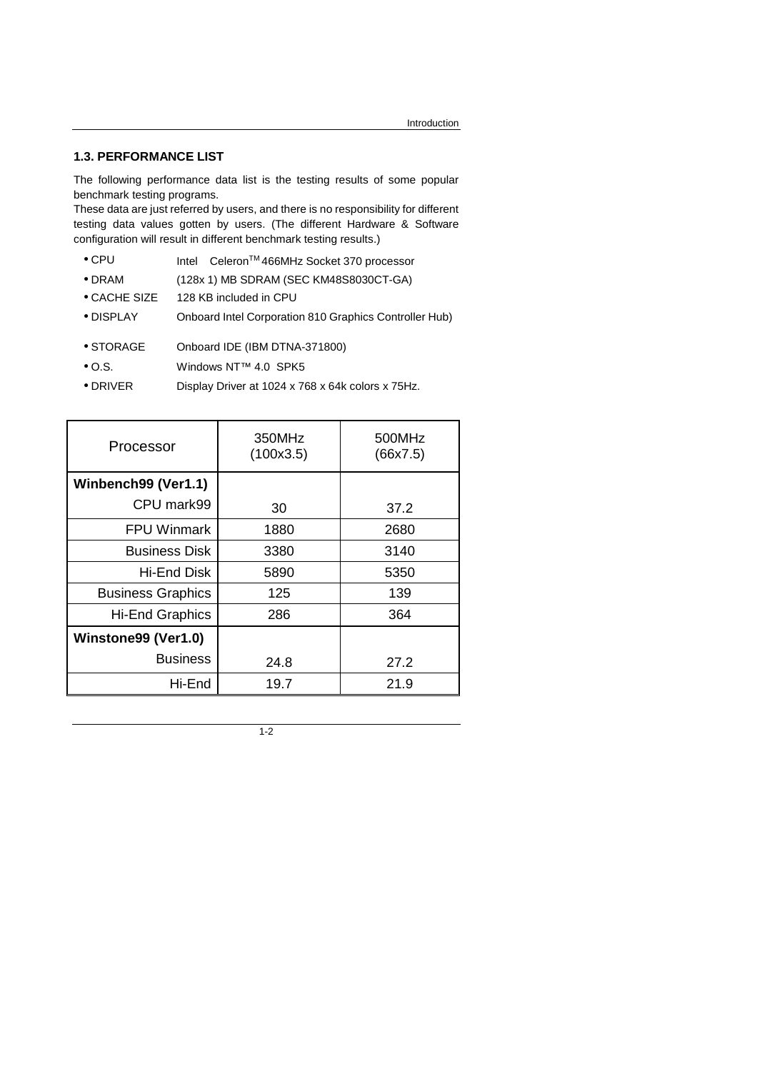## 1.3. PERFORMANCE LIST

The following performance data list is the testing results of some popular benchmark testing programs.
These data are just referred by users, and there is no responsibility for different testing data values gotten by users. (The different Hardware & Software configuration will result in different benchmark testing results.)

- CPU  Intel Celeron™ 466MHz Socket 370 processor
- DRAM  (128x 1) MB SDRAM (SEC KM48S8030CT-GA)
- CACHE SIZE  128 KB included in CPU
- DISPLAY  Onboard Intel Corporation 810 Graphics Controller Hub)
- STORAGE  Onboard IDE (IBM DTNA-371800)
- O.S.  Windows NT™ 4.0 SPK5
- DRIVER  Display Driver at 1024 x 768 x 64k colors x 75Hz.

| Processor | 350MHz (100x3.5) | 500MHz (66x7.5) |
|---|---|---|
| **Winbench99 (Ver1.1)** | | |
| CPU mark99 | 30 | 37.2 |
| FPU Winmark | 1880 | 2680 |
| Business Disk | 3380 | 3140 |
| Hi-End Disk | 5890 | 5350 |
| Business Graphics | 125 | 139 |
| Hi-End Graphics | 286 | 364 |
| **Winstone99 (Ver1.0)** | | |
| Business | 24.8 | 27.2 |
| Hi-End | 19.7 | 21.9 |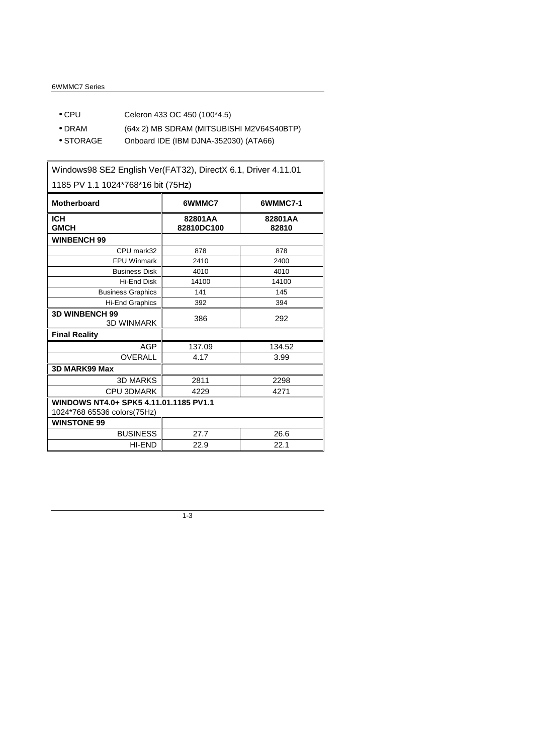- CPU Celeron 433 OC 450 (100*4.5)
- DRAM (64x 2) MB SDRAM (MITSUBISHI M2V64S40BTP)
- STORAGE Onboard IDE (IBM DJNA-352030) (ATA66)

| Windows98 SE2 English Ver(FAT32), DirectX 6.1, Driver 4.11.01 1185 PV 1.1 1024*768*16 bit (75Hz) | | |
|---|---|---|
| **Motherboard** | **6WMMC7** | **6WMMC7-1** |
| **ICH**<br>**GMCH** | **82801AA**<br>**82810DC100** | **82801AA**<br>**82810** |
| **WINBENCH 99** | | |
| CPU mark32 | 878 | 878 |
| FPU Winmark | 2410 | 2400 |
| Business Disk | 4010 | 4010 |
| Hi-End Disk | 14100 | 14100 |
| Business Graphics | 141 | 145 |
| Hi-End Graphics | 392 | 394 |
| **3D WINBENCH 99**<br>3D WINMARK | 386 | 292 |
| **Final Reality** | | |
| AGP | 137.09 | 134.52 |
| OVERALL | 4.17 | 3.99 |
| **3D MARK99 Max** | | |
| 3D MARKS | 2811 | 2298 |
| CPU 3DMARK | 4229 | 4271 |
| **WINDOWS NT4.0+ SPK5 4.11.01.1185 PV1.1**<br>1024*768 65536 colors(75Hz) | | |
| **WINSTONE 99** | | |
| BUSINESS | 27.7 | 26.6 |
| HI-END | 22.9 | 22.1 |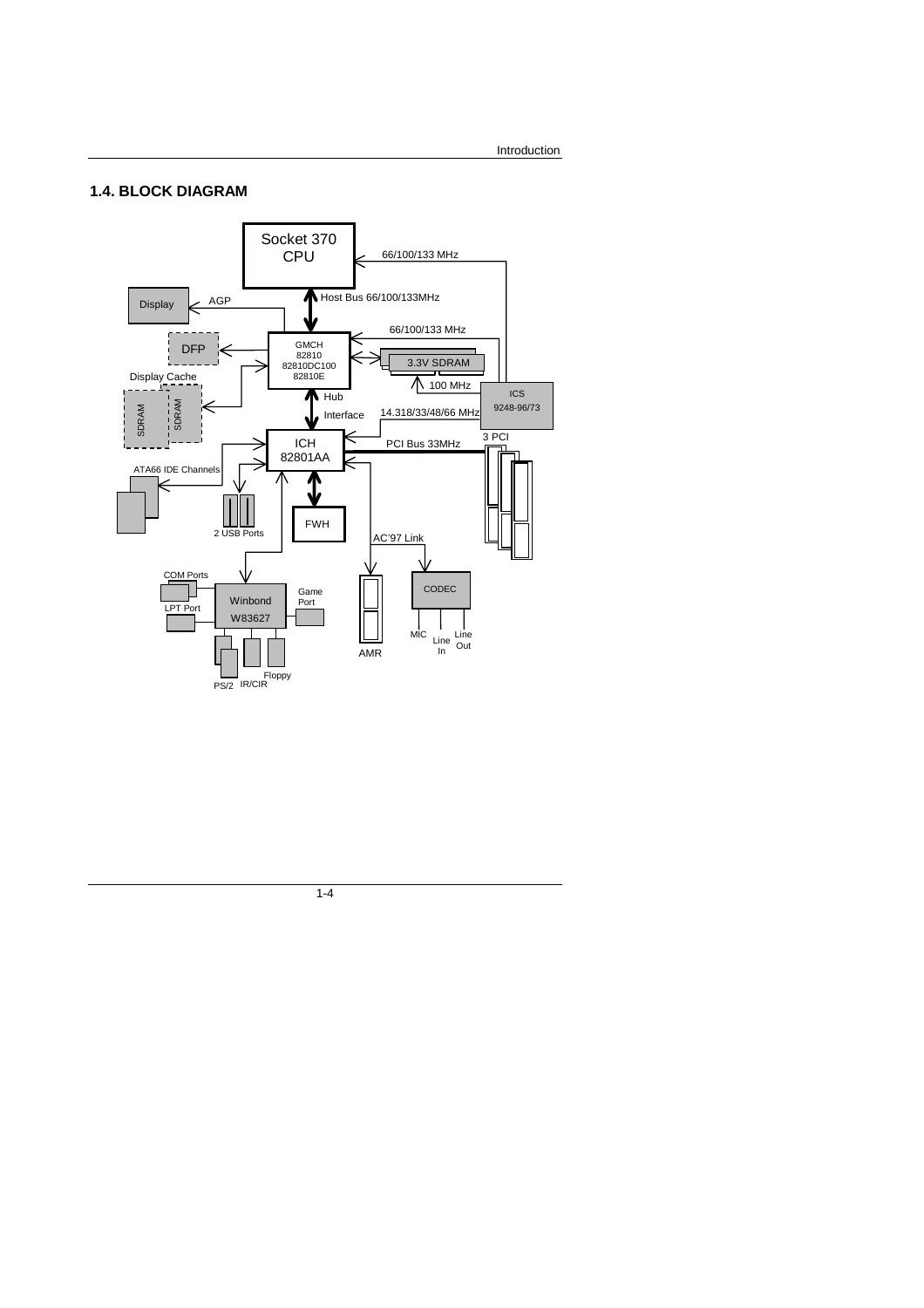## 1.4. BLOCK DIAGRAM

Socket 370 CPU

66/100/133 MHz

Host Bus 66/100/133MHz

Display

AGP

66/100/133 MHz

DFP

GMCH 82810 82810DC100 82810E

3.3V SDRAM

Display Cache

100 MHz

ICS 9248-96/73

SDRAM SDRAM

Hub Interface

14.318/33/48/66 MHz

3 PCI

ICH 82801AA

PCI Bus 33MHz

ATA66 IDE Channels

FWH

2 USB Ports

AC'97 Link

COM Ports

Game Port

CODEC

Winbond W83627

LPT Port

MIC Line In Line Out

AMR

PS/2 IR/CIR Floppy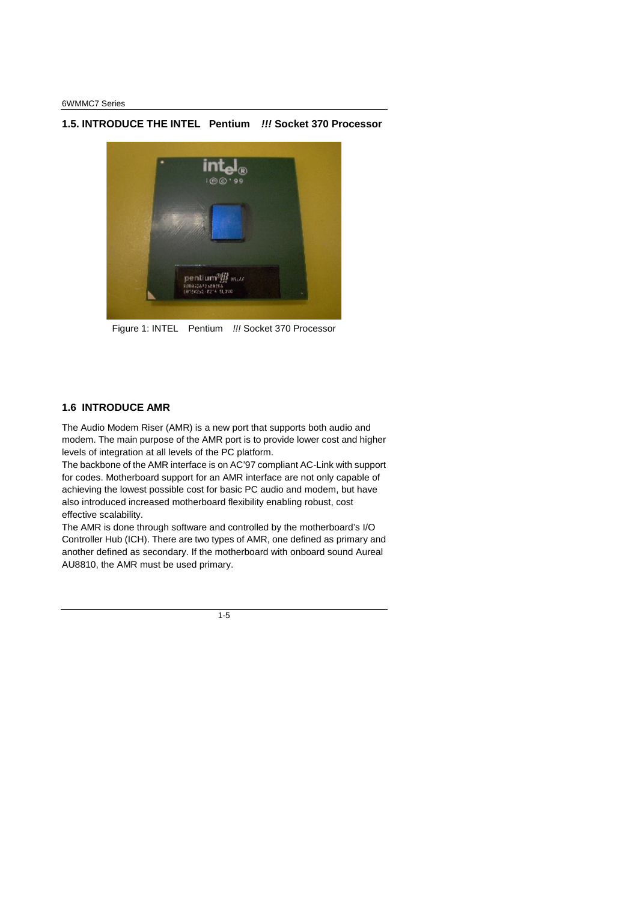## 1.5. INTRODUCE THE INTEL Pentium *!!!* Socket 370 Processor

Figure 1: INTEL Pentium *!!!* Socket 370 Processor

## 1.6 INTRODUCE AMR

The Audio Modem Riser (AMR) is a new port that supports both audio and modem. The main purpose of the AMR port is to provide lower cost and higher levels of integration at all levels of the PC platform.

The backbone of the AMR interface is on AC'97 compliant AC-Link with support for codes. Motherboard support for an AMR interface are not only capable of achieving the lowest possible cost for basic PC audio and modem, but have also introduced increased motherboard flexibility enabling robust, cost effective scalability.

The AMR is done through software and controlled by the motherboard's I/O Controller Hub (ICH). There are two types of AMR, one defined as primary and another defined as secondary. If the motherboard with onboard sound Aureal AU8810, the AMR must be used primary.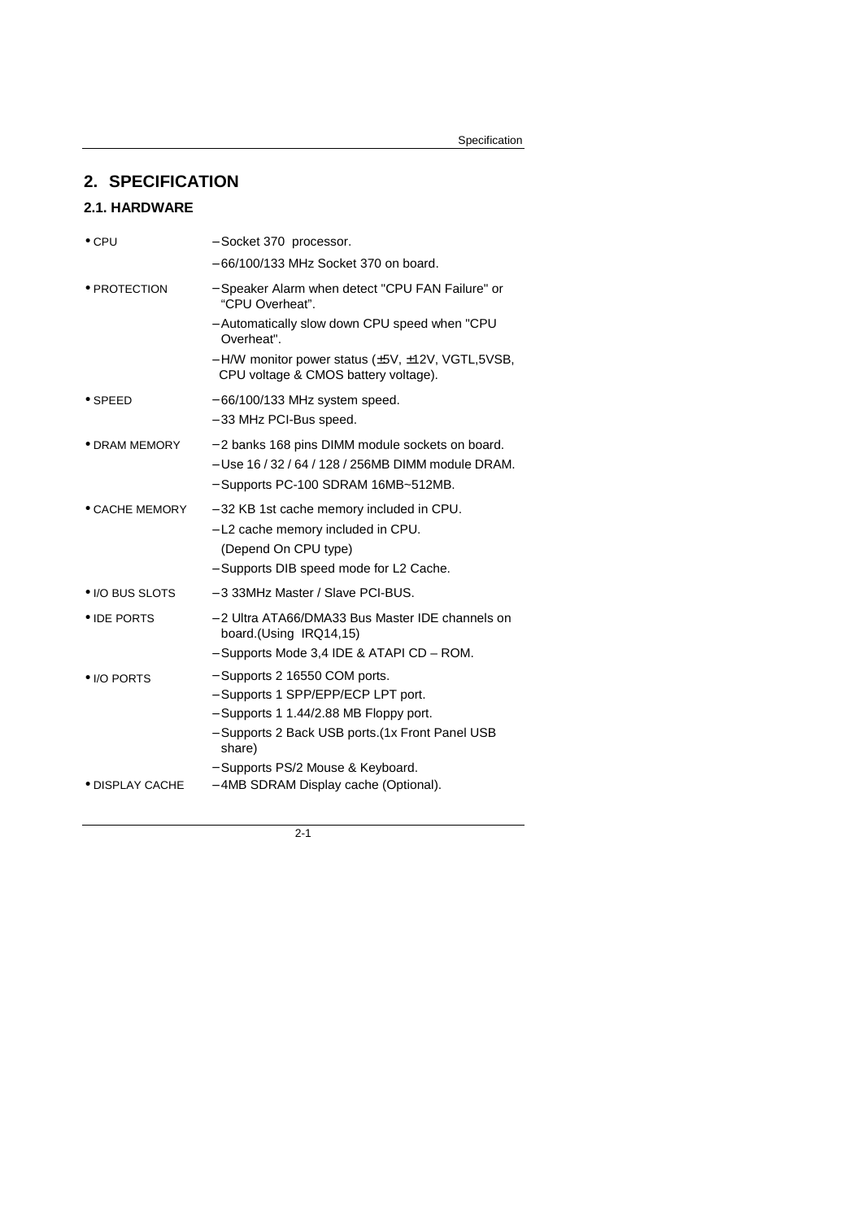# 2. SPECIFICATION

## 2.1. HARDWARE

| | |
|---|---|
| • CPU | – Socket 370 processor.<br>– 66/100/133 MHz Socket 370 on board. |
| • PROTECTION | – Speaker Alarm when detect "CPU FAN Failure" or "CPU Overheat".<br>– Automatically slow down CPU speed when "CPU Overheat".<br>– H/W monitor power status (±5V, ±12V, VGTL,5VSB, CPU voltage & CMOS battery voltage). |
| • SPEED | – 66/100/133 MHz system speed.<br>– 33 MHz PCI-Bus speed. |
| • DRAM MEMORY | – 2 banks 168 pins DIMM module sockets on board.<br>– Use 16 / 32 / 64 / 128 / 256MB DIMM module DRAM.<br>– Supports PC-100 SDRAM 16MB~512MB. |
| • CACHE MEMORY | – 32 KB 1st cache memory included in CPU.<br>– L2 cache memory included in CPU.<br>(Depend On CPU type)<br>– Supports DIB speed mode for L2 Cache. |
| • I/O BUS SLOTS | – 3 33MHz Master / Slave PCI-BUS. |
| • IDE PORTS | – 2 Ultra ATA66/DMA33 Bus Master IDE channels on board.(Using IRQ14,15)<br>– Supports Mode 3,4 IDE & ATAPI CD – ROM. |
| • I/O PORTS | – Supports 2 16550 COM ports.<br>– Supports 1 SPP/EPP/ECP LPT port.<br>– Supports 1 1.44/2.88 MB Floppy port.<br>– Supports 2 Back USB ports.(1x Front Panel USB share)<br>– Supports PS/2 Mouse & Keyboard. |
| • DISPLAY CACHE | – 4MB SDRAM Display cache (Optional). |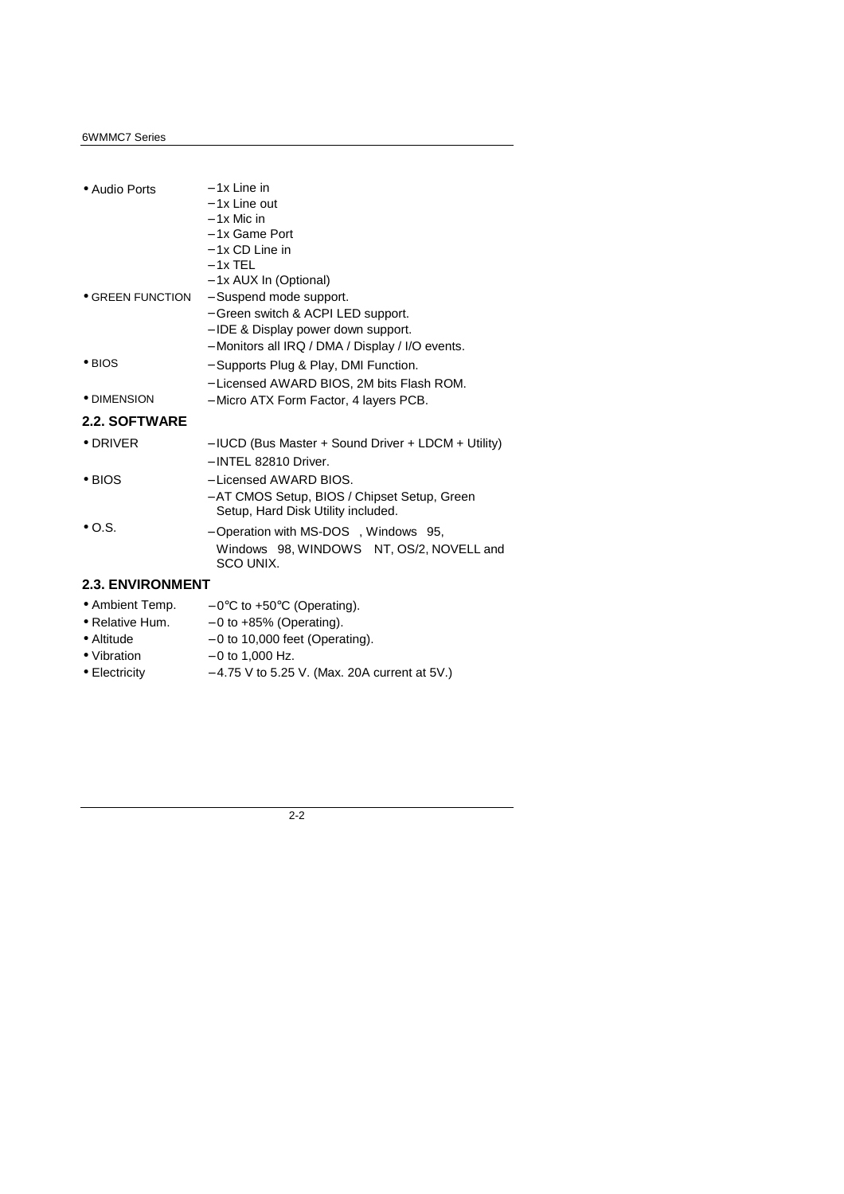| | |
|---|---|
| • Audio Ports | – 1x Line in<br>– 1x Line out<br>– 1x Mic in<br>– 1x Game Port<br>– 1x CD Line in<br>– 1x TEL<br>– 1x AUX In (Optional) |
| • GREEN FUNCTION | – Suspend mode support.<br>– Green switch & ACPI LED support.<br>– IDE & Display power down support.<br>– Monitors all IRQ / DMA / Display / I/O events. |
| • BIOS | – Supports Plug & Play, DMI Function.<br>– Licensed AWARD BIOS, 2M bits Flash ROM. |
| • DIMENSION | – Micro ATX Form Factor, 4 layers PCB. |

## 2.2. SOFTWARE

| | |
|---|---|
| • DRIVER | – IUCD (Bus Master + Sound Driver + LDCM + Utility)<br>– INTEL 82810 Driver. |
| • BIOS | – Licensed AWARD BIOS.<br>– AT CMOS Setup, BIOS / Chipset Setup, Green Setup, Hard Disk Utility included. |
| • O.S. | – Operation with MS-DOS , Windows 95, Windows 98, WINDOWS NT, OS/2, NOVELL and SCO UNIX. |

## 2.3. ENVIRONMENT

| | |
|---|---|
| • Ambient Temp. | – 0°C to +50°C (Operating). |
| • Relative Hum. | – 0 to +85% (Operating). |
| • Altitude | – 0 to 10,000 feet (Operating). |
| • Vibration | – 0 to 1,000 Hz. |
| • Electricity | – 4.75 V to 5.25 V. (Max. 20A current at 5V.) |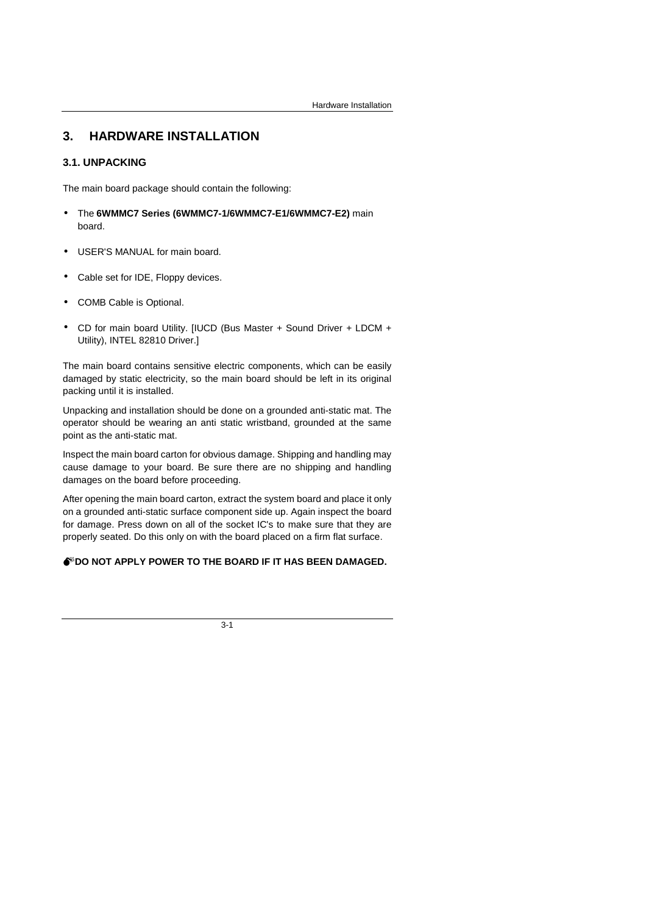# 3. HARDWARE INSTALLATION

## 3.1. UNPACKING

The main board package should contain the following:

- The **6WMMC7 Series (6WMMC7-1/6WMMC7-E1/6WMMC7-E2)** main board.
- USER'S MANUAL for main board.
- Cable set for IDE, Floppy devices.
- COMB Cable is Optional.
- CD for main board Utility. [IUCD (Bus Master + Sound Driver + LDCM + Utility), INTEL 82810 Driver.]

The main board contains sensitive electric components, which can be easily damaged by static electricity, so the main board should be left in its original packing until it is installed.

Unpacking and installation should be done on a grounded anti-static mat. The operator should be wearing an anti static wristband, grounded at the same point as the anti-static mat.

Inspect the main board carton for obvious damage. Shipping and handling may cause damage to your board. Be sure there are no shipping and handling damages on the board before proceeding.

After opening the main board carton, extract the system board and place it only on a grounded anti-static surface component side up. Again inspect the board for damage. Press down on all of the socket IC's to make sure that they are properly seated. Do this only on with the board placed on a firm flat surface.

**DO NOT APPLY POWER TO THE BOARD IF IT HAS BEEN DAMAGED.**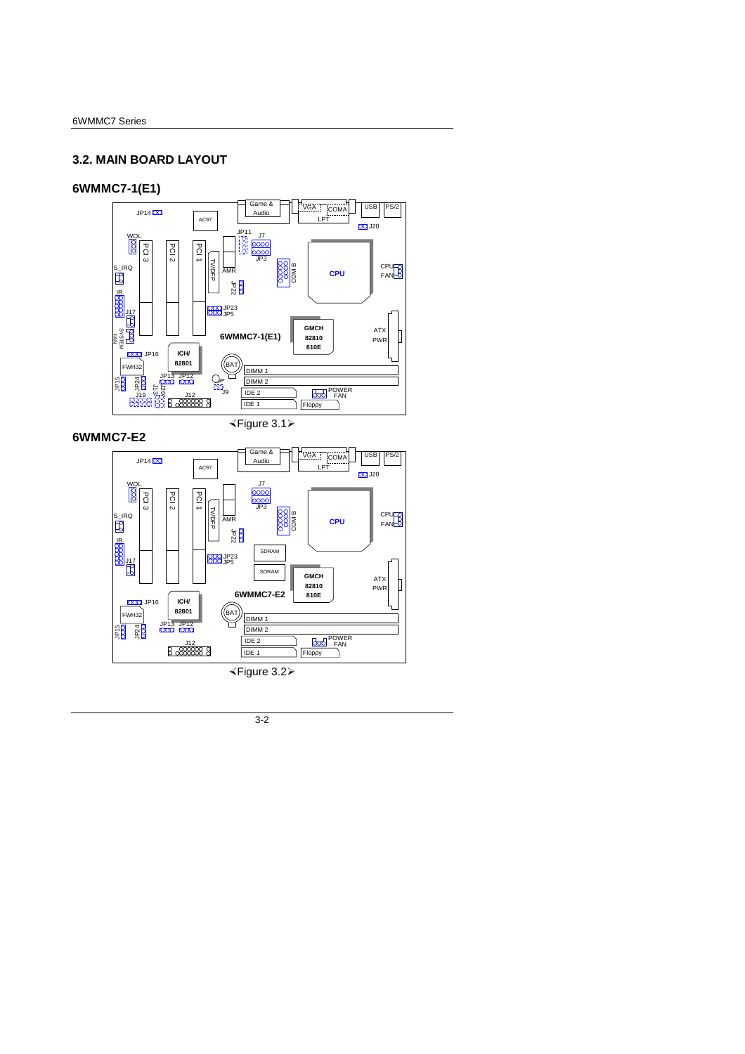## 3.2. MAIN BOARD LAYOUT

### 6WMMC7-1(E1)

≺Figure 3.1≻

### 6WMMC7-E2

≺Figure 3.2≻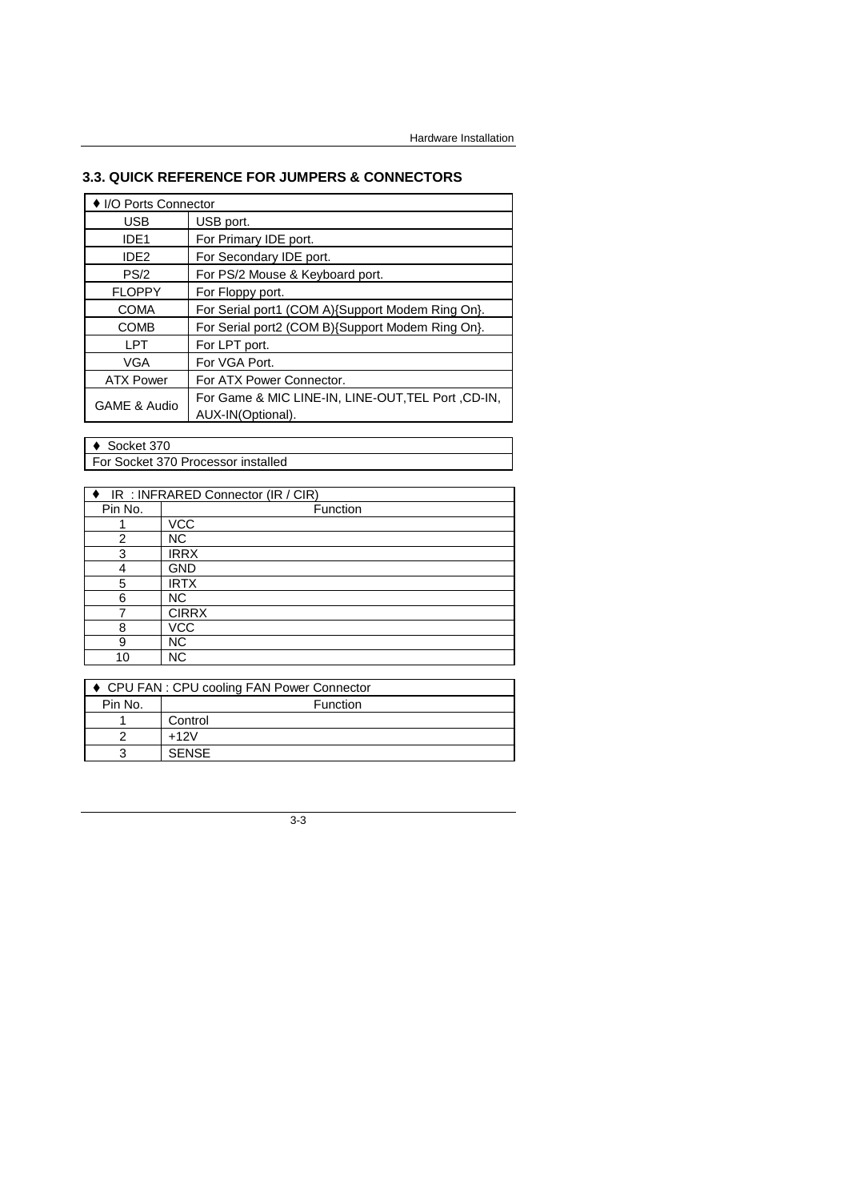## 3.3. QUICK REFERENCE FOR JUMPERS & CONNECTORS

| ♦ I/O Ports Connector | |
|---|---|
| USB | USB port. |
| IDE1 | For Primary IDE port. |
| IDE2 | For Secondary IDE port. |
| PS/2 | For PS/2 Mouse & Keyboard port. |
| FLOPPY | For Floppy port. |
| COMA | For Serial port1 (COM A){Support Modem Ring On}. |
| COMB | For Serial port2 (COM B){Support Modem Ring On}. |
| LPT | For LPT port. |
| VGA | For VGA Port. |
| ATX Power | For ATX Power Connector. |
| GAME & Audio | For Game & MIC LINE-IN, LINE-OUT,TEL Port ,CD-IN, AUX-IN(Optional). |

| ♦ Socket 370 |
|---|
| For Socket 370 Processor installed |

| ♦ IR : INFRARED Connector (IR / CIR) | |
|---|---|
| Pin No. | Function |
| 1 | VCC |
| 2 | NC |
| 3 | IRRX |
| 4 | GND |
| 5 | IRTX |
| 6 | NC |
| 7 | CIRRX |
| 8 | VCC |
| 9 | NC |
| 10 | NC |

| ♦ CPU FAN : CPU cooling FAN Power Connector | |
|---|---|
| Pin No. | Function |
| 1 | Control |
| 2 | +12V |
| 3 | SENSE |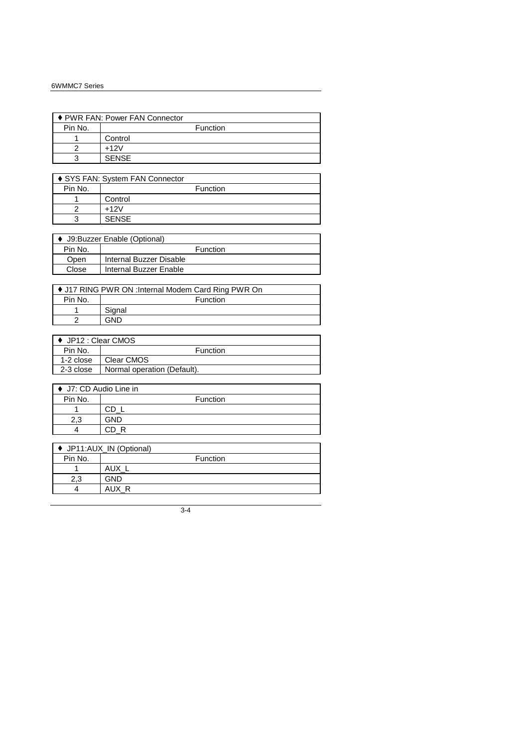| ♦ PWR FAN: Power FAN Connector | |
|---|---|
| Pin No. | Function |
| 1 | Control |
| 2 | +12V |
| 3 | SENSE |

| ♦ SYS FAN: System FAN Connector | |
|---|---|
| Pin No. | Function |
| 1 | Control |
| 2 | +12V |
| 3 | SENSE |

| ♦ J9:Buzzer Enable (Optional) | |
|---|---|
| Pin No. | Function |
| Open | Internal Buzzer Disable |
| Close | Internal Buzzer Enable |

| ♦ J17 RING PWR ON :Internal Modem Card Ring PWR On | |
|---|---|
| Pin No. | Function |
| 1 | Signal |
| 2 | GND |

| ♦ JP12 : Clear CMOS | |
|---|---|
| Pin No. | Function |
| 1-2 close | Clear CMOS |
| 2-3 close | Normal operation (Default). |

| ♦ J7: CD Audio Line in | |
|---|---|
| Pin No. | Function |
| 1 | CD_L |
| 2,3 | GND |
| 4 | CD_R |

| ♦ JP11:AUX_IN (Optional) | |
|---|---|
| Pin No. | Function |
| 1 | AUX_L |
| 2,3 | GND |
| 4 | AUX_R |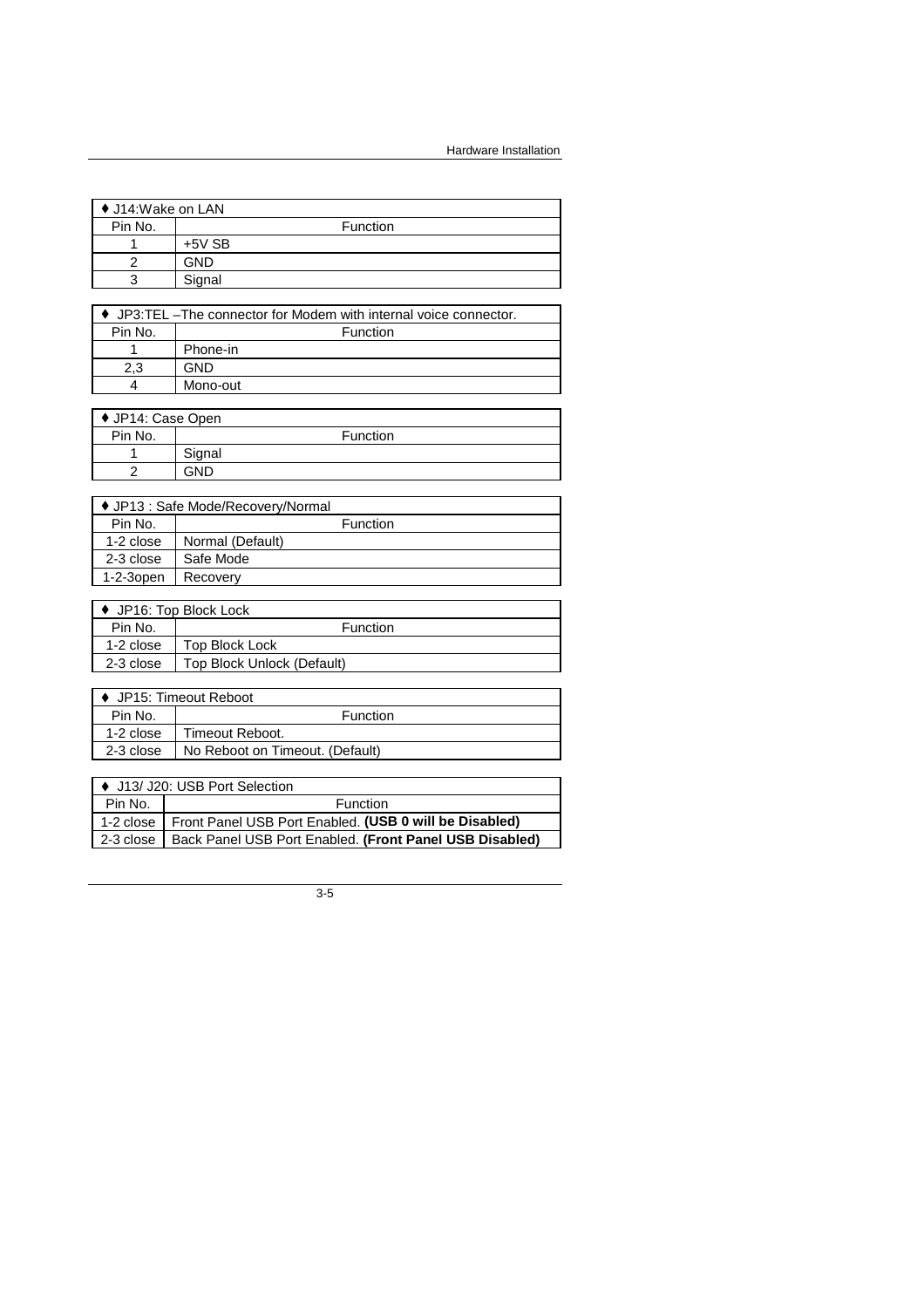| ♦ J14:Wake on LAN | |
|---|---|
| Pin No. | Function |
| 1 | +5V SB |
| 2 | GND |
| 3 | Signal |

| ♦ JP3:TEL –The connector for Modem with internal voice connector. | |
|---|---|
| Pin No. | Function |
| 1 | Phone-in |
| 2,3 | GND |
| 4 | Mono-out |

| ♦ JP14: Case Open | |
|---|---|
| Pin No. | Function |
| 1 | Signal |
| 2 | GND |

| ♦ JP13 : Safe Mode/Recovery/Normal | |
|---|---|
| Pin No. | Function |
| 1-2 close | Normal (Default) |
| 2-3 close | Safe Mode |
| 1-2-3open | Recovery |

| ♦ JP16: Top Block Lock | |
|---|---|
| Pin No. | Function |
| 1-2 close | Top Block Lock |
| 2-3 close | Top Block Unlock (Default) |

| ♦ JP15: Timeout Reboot | |
|---|---|
| Pin No. | Function |
| 1-2 close | Timeout Reboot. |
| 2-3 close | No Reboot on Timeout. (Default) |

| ♦ J13/ J20: USB Port Selection | |
|---|---|
| Pin No. | Function |
| 1-2 close | Front Panel USB Port Enabled. **(USB 0 will be Disabled)** |
| 2-3 close | Back Panel USB Port Enabled. **(Front Panel USB Disabled)** |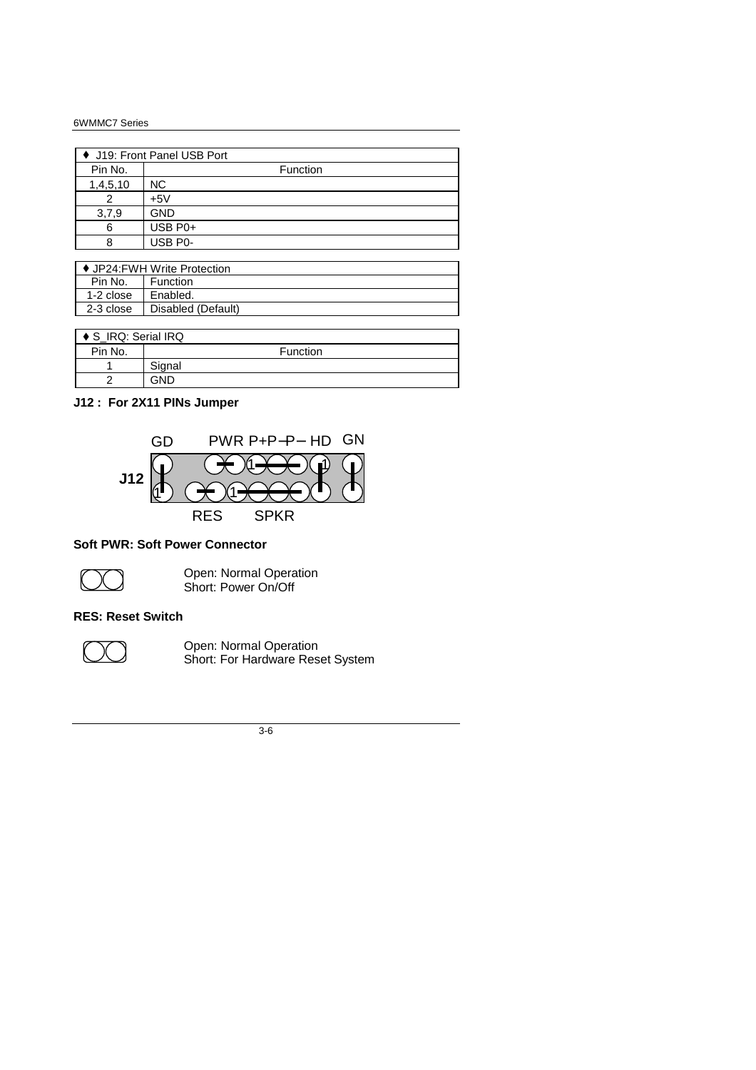| ♦ J19: Front Panel USB Port | |
|---|---|
| Pin No. | Function |
| 1,4,5,10 | NC |
| 2 | +5V |
| 3,7,9 | GND |
| 6 | USB P0+ |
| 8 | USB P0- |

| ♦ JP24:FWH Write Protection | |
|---|---|
| Pin No. | Function |
| 1-2 close | Enabled. |
| 2-3 close | Disabled (Default) |

| ♦ S_IRQ: Serial IRQ | |
|---|---|
| Pin No. | Function |
| 1 | Signal |
| 2 | GND |

**J12 : For 2X11 PINs Jumper**

GD PWR P+P−P− HD GN

J12

RES SPKR

**Soft PWR: Soft Power Connector**

Open: Normal Operation
Short: Power On/Off

**RES: Reset Switch**

Open: Normal Operation
Short: For Hardware Reset System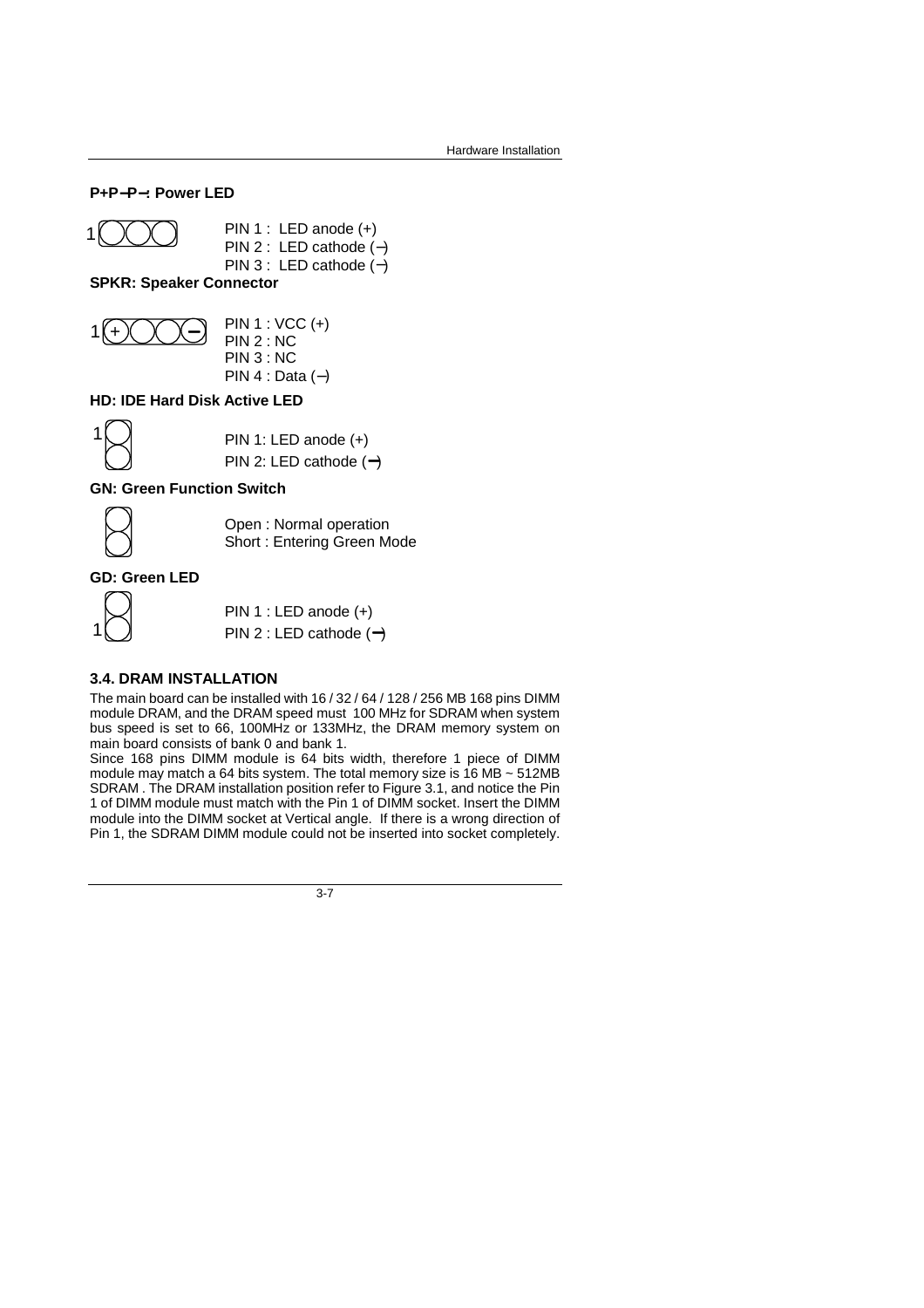**P+P−P−: Power LED**

1

PIN 1 : LED anode (+)
PIN 2 : LED cathode (−)
PIN 3 : LED cathode (−)

**SPKR: Speaker Connector**

1 + −

PIN 1 : VCC (+)
PIN 2 : NC
PIN 3 : NC
PIN 4 : Data (−)

**HD: IDE Hard Disk Active LED**

1

PIN 1: LED anode (+)
PIN 2: LED cathode (−)

**GN: Green Function Switch**

Open : Normal operation
Short : Entering Green Mode

**GD: Green LED**

1

PIN 1 : LED anode (+)
PIN 2 : LED cathode (−)

### 3.4. DRAM INSTALLATION

The main board can be installed with 16 / 32 / 64 / 128 / 256 MB 168 pins DIMM module DRAM, and the DRAM speed must 100 MHz for SDRAM when system bus speed is set to 66, 100MHz or 133MHz, the DRAM memory system on main board consists of bank 0 and bank 1.

Since 168 pins DIMM module is 64 bits width, therefore 1 piece of DIMM module may match a 64 bits system. The total memory size is 16 MB ~ 512MB SDRAM . The DRAM installation position refer to Figure 3.1, and notice the Pin 1 of DIMM module must match with the Pin 1 of DIMM socket. Insert the DIMM module into the DIMM socket at Vertical angle. If there is a wrong direction of Pin 1, the SDRAM DIMM module could not be inserted into socket completely.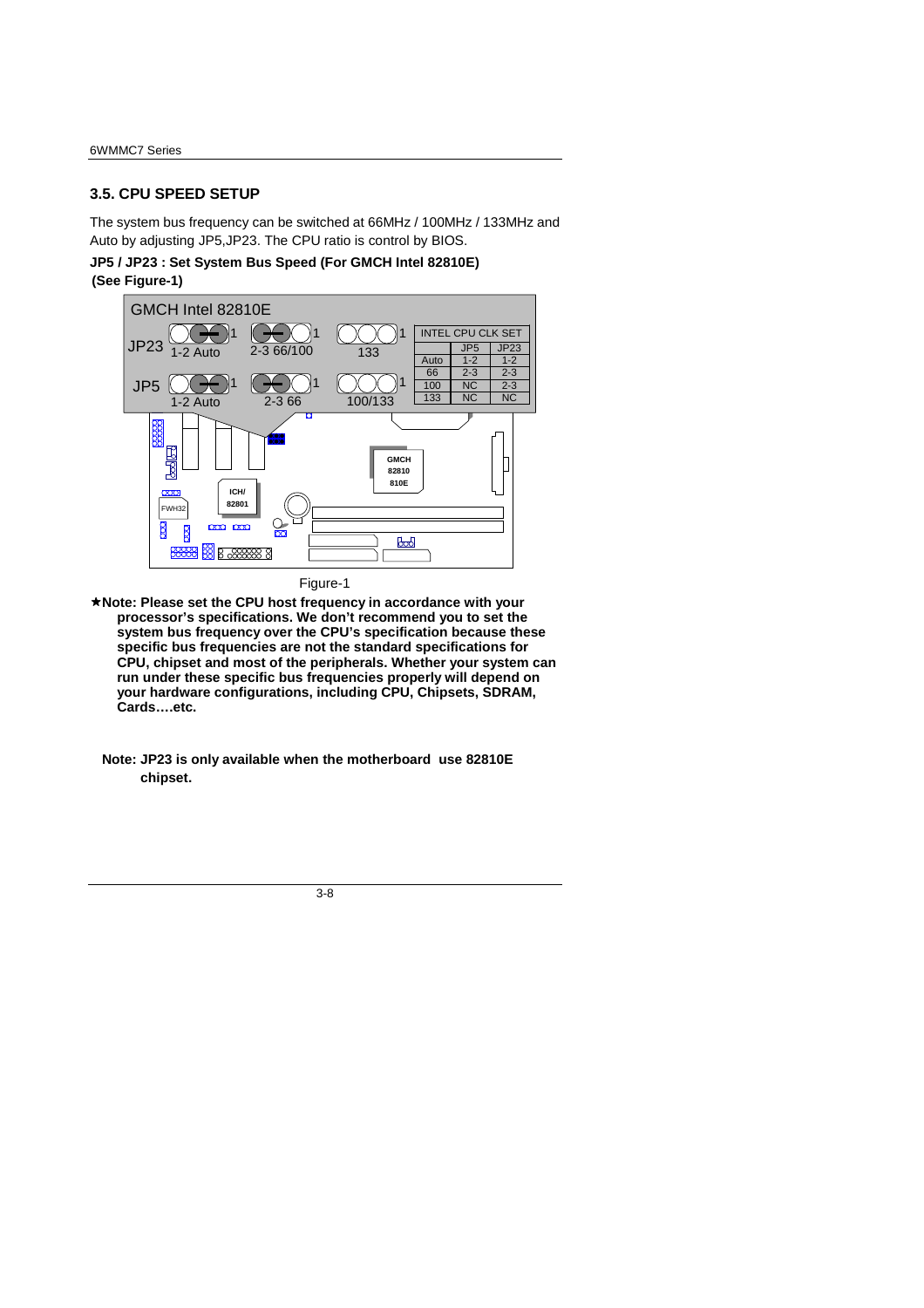## 3.5. CPU SPEED SETUP

The system bus frequency can be switched at 66MHz / 100MHz / 133MHz and Auto by adjusting JP5,JP23. The CPU ratio is control by BIOS.

**JP5 / JP23 : Set System Bus Speed (For GMCH Intel 82810E)**
**(See Figure-1)**

GMCH Intel 82810E

JP23: 1-2 Auto | 2-3 66/100 | 133

JP5: 1-2 Auto | 2-3 66 | 100/133

| INTEL CPU CLK SET | JP5 | JP23 |
|---|---|---|
| Auto | 1-2 | 1-2 |
| 66 | 2-3 | 2-3 |
| 100 | NC | 2-3 |
| 133 | NC | NC |

Figure-1

★**Note: Please set the CPU host frequency in accordance with your processor's specifications. We don't recommend you to set the system bus frequency over the CPU's specification because these specific bus frequencies are not the standard specifications for CPU, chipset and most of the peripherals. Whether your system can run under these specific bus frequencies properly will depend on your hardware configurations, including CPU, Chipsets, SDRAM, Cards….etc.**

**Note: JP23 is only available when the motherboard use 82810E chipset.**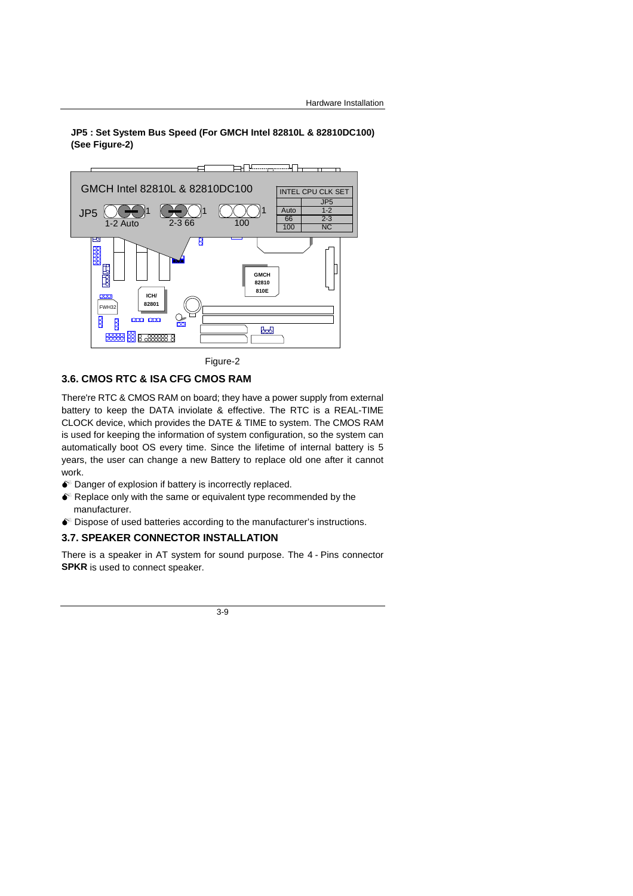**JP5 : Set System Bus Speed (For GMCH Intel 82810L & 82810DC100) (See Figure-2)**

GMCH Intel 82810L & 82810DC100

JP5 — 1-2 Auto, 2-3 66, 100

| INTEL CPU CLK SET | |
|---|---|
| | JP5 |
| Auto | 1-2 |
| 66 | 2-3 |
| 100 | NC |

Figure-2

## 3.6. CMOS RTC & ISA CFG CMOS RAM

There're RTC & CMOS RAM on board; they have a power supply from external battery to keep the DATA inviolate & effective. The RTC is a REAL-TIME CLOCK device, which provides the DATE & TIME to system. The CMOS RAM is used for keeping the information of system configuration, so the system can automatically boot OS every time. Since the lifetime of internal battery is 5 years, the user can change a new Battery to replace old one after it cannot work.

- Danger of explosion if battery is incorrectly replaced.
- Replace only with the same or equivalent type recommended by the manufacturer.
- Dispose of used batteries according to the manufacturer's instructions.

## 3.7. SPEAKER CONNECTOR INSTALLATION

There is a speaker in AT system for sound purpose. The 4 - Pins connector **SPKR** is used to connect speaker.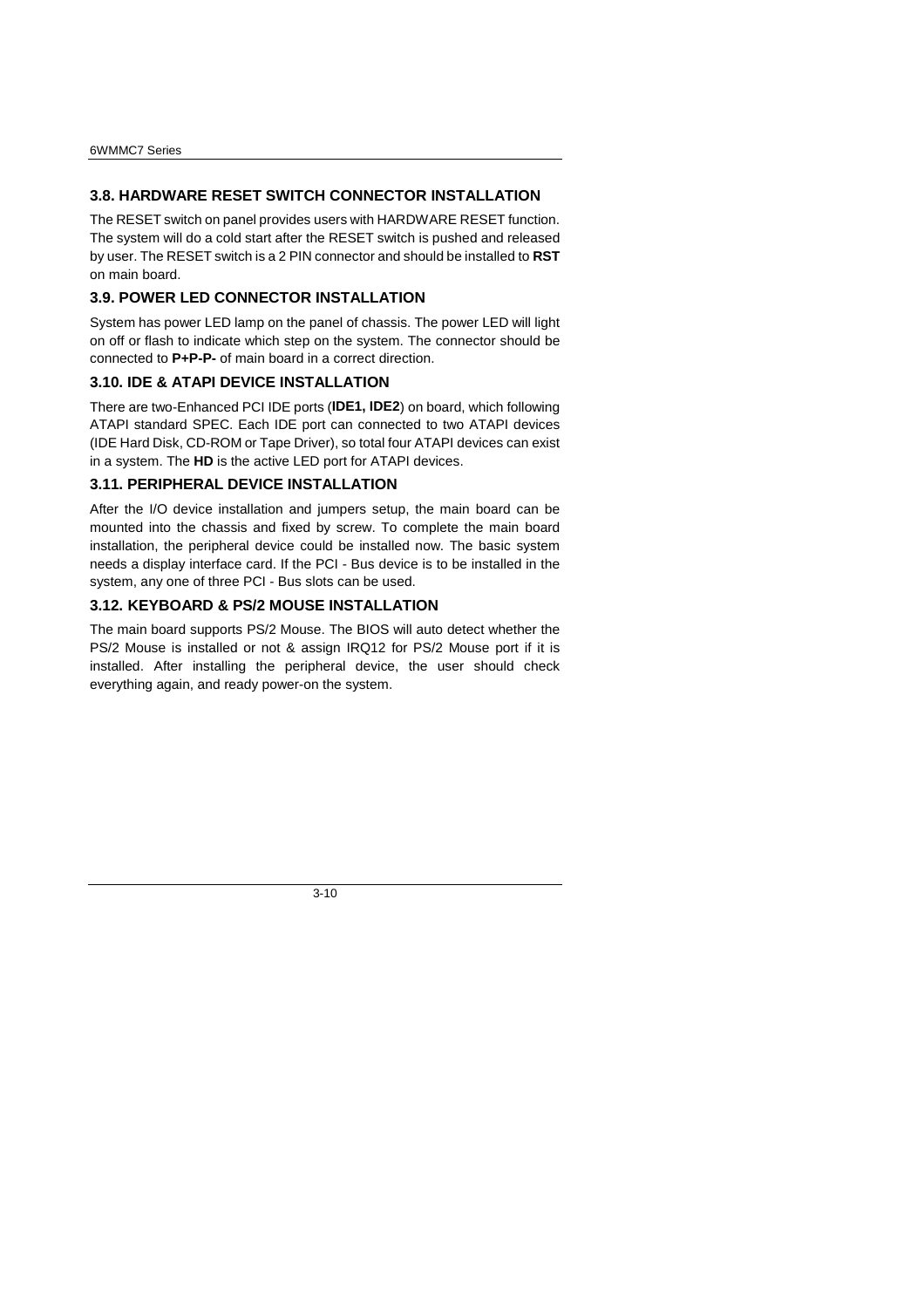### 3.8. HARDWARE RESET SWITCH CONNECTOR INSTALLATION

The RESET switch on panel provides users with HARDWARE RESET function. The system will do a cold start after the RESET switch is pushed and released by user. The RESET switch is a 2 PIN connector and should be installed to **RST** on main board.

### 3.9. POWER LED CONNECTOR INSTALLATION

System has power LED lamp on the panel of chassis. The power LED will light on off or flash to indicate which step on the system. The connector should be connected to **P+P-P-** of main board in a correct direction.

### 3.10. IDE & ATAPI DEVICE INSTALLATION

There are two-Enhanced PCI IDE ports (**IDE1, IDE2**) on board, which following ATAPI standard SPEC. Each IDE port can connected to two ATAPI devices (IDE Hard Disk, CD-ROM or Tape Driver), so total four ATAPI devices can exist in a system. The **HD** is the active LED port for ATAPI devices.

### 3.11. PERIPHERAL DEVICE INSTALLATION

After the I/O device installation and jumpers setup, the main board can be mounted into the chassis and fixed by screw. To complete the main board installation, the peripheral device could be installed now. The basic system needs a display interface card. If the PCI - Bus device is to be installed in the system, any one of three PCI - Bus slots can be used.

### 3.12. KEYBOARD & PS/2 MOUSE INSTALLATION

The main board supports PS/2 Mouse. The BIOS will auto detect whether the PS/2 Mouse is installed or not & assign IRQ12 for PS/2 Mouse port if it is installed. After installing the peripheral device, the user should check everything again, and ready power-on the system.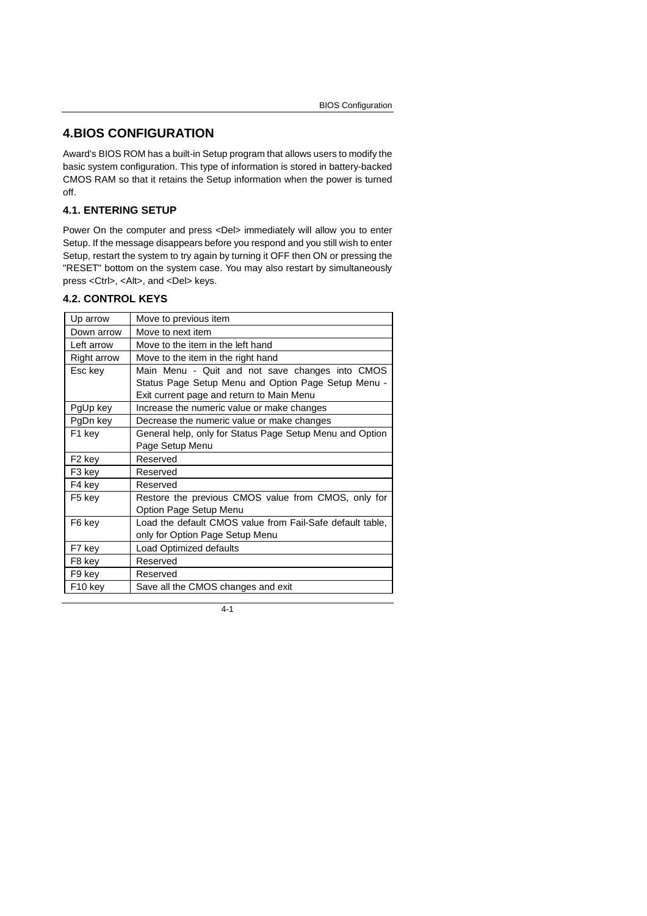# 4.BIOS CONFIGURATION

Award's BIOS ROM has a built-in Setup program that allows users to modify the basic system configuration. This type of information is stored in battery-backed CMOS RAM so that it retains the Setup information when the power is turned off.

## 4.1. ENTERING SETUP

Power On the computer and press <Del> immediately will allow you to enter Setup. If the message disappears before you respond and you still wish to enter Setup, restart the system to try again by turning it OFF then ON or pressing the "RESET" bottom on the system case. You may also restart by simultaneously press <Ctrl>, <Alt>, and <Del> keys.

## 4.2. CONTROL KEYS

| | |
|---|---|
| Up arrow | Move to previous item |
| Down arrow | Move to next item |
| Left arrow | Move to the item in the left hand |
| Right arrow | Move to the item in the right hand |
| Esc key | Main Menu - Quit and not save changes into CMOS Status Page Setup Menu and Option Page Setup Menu - Exit current page and return to Main Menu |
| PgUp key | Increase the numeric value or make changes |
| PgDn key | Decrease the numeric value or make changes |
| F1 key | General help, only for Status Page Setup Menu and Option Page Setup Menu |
| F2 key | Reserved |
| F3 key | Reserved |
| F4 key | Reserved |
| F5 key | Restore the previous CMOS value from CMOS, only for Option Page Setup Menu |
| F6 key | Load the default CMOS value from Fail-Safe default table, only for Option Page Setup Menu |
| F7 key | Load Optimized defaults |
| F8 key | Reserved |
| F9 key | Reserved |
| F10 key | Save all the CMOS changes and exit |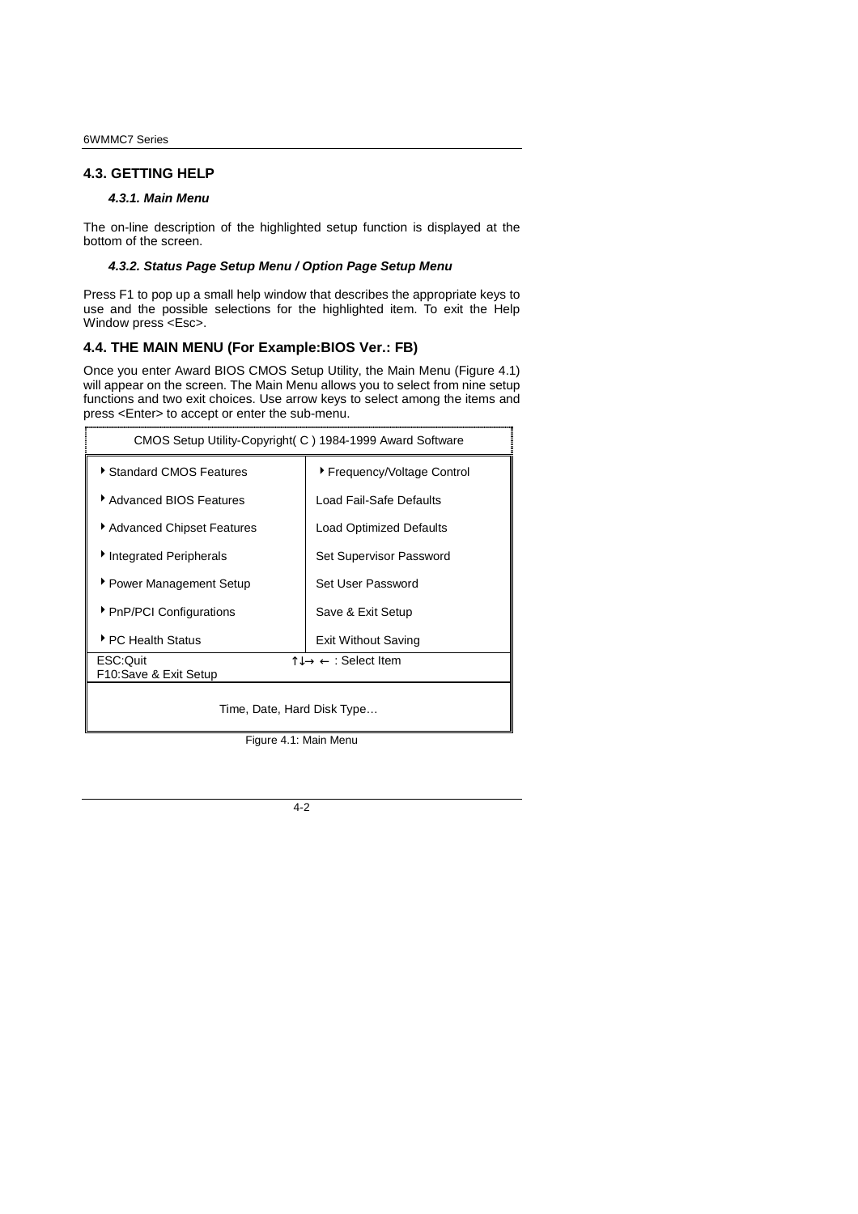## 4.3. GETTING HELP

### *4.3.1. Main Menu*

The on-line description of the highlighted setup function is displayed at the bottom of the screen.

### *4.3.2. Status Page Setup Menu / Option Page Setup Menu*

Press F1 to pop up a small help window that describes the appropriate keys to use and the possible selections for the highlighted item. To exit the Help Window press <Esc>.

## 4.4. THE MAIN MENU (For Example:BIOS Ver.: FB)

Once you enter Award BIOS CMOS Setup Utility, the Main Menu (Figure 4.1) will appear on the screen. The Main Menu allows you to select from nine setup functions and two exit choices. Use arrow keys to select among the items and press <Enter> to accept or enter the sub-menu.

| CMOS Setup Utility-Copyright( C ) 1984-1999 Award Software | |
|---|---|
| ▸ Standard CMOS Features | ▸ Frequency/Voltage Control |
| ▸ Advanced BIOS Features | Load Fail-Safe Defaults |
| ▸ Advanced Chipset Features | Load Optimized Defaults |
| ▸ Integrated Peripherals | Set Supervisor Password |
| ▸ Power Management Setup | Set User Password |
| ▸ PnP/PCI Configurations | Save & Exit Setup |
| ▸ PC Health Status | Exit Without Saving |
| ESC:Quit<br>F10:Save & Exit Setup | ↑↓→ ← : Select Item |
| Time, Date, Hard Disk Type… | |

Figure 4.1: Main Menu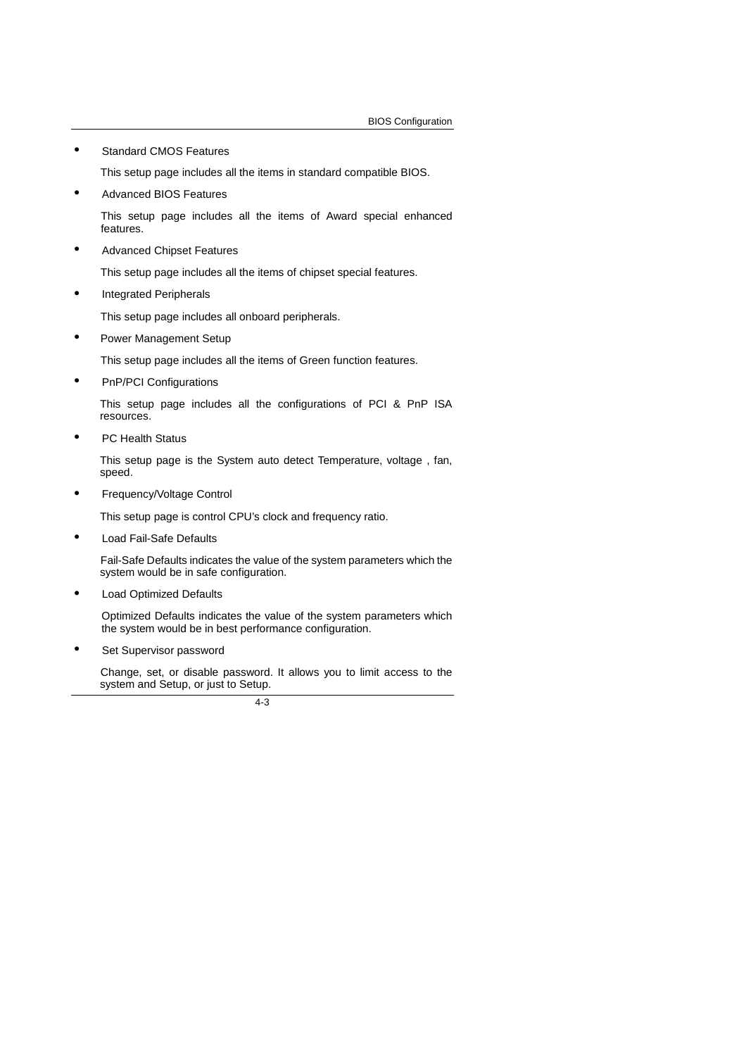- Standard CMOS Features

  This setup page includes all the items in standard compatible BIOS.

- Advanced BIOS Features

  This setup page includes all the items of Award special enhanced features.

- Advanced Chipset Features

  This setup page includes all the items of chipset special features.

- Integrated Peripherals

  This setup page includes all onboard peripherals.

- Power Management Setup

  This setup page includes all the items of Green function features.

- PnP/PCI Configurations

  This setup page includes all the configurations of PCI & PnP ISA resources.

- PC Health Status

  This setup page is the System auto detect Temperature, voltage , fan, speed.

- Frequency/Voltage Control

  This setup page is control CPU's clock and frequency ratio.

- Load Fail-Safe Defaults

  Fail-Safe Defaults indicates the value of the system parameters which the system would be in safe configuration.

- Load Optimized Defaults

  Optimized Defaults indicates the value of the system parameters which the system would be in best performance configuration.

- Set Supervisor password

  Change, set, or disable password. It allows you to limit access to the system and Setup, or just to Setup.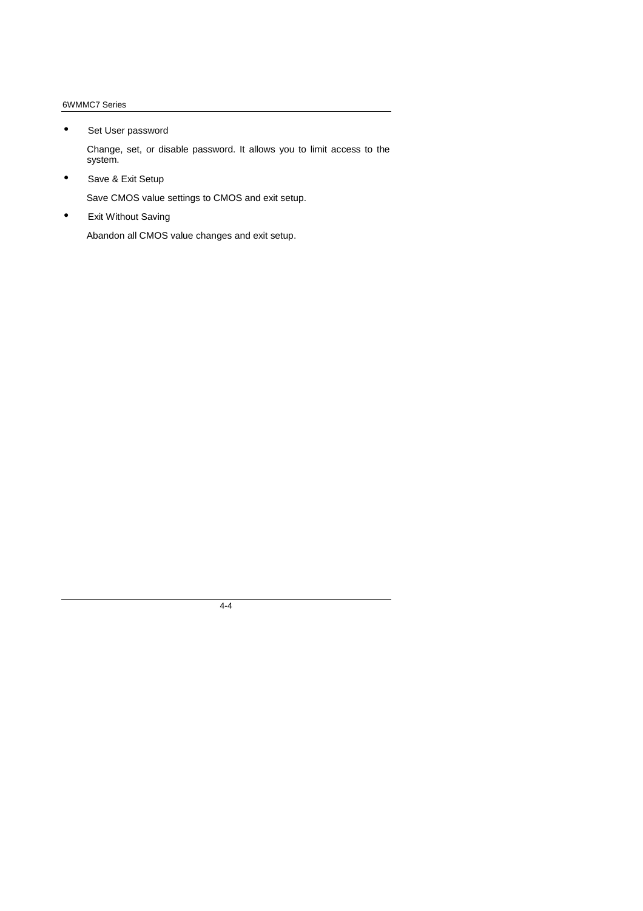- Set User password

  Change, set, or disable password. It allows you to limit access to the system.

- Save & Exit Setup

  Save CMOS value settings to CMOS and exit setup.

- Exit Without Saving

  Abandon all CMOS value changes and exit setup.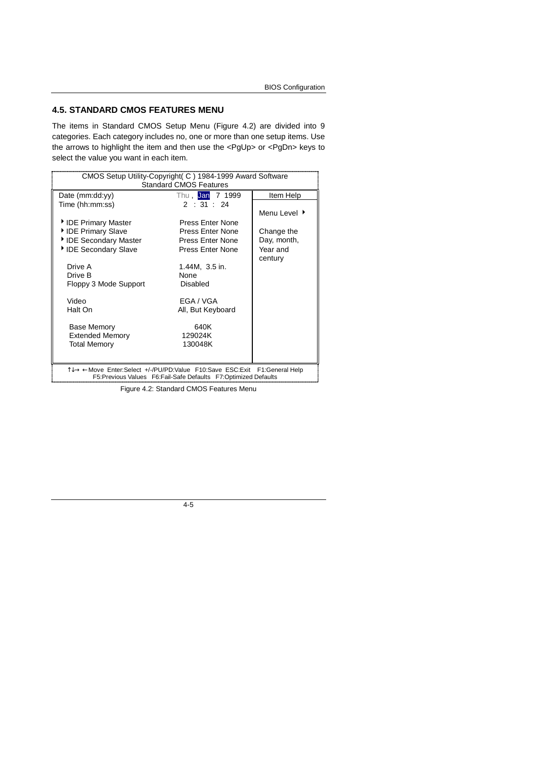## 4.5. STANDARD CMOS FEATURES MENU

The items in Standard CMOS Setup Menu (Figure 4.2) are divided into 9 categories. Each category includes no, one or more than one setup items. Use the arrows to highlight the item and then use the <PgUp> or <PgDn> keys to select the value you want in each item.

```
CMOS Setup Utility-Copyright( C ) 1984-1999 Award Software
                  Standard CMOS Features
Date (mm:dd:yy)             Thu , Jan  7 1999     Item Help
Time (hh:mm:ss)               2  : 31 :  24
                                                  Menu Level ▶
▶ IDE Primary Master         Press Enter None
▶ IDE Primary Slave          Press Enter None     Change the
▶ IDE Secondary Master       Press Enter None     Day, month,
▶ IDE Secondary Slave        Press Enter None     Year and
                                                  century
  Drive A                    1.44M, 3.5 in.
  Drive B                    None
  Floppy 3 Mode Support      Disabled

  Video                      EGA / VGA
  Halt On                    All, But Keyboard

  Base Memory                640K
  Extended Memory            129024K
  Total Memory               130048K

↑↓→ ←Move  Enter:Select  +/-/PU/PD:Value  F10:Save  ESC:Exit   F1:General Help
   F5:Previous Values   F6:Fail-Safe Defaults   F7:Optimized Defaults
```

Figure 4.2: Standard CMOS Features Menu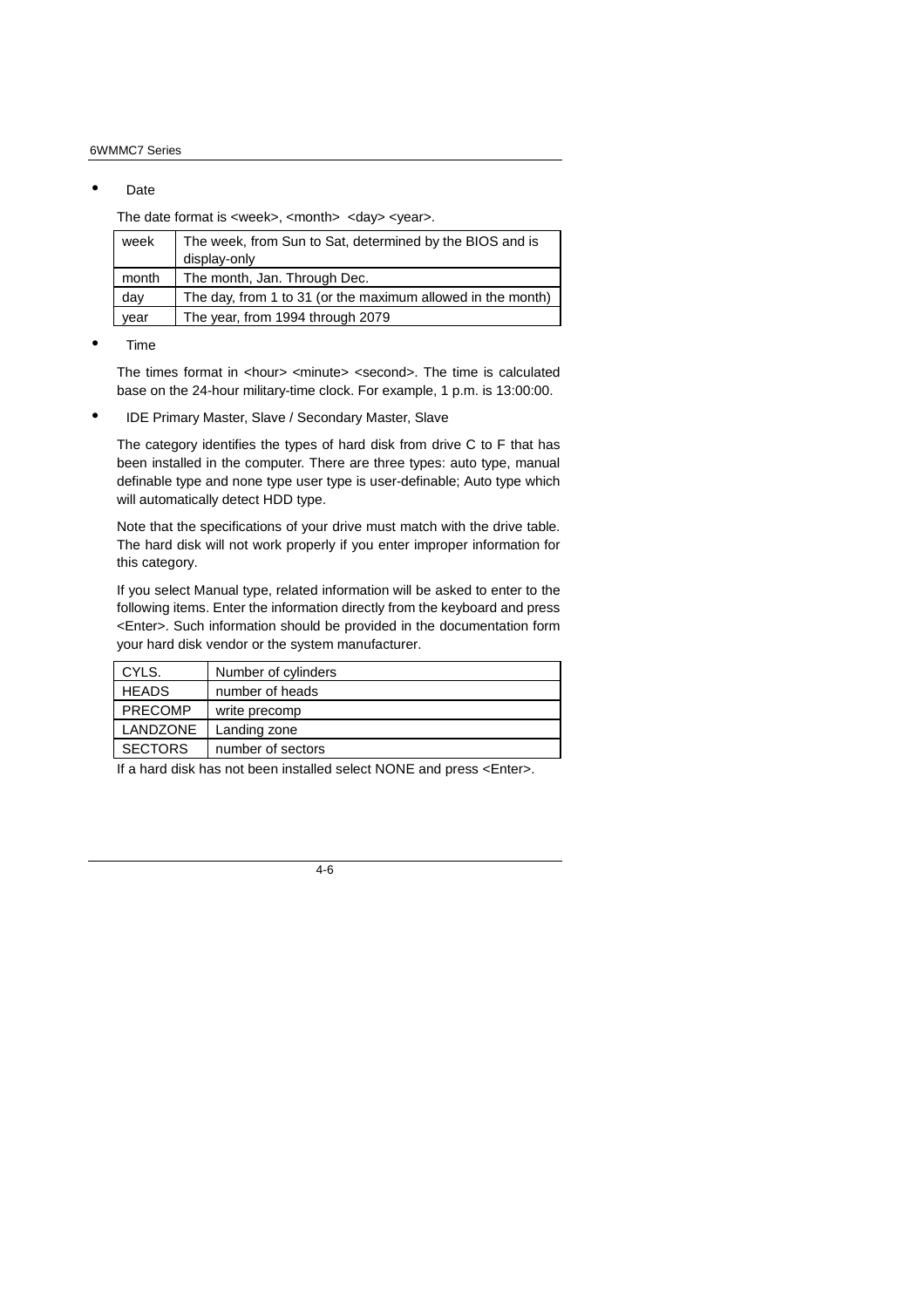- Date

  The date format is <week>, <month>  <day> <year>.

| week | The week, from Sun to Sat, determined by the BIOS and is display-only |
|---|---|
| month | The month, Jan. Through Dec. |
| day | The day, from 1 to 31 (or the maximum allowed in the month) |
| year | The year, from 1994 through 2079 |

- Time

  The times format in <hour> <minute> <second>. The time is calculated base on the 24-hour military-time clock. For example, 1 p.m. is 13:00:00.

- IDE Primary Master, Slave / Secondary Master, Slave

  The category identifies the types of hard disk from drive C to F that has been installed in the computer. There are three types: auto type, manual definable type and none type user type is user-definable; Auto type which will automatically detect HDD type.

  Note that the specifications of your drive must match with the drive table. The hard disk will not work properly if you enter improper information for this category.

  If you select Manual type, related information will be asked to enter to the following items. Enter the information directly from the keyboard and press <Enter>. Such information should be provided in the documentation form your hard disk vendor or the system manufacturer.

| CYLS. | Number of cylinders |
|---|---|
| HEADS | number of heads |
| PRECOMP | write precomp |
| LANDZONE | Landing zone |
| SECTORS | number of sectors |

  If a hard disk has not been installed select NONE and press <Enter>.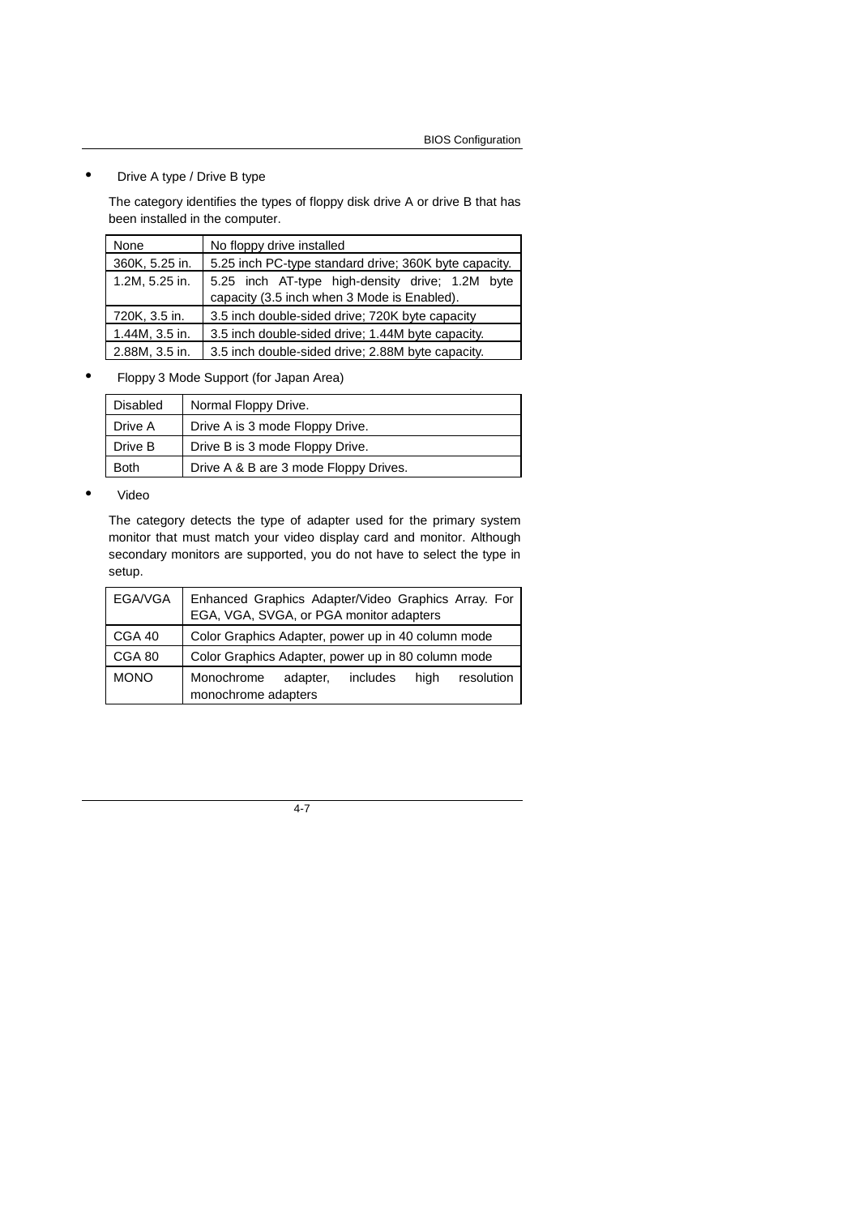- Drive A type / Drive B type

  The category identifies the types of floppy disk drive A or drive B that has been installed in the computer.

| None | No floppy drive installed |
|---|---|
| 360K, 5.25 in. | 5.25 inch PC-type standard drive; 360K byte capacity. |
| 1.2M, 5.25 in. | 5.25 inch AT-type high-density drive; 1.2M byte capacity (3.5 inch when 3 Mode is Enabled). |
| 720K, 3.5 in. | 3.5 inch double-sided drive; 720K byte capacity |
| 1.44M, 3.5 in. | 3.5 inch double-sided drive; 1.44M byte capacity. |
| 2.88M, 3.5 in. | 3.5 inch double-sided drive; 2.88M byte capacity. |

- Floppy 3 Mode Support (for Japan Area)

| Disabled | Normal Floppy Drive. |
|---|---|
| Drive A | Drive A is 3 mode Floppy Drive. |
| Drive B | Drive B is 3 mode Floppy Drive. |
| Both | Drive A & B are 3 mode Floppy Drives. |

- Video

  The category detects the type of adapter used for the primary system monitor that must match your video display card and monitor. Although secondary monitors are supported, you do not have to select the type in setup.

| EGA/VGA | Enhanced Graphics Adapter/Video Graphics Array. For EGA, VGA, SVGA, or PGA monitor adapters |
|---|---|
| CGA 40 | Color Graphics Adapter, power up in 40 column mode |
| CGA 80 | Color Graphics Adapter, power up in 80 column mode |
| MONO | Monochrome adapter, includes high resolution monochrome adapters |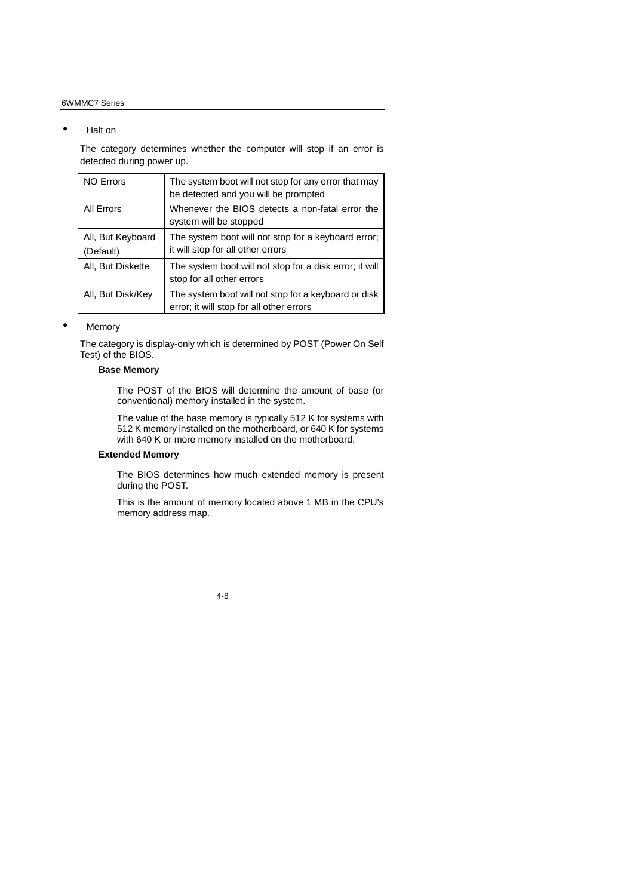- Halt on

The category determines whether the computer will stop if an error is detected during power up.

| | |
|---|---|
| NO Errors | The system boot will not stop for any error that may be detected and you will be prompted |
| All Errors | Whenever the BIOS detects a non-fatal error the system will be stopped |
| All, But Keyboard (Default) | The system boot will not stop for a keyboard error; it will stop for all other errors |
| All, But Diskette | The system boot will not stop for a disk error; it will stop for all other errors |
| All, But Disk/Key | The system boot will not stop for a keyboard or disk error; it will stop for all other errors |

- Memory

The category is display-only which is determined by POST (Power On Self Test) of the BIOS.

**Base Memory**

The POST of the BIOS will determine the amount of base (or conventional) memory installed in the system.

The value of the base memory is typically 512 K for systems with 512 K memory installed on the motherboard, or 640 K for systems with 640 K or more memory installed on the motherboard.

**Extended Memory**

The BIOS determines how much extended memory is present during the POST.

This is the amount of memory located above 1 MB in the CPU's memory address map.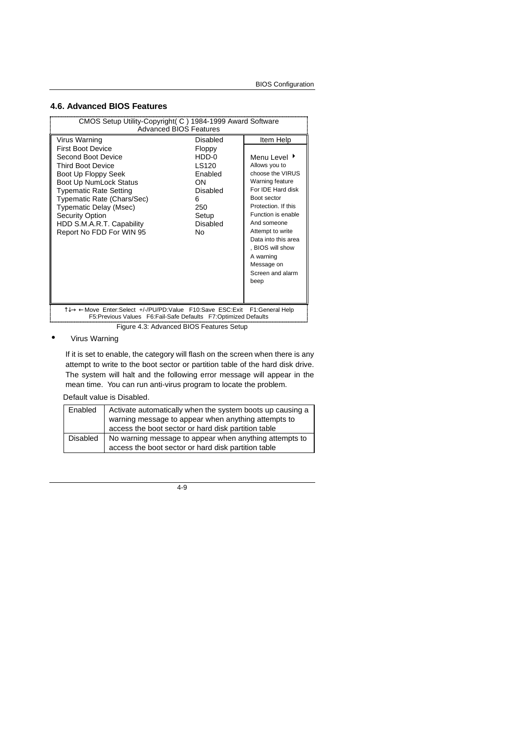## 4.6. Advanced BIOS Features

```
CMOS Setup Utility-Copyright( C ) 1984-1999 Award Software
                  Advanced BIOS Features

Virus Warning                     Disabled        Item Help
First Boot Device                 Floppy
Second Boot Device                HDD-0           Menu Level ▸
Third Boot Device                 LS120           Allows you to
Boot Up Floppy Seek               Enabled         choose the VIRUS
Boot Up NumLock Status            ON              Warning feature
Typematic Rate Setting            Disabled        For IDE Hard disk
Typematic Rate (Chars/Sec)        6               Boot sector
Typematic Delay (Msec)            250             Protection. If this
Security Option                   Setup           Function is enable
HDD S.M.A.R.T. Capability         Disabled        And someone
Report No FDD For WIN 95          No              Attempt to write
                                                  Data into this area
                                                  , BIOS will show
                                                  A warning
                                                  Message on
                                                  Screen and alarm
                                                  beep

↑↓→ ←Move  Enter:Select  +/-/PU/PD:Value  F10:Save  ESC:Exit   F1:General Help
     F5:Previous Values   F6:Fail-Safe Defaults   F7:Optimized Defaults
```

Figure 4.3: Advanced BIOS Features Setup

- Virus Warning

If it is set to enable, the category will flash on the screen when there is any attempt to write to the boot sector or partition table of the hard disk drive. The system will halt and the following error message will appear in the mean time. You can run anti-virus program to locate the problem.

Default value is Disabled.

| | |
|---|---|
| Enabled | Activate automatically when the system boots up causing a warning message to appear when anything attempts to access the boot sector or hard disk partition table |
| Disabled | No warning message to appear when anything attempts to access the boot sector or hard disk partition table |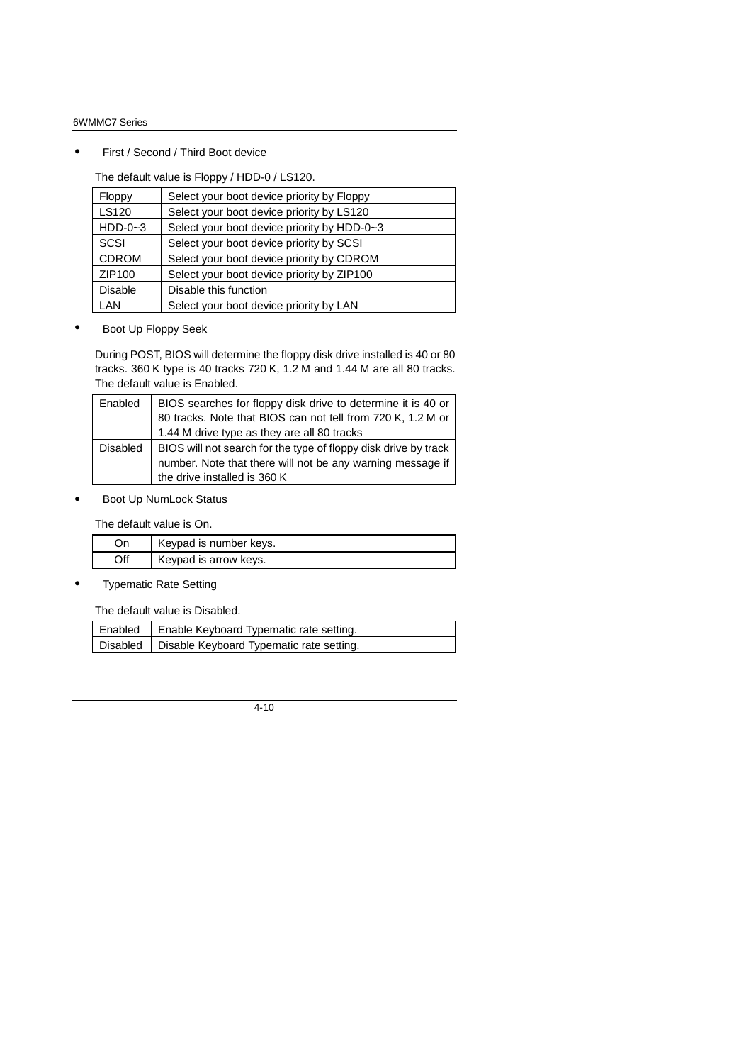- First / Second / Third Boot device

The default value is Floppy / HDD-0 / LS120.

| | |
|---|---|
| Floppy | Select your boot device priority by Floppy |
| LS120 | Select your boot device priority by LS120 |
| HDD-0~3 | Select your boot device priority by HDD-0~3 |
| SCSI | Select your boot device priority by SCSI |
| CDROM | Select your boot device priority by CDROM |
| ZIP100 | Select your boot device priority by ZIP100 |
| Disable | Disable this function |
| LAN | Select your boot device priority by LAN |

- Boot Up Floppy Seek

During POST, BIOS will determine the floppy disk drive installed is 40 or 80 tracks. 360 K type is 40 tracks 720 K, 1.2 M and 1.44 M are all 80 tracks. The default value is Enabled.

| | |
|---|---|
| Enabled | BIOS searches for floppy disk drive to determine it is 40 or 80 tracks. Note that BIOS can not tell from 720 K, 1.2 M or 1.44 M drive type as they are all 80 tracks |
| Disabled | BIOS will not search for the type of floppy disk drive by track number. Note that there will not be any warning message if the drive installed is 360 K |

- Boot Up NumLock Status

The default value is On.

| | |
|---|---|
| On | Keypad is number keys. |
| Off | Keypad is arrow keys. |

- Typematic Rate Setting

The default value is Disabled.

| | |
|---|---|
| Enabled | Enable Keyboard Typematic rate setting. |
| Disabled | Disable Keyboard Typematic rate setting. |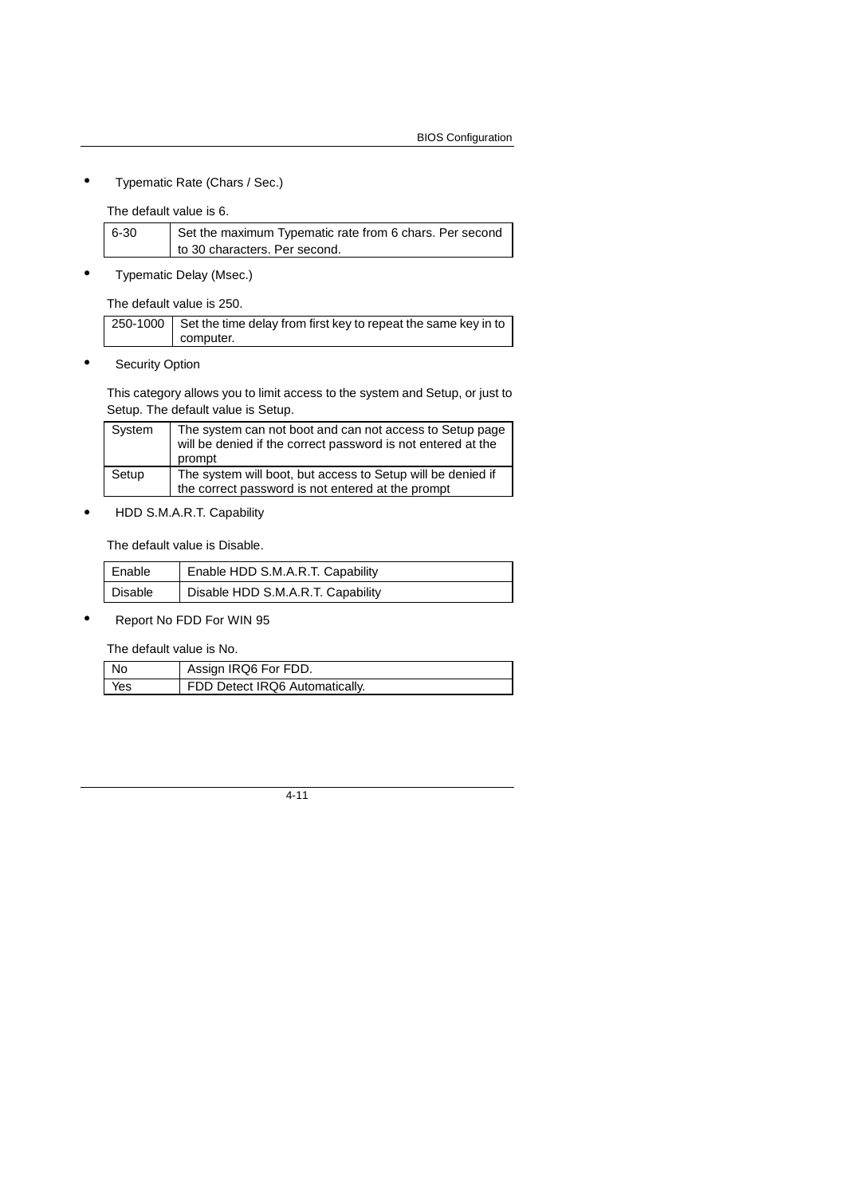- Typematic Rate (Chars / Sec.)

The default value is 6.

| | |
|---|---|
| 6-30 | Set the maximum Typematic rate from 6 chars. Per second to 30 characters. Per second. |

- Typematic Delay (Msec.)

The default value is 250.

| | |
|---|---|
| 250-1000 | Set the time delay from first key to repeat the same key in to computer. |

- Security Option

This category allows you to limit access to the system and Setup, or just to Setup. The default value is Setup.

| | |
|---|---|
| System | The system can not boot and can not access to Setup page will be denied if the correct password is not entered at the prompt |
| Setup | The system will boot, but access to Setup will be denied if the correct password is not entered at the prompt |

- HDD S.M.A.R.T. Capability

The default value is Disable.

| | |
|---|---|
| Enable | Enable HDD S.M.A.R.T. Capability |
| Disable | Disable HDD S.M.A.R.T. Capability |

- Report No FDD For WIN 95

The default value is No.

| | |
|---|---|
| No | Assign IRQ6 For FDD. |
| Yes | FDD Detect IRQ6 Automatically. |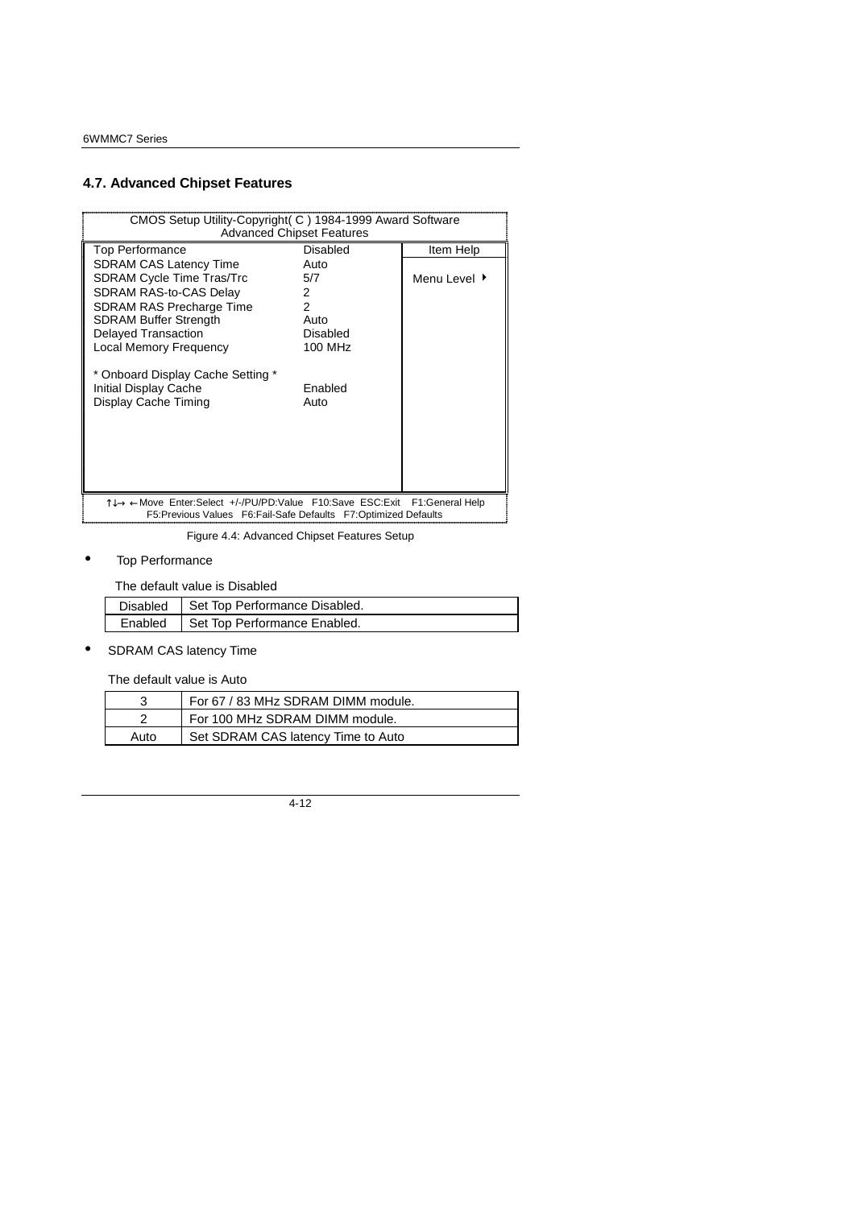## 4.7. Advanced Chipset Features

```
CMOS Setup Utility-Copyright( C ) 1984-1999 Award Software
                Advanced Chipset Features

Top Performance                  Disabled      Item Help
SDRAM CAS Latency Time           Auto
SDRAM Cycle Time Tras/Trc        5/7           Menu Level ►
SDRAM RAS-to-CAS Delay           2
SDRAM RAS Precharge Time         2
SDRAM Buffer Strength            Auto
Delayed Transaction              Disabled
Local Memory Frequency           100 MHz

* Onboard Display Cache Setting *
Initial Display Cache            Enabled
Display Cache Timing             Auto

↑↓→ ←Move  Enter:Select  +/-/PU/PD:Value  F10:Save  ESC:Exit   F1:General Help
    F5:Previous Values   F6:Fail-Safe Defaults   F7:Optimized Defaults
```

Figure 4.4: Advanced Chipset Features Setup

- Top Performance

  The default value is Disabled

| Disabled | Set Top Performance Disabled. |
|---|---|
| Enabled | Set Top Performance Enabled. |

- SDRAM CAS latency Time

  The default value is Auto

| 3 | For 67 / 83 MHz SDRAM DIMM module. |
|---|---|
| 2 | For 100 MHz SDRAM DIMM module. |
| Auto | Set SDRAM CAS latency Time to Auto |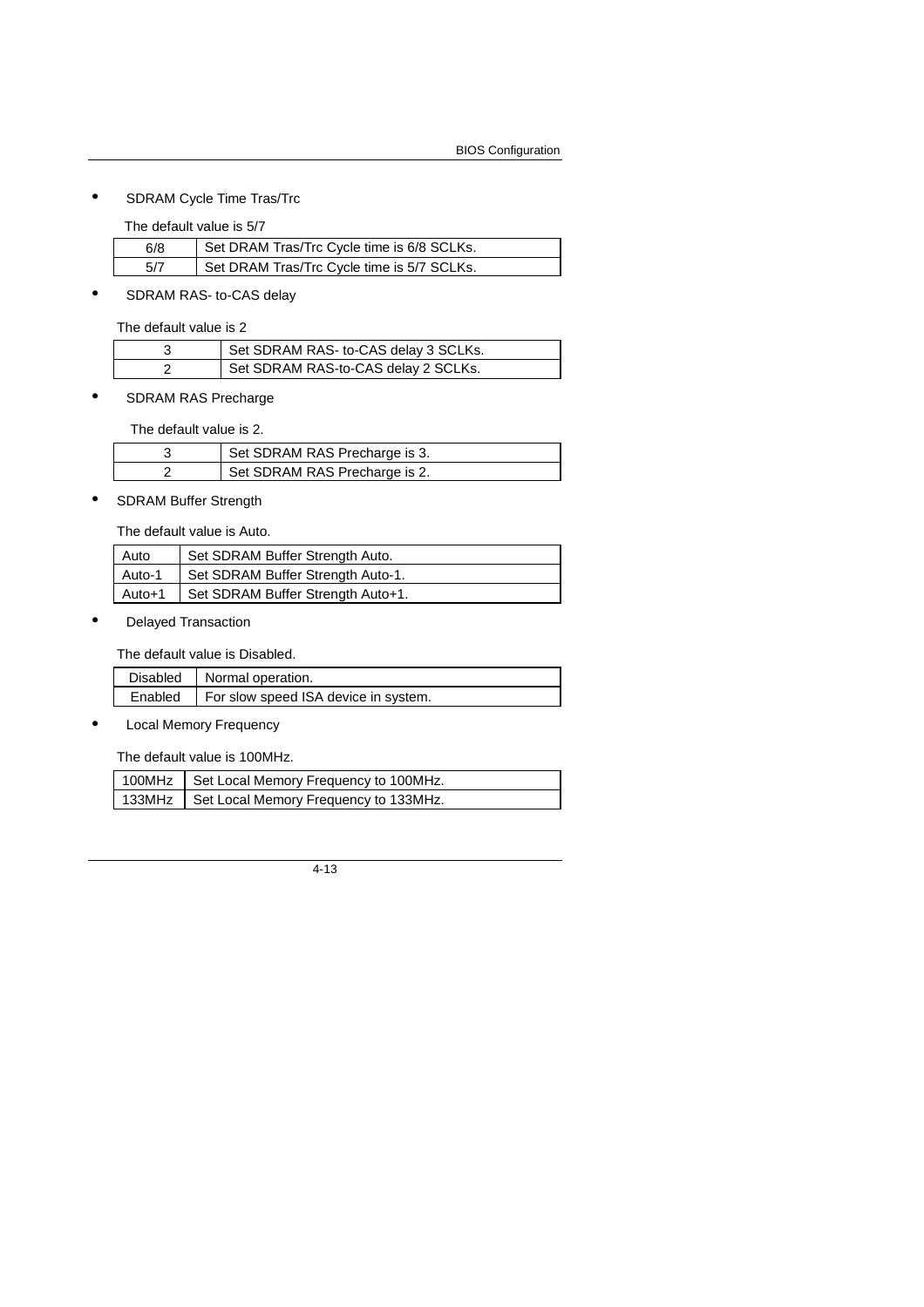- SDRAM Cycle Time Tras/Trc

The default value is 5/7

| | |
|---|---|
| 6/8 | Set DRAM Tras/Trc Cycle time is 6/8 SCLKs. |
| 5/7 | Set DRAM Tras/Trc Cycle time is 5/7 SCLKs. |

- SDRAM RAS- to-CAS delay

The default value is 2

| | |
|---|---|
| 3 | Set SDRAM RAS- to-CAS delay 3 SCLKs. |
| 2 | Set SDRAM RAS-to-CAS delay 2 SCLKs. |

- SDRAM RAS Precharge

The default value is 2.

| | |
|---|---|
| 3 | Set SDRAM RAS Precharge is 3. |
| 2 | Set SDRAM RAS Precharge is 2. |

- SDRAM Buffer Strength

The default value is Auto.

| | |
|---|---|
| Auto | Set SDRAM Buffer Strength Auto. |
| Auto-1 | Set SDRAM Buffer Strength Auto-1. |
| Auto+1 | Set SDRAM Buffer Strength Auto+1. |

- Delayed Transaction

The default value is Disabled.

| | |
|---|---|
| Disabled | Normal operation. |
| Enabled | For slow speed ISA device in system. |

- Local Memory Frequency

The default value is 100MHz.

| | |
|---|---|
| 100MHz | Set Local Memory Frequency to 100MHz. |
| 133MHz | Set Local Memory Frequency to 133MHz. |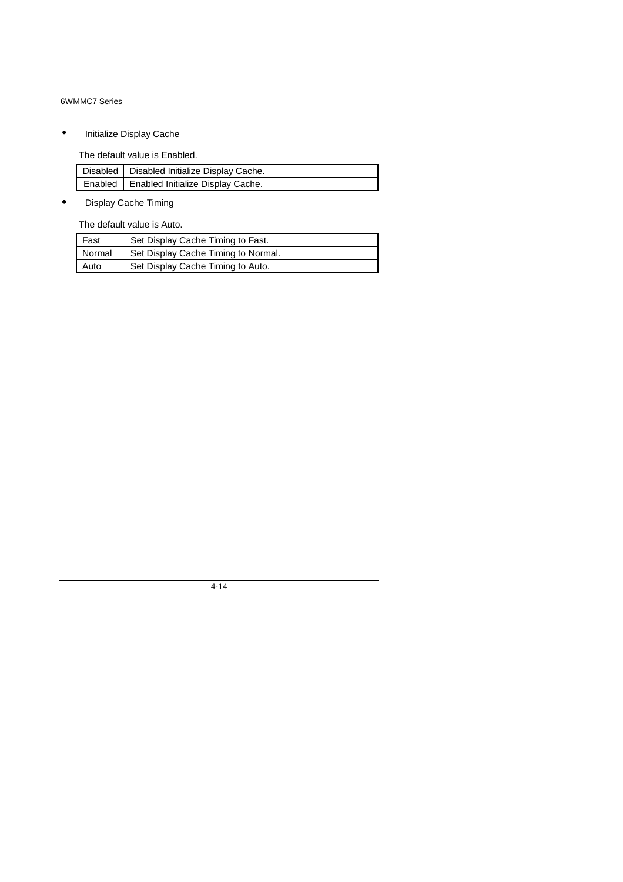- Initialize Display Cache

The default value is Enabled.

| Disabled | Disabled Initialize Display Cache. |
| --- | --- |
| Enabled | Enabled Initialize Display Cache. |

- Display Cache Timing

The default value is Auto.

| Fast | Set Display Cache Timing to Fast. |
| --- | --- |
| Normal | Set Display Cache Timing to Normal. |
| Auto | Set Display Cache Timing to Auto. |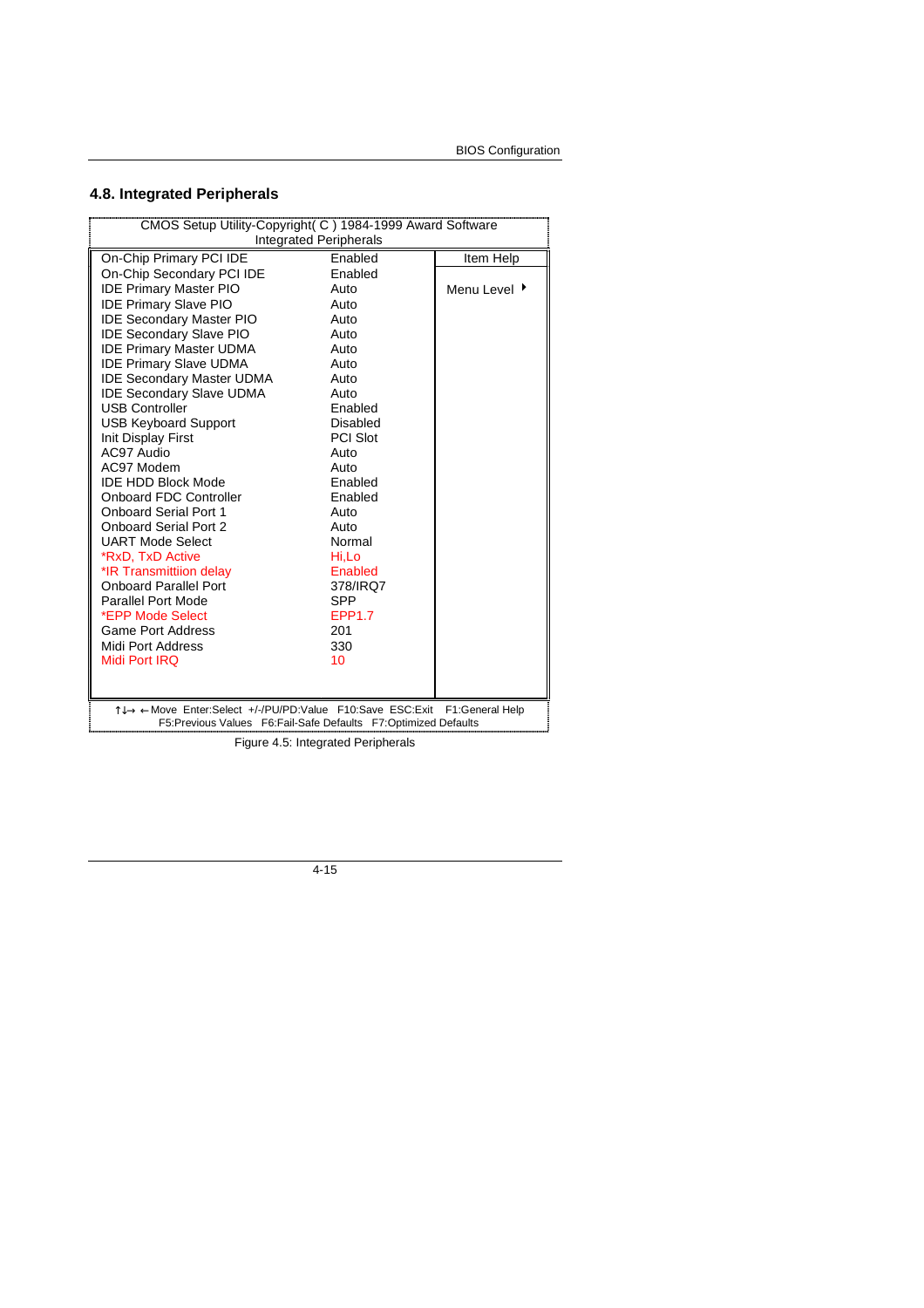## 4.8. Integrated Peripherals

CMOS Setup Utility-Copyright( C ) 1984-1999 Award Software
Integrated Peripherals

| Setting | Value | Item Help |
|---|---|---|
| On-Chip Primary PCI IDE | Enabled | Menu Level ▶ |
| On-Chip Secondary PCI IDE | Enabled | |
| IDE Primary Master PIO | Auto | |
| IDE Primary Slave PIO | Auto | |
| IDE Secondary Master PIO | Auto | |
| IDE Secondary Slave PIO | Auto | |
| IDE Primary Master UDMA | Auto | |
| IDE Primary Slave UDMA | Auto | |
| IDE Secondary Master UDMA | Auto | |
| IDE Secondary Slave UDMA | Auto | |
| USB Controller | Enabled | |
| USB Keyboard Support | Disabled | |
| Init Display First | PCI Slot | |
| AC97 Audio | Auto | |
| AC97 Modem | Auto | |
| IDE HDD Block Mode | Enabled | |
| Onboard FDC Controller | Enabled | |
| Onboard Serial Port 1 | Auto | |
| Onboard Serial Port 2 | Auto | |
| UART Mode Select | Normal | |
| *RxD, TxD Active | Hi,Lo | |
| *IR Transmittiion delay | Enabled | |
| Onboard Parallel Port | 378/IRQ7 | |
| Parallel Port Mode | SPP | |
| *EPP Mode Select | EPP1.7 | |
| Game Port Address | 201 | |
| Midi Port Address | 330 | |
| Midi Port IRQ | 10 | |

↑↓→ ←Move Enter:Select +/-/PU/PD:Value F10:Save ESC:Exit F1:General Help
F5:Previous Values F6:Fail-Safe Defaults F7:Optimized Defaults

Figure 4.5: Integrated Peripherals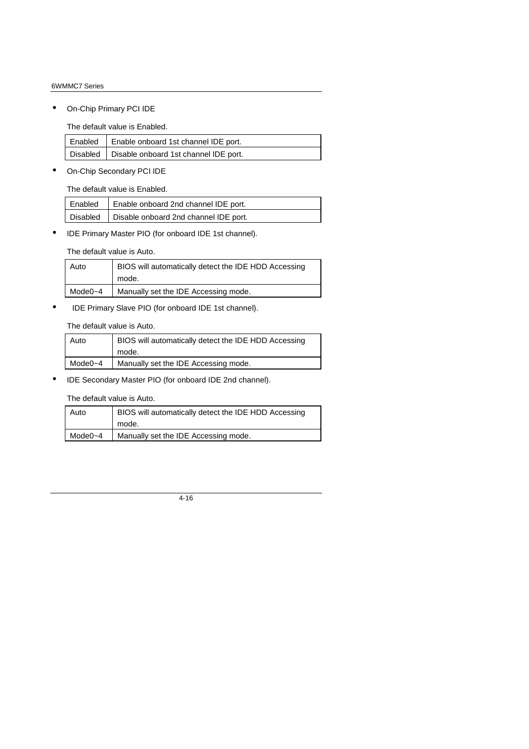- On-Chip Primary PCI IDE

  The default value is Enabled.

| Enabled | Enable onboard 1st channel IDE port. |
|---|---|
| Disabled | Disable onboard 1st channel IDE port. |

- On-Chip Secondary PCI IDE

  The default value is Enabled.

| Enabled | Enable onboard 2nd channel IDE port. |
|---|---|
| Disabled | Disable onboard 2nd channel IDE port. |

- IDE Primary Master PIO (for onboard IDE 1st channel).

  The default value is Auto.

| Auto | BIOS will automatically detect the IDE HDD Accessing mode. |
|---|---|
| Mode0~4 | Manually set the IDE Accessing mode. |

- IDE Primary Slave PIO (for onboard IDE 1st channel).

  The default value is Auto.

| Auto | BIOS will automatically detect the IDE HDD Accessing mode. |
|---|---|
| Mode0~4 | Manually set the IDE Accessing mode. |

- IDE Secondary Master PIO (for onboard IDE 2nd channel).

  The default value is Auto.

| Auto | BIOS will automatically detect the IDE HDD Accessing mode. |
|---|---|
| Mode0~4 | Manually set the IDE Accessing mode. |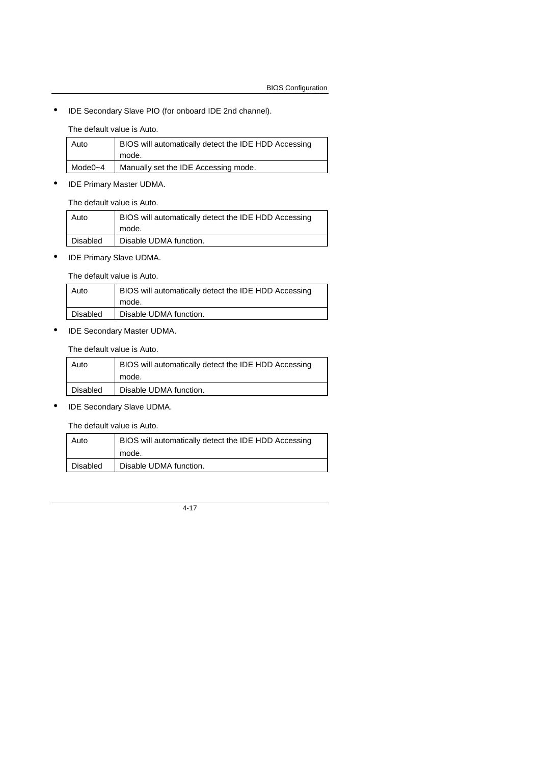- IDE Secondary Slave PIO (for onboard IDE 2nd channel).

  The default value is Auto.

| Auto | BIOS will automatically detect the IDE HDD Accessing mode. |
|---|---|
| Mode0~4 | Manually set the IDE Accessing mode. |

- IDE Primary Master UDMA.

  The default value is Auto.

| Auto | BIOS will automatically detect the IDE HDD Accessing mode. |
|---|---|
| Disabled | Disable UDMA function. |

- IDE Primary Slave UDMA.

  The default value is Auto.

| Auto | BIOS will automatically detect the IDE HDD Accessing mode. |
|---|---|
| Disabled | Disable UDMA function. |

- IDE Secondary Master UDMA.

  The default value is Auto.

| Auto | BIOS will automatically detect the IDE HDD Accessing mode. |
|---|---|
| Disabled | Disable UDMA function. |

- IDE Secondary Slave UDMA.

  The default value is Auto.

| Auto | BIOS will automatically detect the IDE HDD Accessing mode. |
|---|---|
| Disabled | Disable UDMA function. |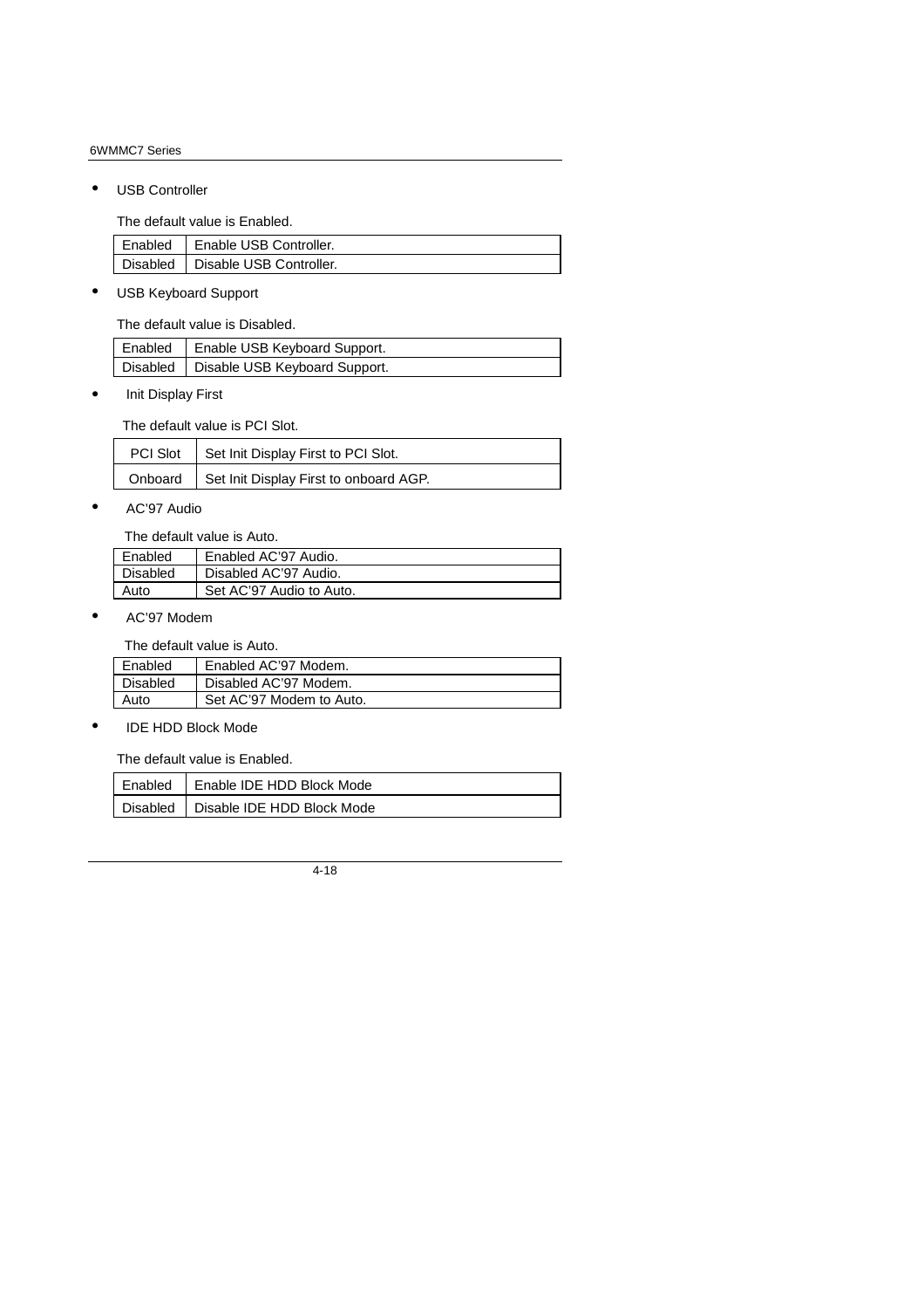- USB Controller

The default value is Enabled.

| | |
|---|---|
| Enabled | Enable USB Controller. |
| Disabled | Disable USB Controller. |

- USB Keyboard Support

The default value is Disabled.

| | |
|---|---|
| Enabled | Enable USB Keyboard Support. |
| Disabled | Disable USB Keyboard Support. |

- Init Display First

The default value is PCI Slot.

| | |
|---|---|
| PCI Slot | Set Init Display First to PCI Slot. |
| Onboard | Set Init Display First to onboard AGP. |

- AC'97 Audio

The default value is Auto.

| | |
|---|---|
| Enabled | Enabled AC'97 Audio. |
| Disabled | Disabled AC'97 Audio. |
| Auto | Set AC'97 Audio to Auto. |

- AC'97 Modem

The default value is Auto.

| | |
|---|---|
| Enabled | Enabled AC'97 Modem. |
| Disabled | Disabled AC'97 Modem. |
| Auto | Set AC'97 Modem to Auto. |

- IDE HDD Block Mode

The default value is Enabled.

| | |
|---|---|
| Enabled | Enable IDE HDD Block Mode |
| Disabled | Disable IDE HDD Block Mode |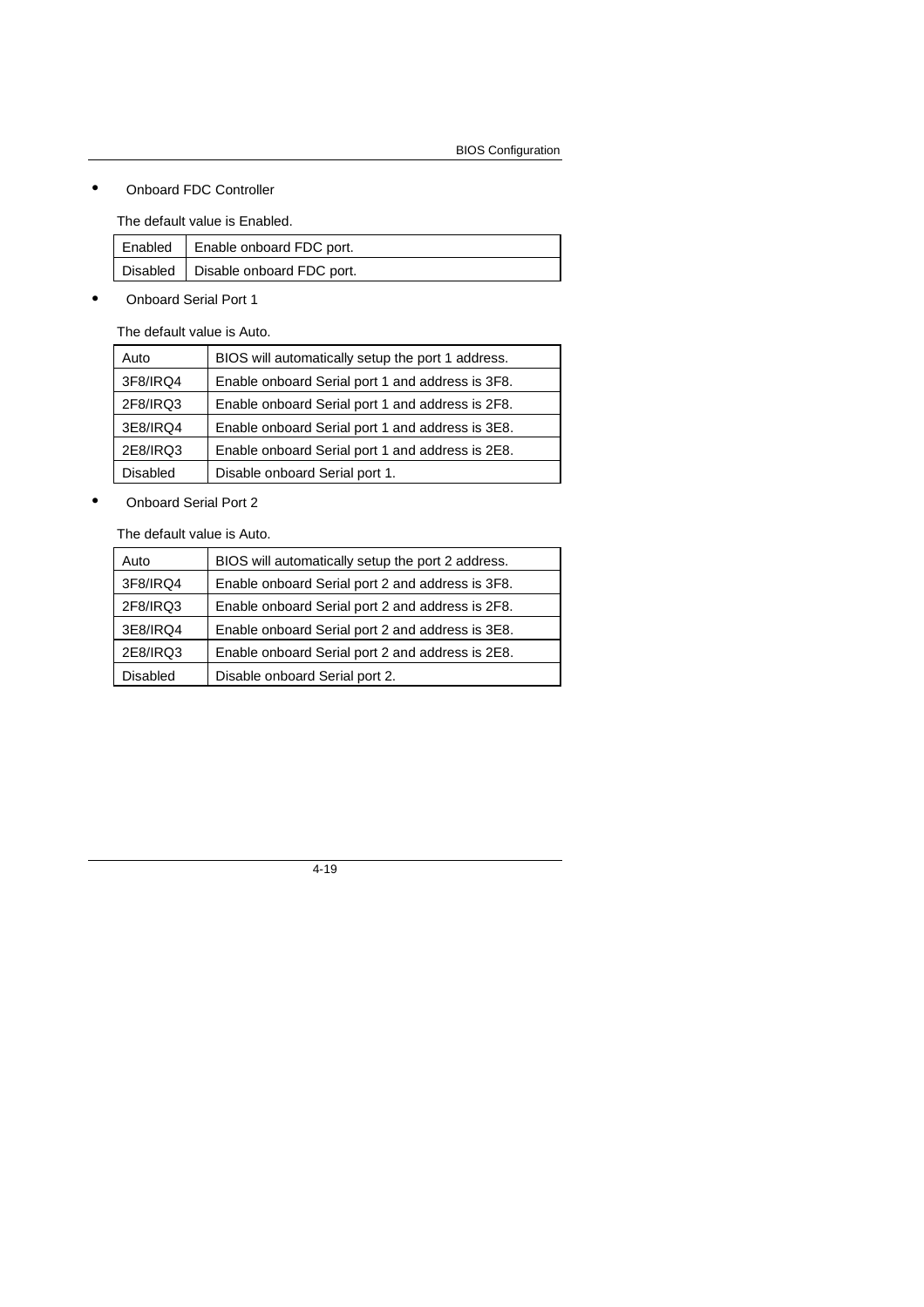- Onboard FDC Controller

The default value is Enabled.

| | |
|---|---|
| Enabled | Enable onboard FDC port. |
| Disabled | Disable onboard FDC port. |

- Onboard Serial Port 1

The default value is Auto.

| | |
|---|---|
| Auto | BIOS will automatically setup the port 1 address. |
| 3F8/IRQ4 | Enable onboard Serial port 1 and address is 3F8. |
| 2F8/IRQ3 | Enable onboard Serial port 1 and address is 2F8. |
| 3E8/IRQ4 | Enable onboard Serial port 1 and address is 3E8. |
| 2E8/IRQ3 | Enable onboard Serial port 1 and address is 2E8. |
| Disabled | Disable onboard Serial port 1. |

- Onboard Serial Port 2

The default value is Auto.

| | |
|---|---|
| Auto | BIOS will automatically setup the port 2 address. |
| 3F8/IRQ4 | Enable onboard Serial port 2 and address is 3F8. |
| 2F8/IRQ3 | Enable onboard Serial port 2 and address is 2F8. |
| 3E8/IRQ4 | Enable onboard Serial port 2 and address is 3E8. |
| 2E8/IRQ3 | Enable onboard Serial port 2 and address is 2E8. |
| Disabled | Disable onboard Serial port 2. |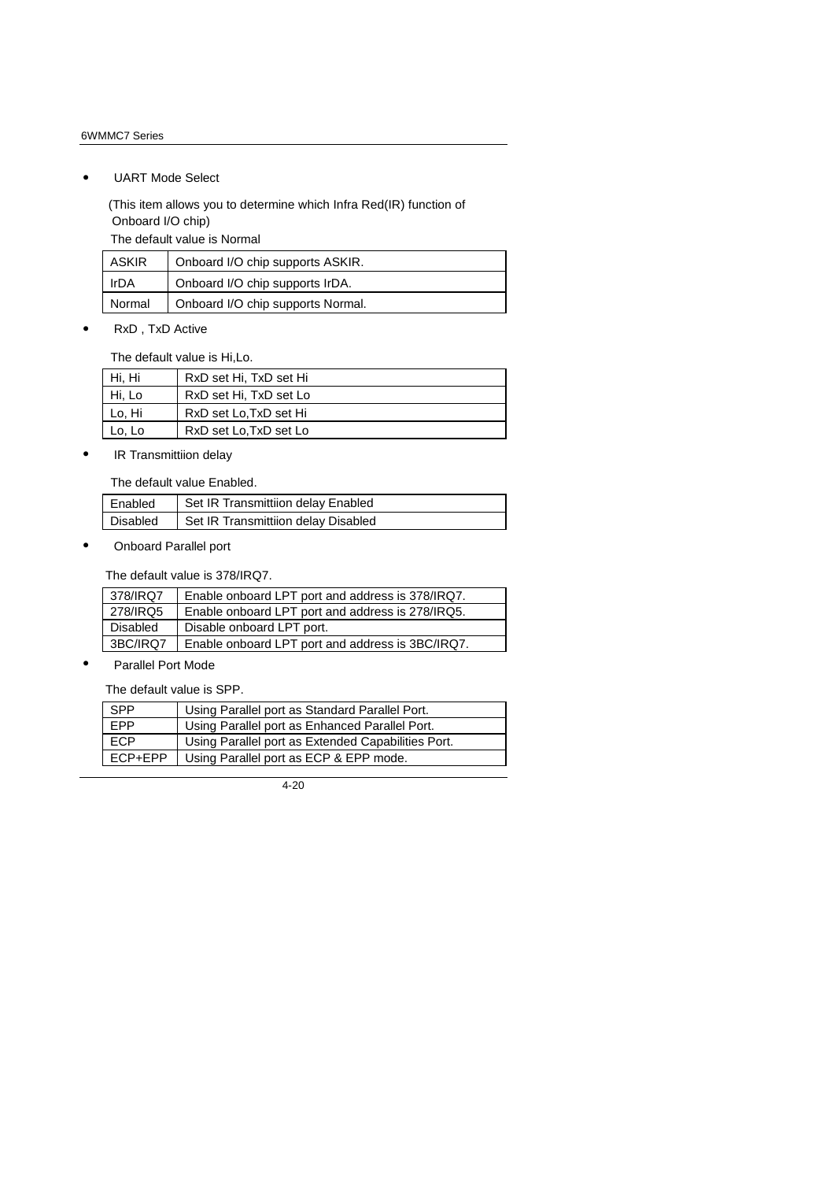- UART Mode Select

  (This item allows you to determine which Infra Red(IR) function of Onboard I/O chip)

  The default value is Normal

| | |
|---|---|
| ASKIR | Onboard I/O chip supports ASKIR. |
| IrDA | Onboard I/O chip supports IrDA. |
| Normal | Onboard I/O chip supports Normal. |

- RxD , TxD Active

  The default value is Hi,Lo.

| | |
|---|---|
| Hi, Hi | RxD set Hi, TxD set Hi |
| Hi, Lo | RxD set Hi, TxD set Lo |
| Lo, Hi | RxD set Lo,TxD set Hi |
| Lo, Lo | RxD set Lo,TxD set Lo |

- IR Transmittiion delay

  The default value Enabled.

| | |
|---|---|
| Enabled | Set IR Transmittiion delay Enabled |
| Disabled | Set IR Transmittiion delay Disabled |

- Onboard Parallel port

  The default value is 378/IRQ7.

| | |
|---|---|
| 378/IRQ7 | Enable onboard LPT port and address is 378/IRQ7. |
| 278/IRQ5 | Enable onboard LPT port and address is 278/IRQ5. |
| Disabled | Disable onboard LPT port. |
| 3BC/IRQ7 | Enable onboard LPT port and address is 3BC/IRQ7. |

- Parallel Port Mode

  The default value is SPP.

| | |
|---|---|
| SPP | Using Parallel port as Standard Parallel Port. |
| EPP | Using Parallel port as Enhanced Parallel Port. |
| ECP | Using Parallel port as Extended Capabilities Port. |
| ECP+EPP | Using Parallel port as ECP & EPP mode. |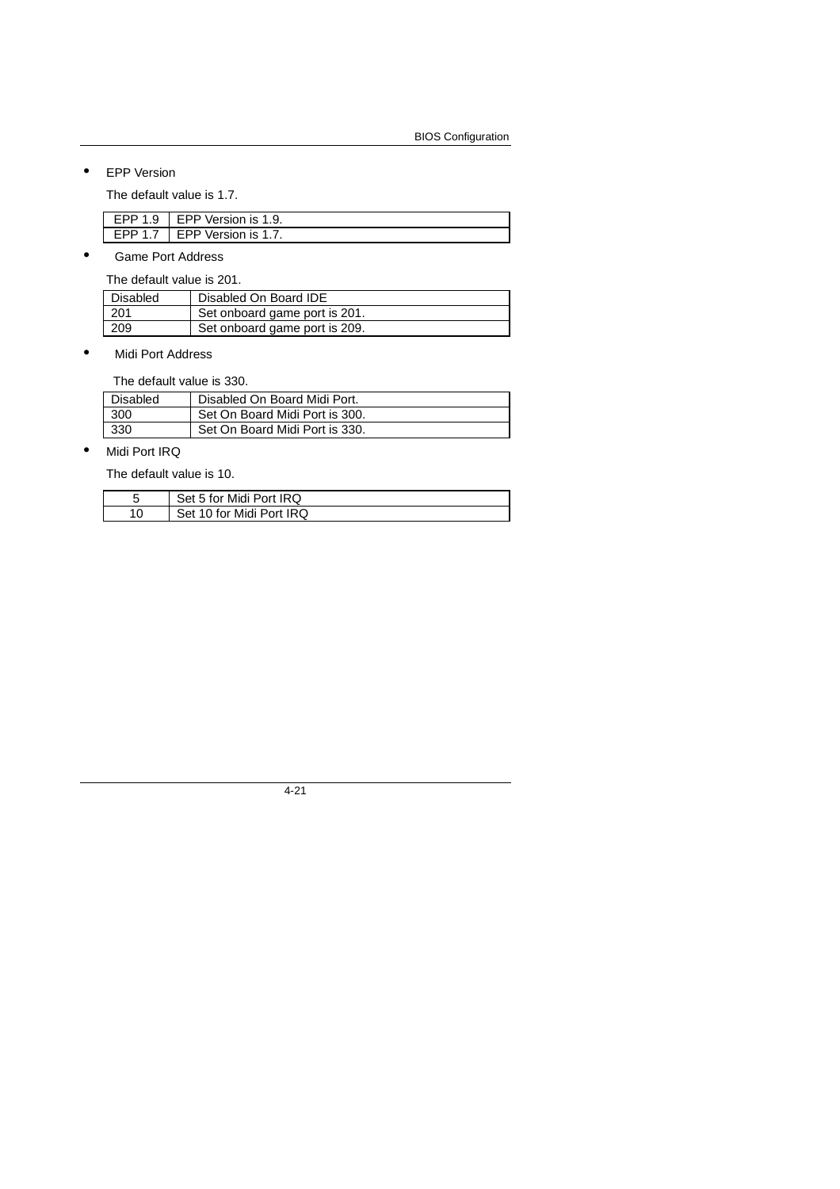- EPP Version

  The default value is 1.7.

| EPP 1.9 | EPP Version is 1.9. |
|---|---|
| EPP 1.7 | EPP Version is 1.7. |

- Game Port Address

  The default value is 201.

| Disabled | Disabled On Board IDE |
|---|---|
| 201 | Set onboard game port is 201. |
| 209 | Set onboard game port is 209. |

- Midi Port Address

  The default value is 330.

| Disabled | Disabled On Board Midi Port. |
|---|---|
| 300 | Set On Board Midi Port is 300. |
| 330 | Set On Board Midi Port is 330. |

- Midi Port IRQ

  The default value is 10.

| 5 | Set 5 for Midi Port IRQ |
|---|---|
| 10 | Set 10 for Midi Port IRQ |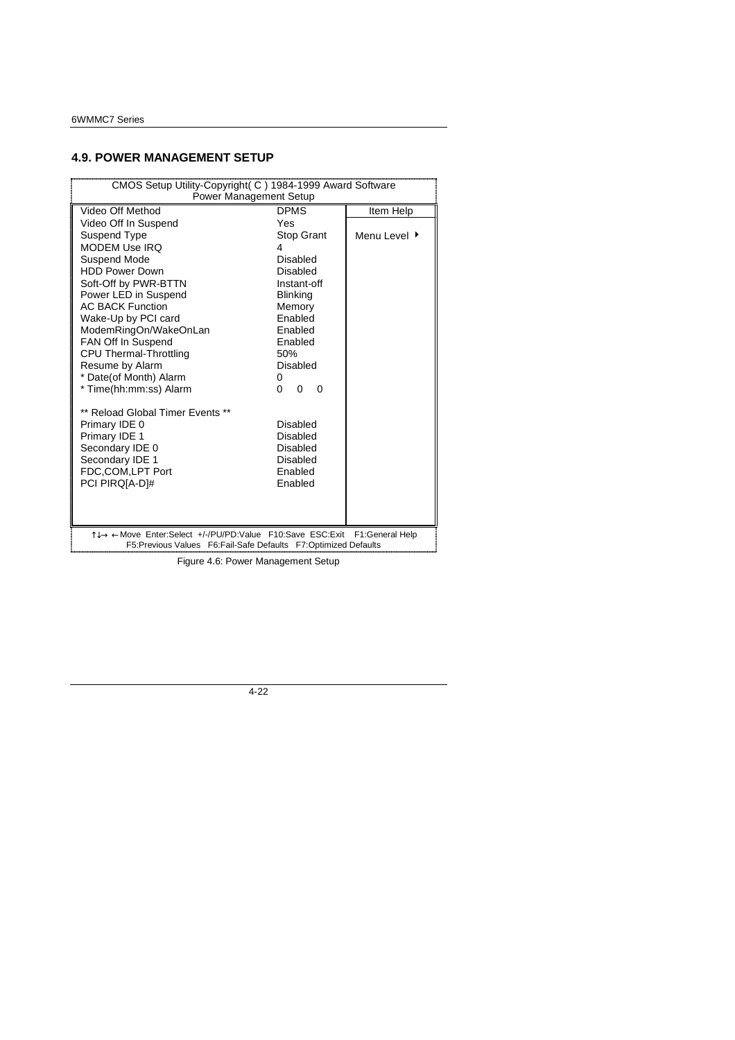## 4.9. POWER MANAGEMENT SETUP

```
CMOS Setup Utility-Copyright( C ) 1984-1999 Award Software
                 Power Management Setup

Video Off Method                  DPMS            Item Help
Video Off In Suspend              Yes
Suspend Type                      Stop Grant      Menu Level ▸
MODEM Use IRQ                     4
Suspend Mode                      Disabled
HDD Power Down                    Disabled
Soft-Off by PWR-BTTN              Instant-off
Power LED in Suspend              Blinking
AC BACK Function                  Memory
Wake-Up by PCI card               Enabled
ModemRingOn/WakeOnLan             Enabled
FAN Off In Suspend                Enabled
CPU Thermal-Throttling            50%
Resume by Alarm                   Disabled
* Date(of Month) Alarm            0
* Time(hh:mm:ss) Alarm            0  0  0

** Reload Global Timer Events **
Primary IDE 0                     Disabled
Primary IDE 1                     Disabled
Secondary IDE 0                   Disabled
Secondary IDE 1                   Disabled
FDC,COM,LPT Port                  Enabled
PCI PIRQ[A-D]#                    Enabled

↑↓→ ←Move  Enter:Select  +/-/PU/PD:Value  F10:Save  ESC:Exit   F1:General Help
     F5:Previous Values  F6:Fail-Safe Defaults  F7:Optimized Defaults
```

Figure 4.6: Power Management Setup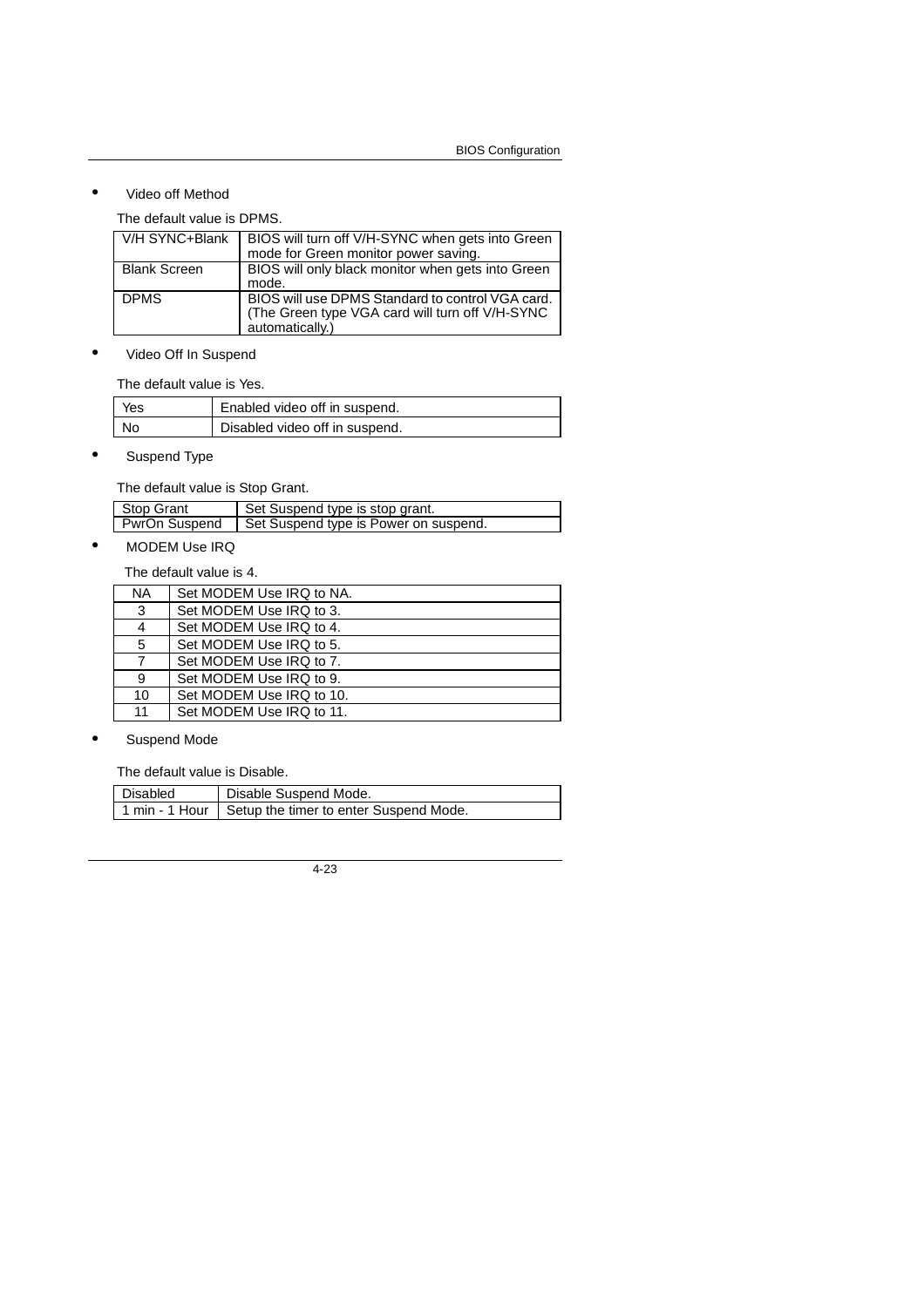- Video off Method

The default value is DPMS.

| | |
|---|---|
| V/H SYNC+Blank | BIOS will turn off V/H-SYNC when gets into Green mode for Green monitor power saving. |
| Blank Screen | BIOS will only black monitor when gets into Green mode. |
| DPMS | BIOS will use DPMS Standard to control VGA card. (The Green type VGA card will turn off V/H-SYNC automatically.) |

- Video Off In Suspend

The default value is Yes.

| | |
|---|---|
| Yes | Enabled video off in suspend. |
| No | Disabled video off in suspend. |

- Suspend Type

The default value is Stop Grant.

| | |
|---|---|
| Stop Grant | Set Suspend type is stop grant. |
| PwrOn Suspend | Set Suspend type is Power on suspend. |

- MODEM Use IRQ

The default value is 4.

| | |
|---|---|
| NA | Set MODEM Use IRQ to NA. |
| 3 | Set MODEM Use IRQ to 3. |
| 4 | Set MODEM Use IRQ to 4. |
| 5 | Set MODEM Use IRQ to 5. |
| 7 | Set MODEM Use IRQ to 7. |
| 9 | Set MODEM Use IRQ to 9. |
| 10 | Set MODEM Use IRQ to 10. |
| 11 | Set MODEM Use IRQ to 11. |

- Suspend Mode

The default value is Disable.

| | |
|---|---|
| Disabled | Disable Suspend Mode. |
| 1 min - 1 Hour | Setup the timer to enter Suspend Mode. |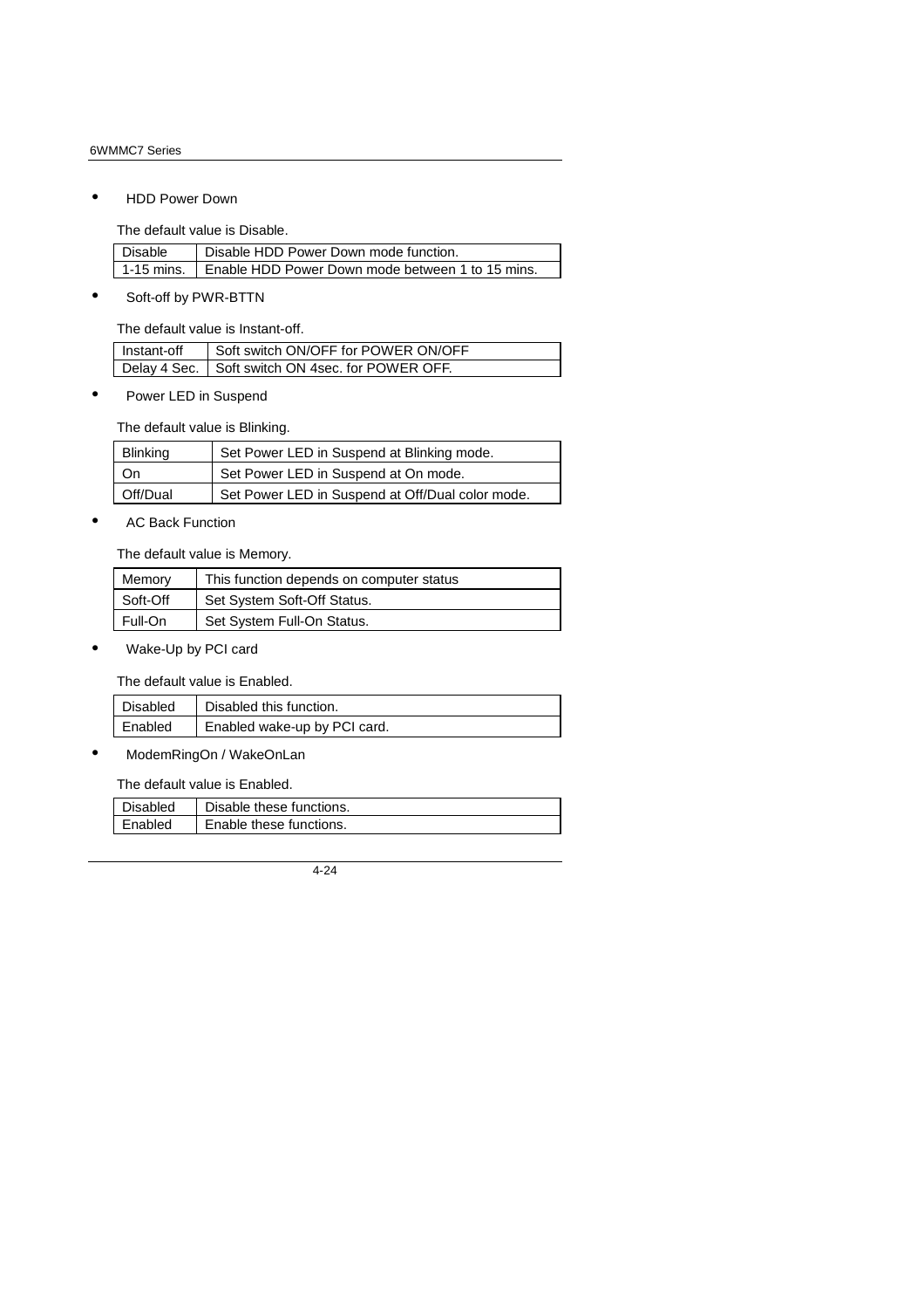- HDD Power Down

The default value is Disable.

| Disable | Disable HDD Power Down mode function. |
|---|---|
| 1-15 mins. | Enable HDD Power Down mode between 1 to 15 mins. |

- Soft-off by PWR-BTTN

The default value is Instant-off.

| Instant-off | Soft switch ON/OFF for POWER ON/OFF |
|---|---|
| Delay 4 Sec. | Soft switch ON 4sec. for POWER OFF. |

- Power LED in Suspend

The default value is Blinking.

| Blinking | Set Power LED in Suspend at Blinking mode. |
|---|---|
| On | Set Power LED in Suspend at On mode. |
| Off/Dual | Set Power LED in Suspend at Off/Dual color mode. |

- AC Back Function

The default value is Memory.

| Memory | This function depends on computer status |
|---|---|
| Soft-Off | Set System Soft-Off Status. |
| Full-On | Set System Full-On Status. |

- Wake-Up by PCI card

The default value is Enabled.

| Disabled | Disabled this function. |
|---|---|
| Enabled | Enabled wake-up by PCI card. |

- ModemRingOn / WakeOnLan

The default value is Enabled.

| Disabled | Disable these functions. |
|---|---|
| Enabled | Enable these functions. |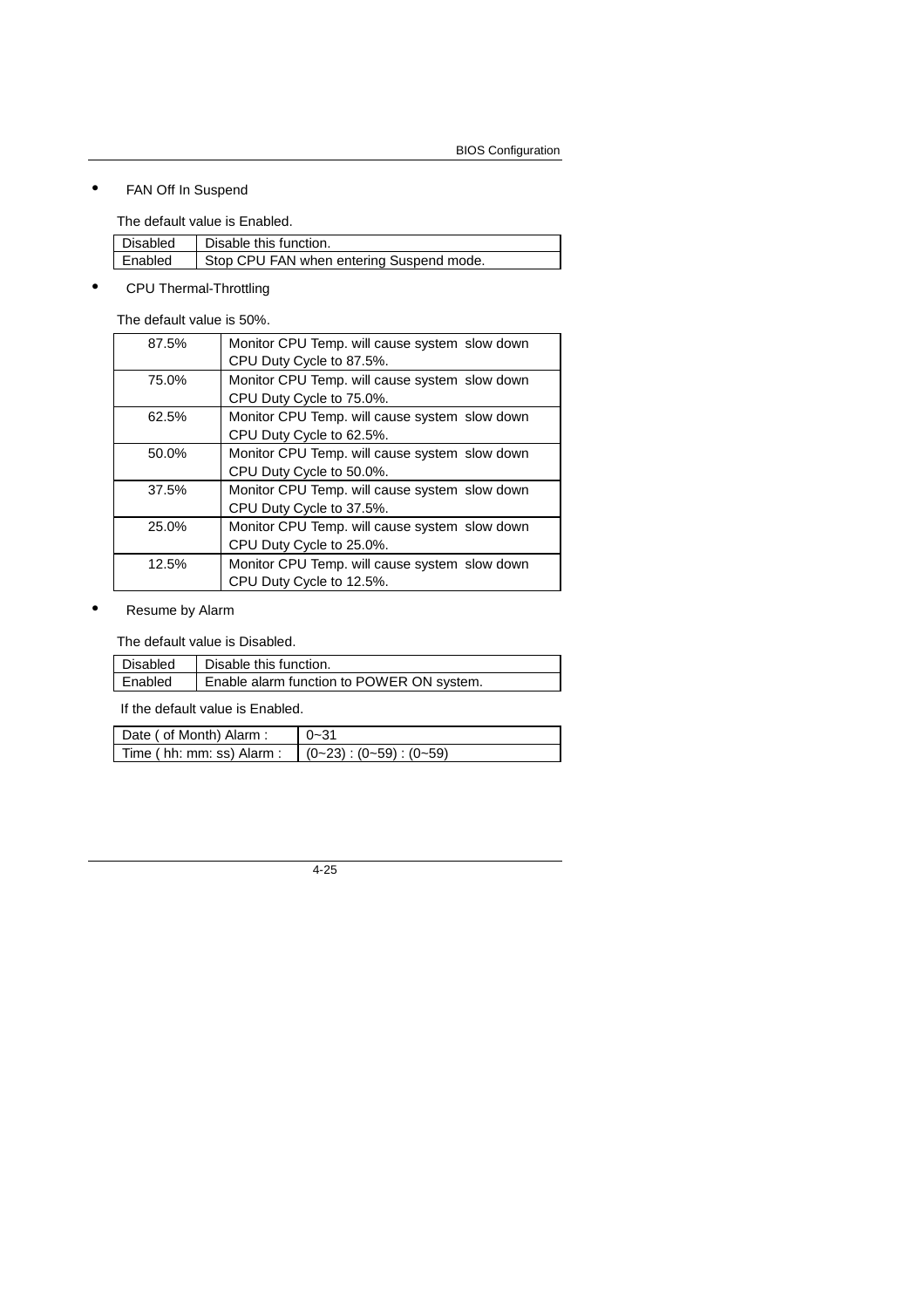- FAN Off In Suspend

The default value is Enabled.

| Disabled | Disable this function. |
|---|---|
| Enabled | Stop CPU FAN when entering Suspend mode. |

- CPU Thermal-Throttling

The default value is 50%.

| 87.5% | Monitor CPU Temp. will cause system slow down CPU Duty Cycle to 87.5%. |
|---|---|
| 75.0% | Monitor CPU Temp. will cause system slow down CPU Duty Cycle to 75.0%. |
| 62.5% | Monitor CPU Temp. will cause system slow down CPU Duty Cycle to 62.5%. |
| 50.0% | Monitor CPU Temp. will cause system slow down CPU Duty Cycle to 50.0%. |
| 37.5% | Monitor CPU Temp. will cause system slow down CPU Duty Cycle to 37.5%. |
| 25.0% | Monitor CPU Temp. will cause system slow down CPU Duty Cycle to 25.0%. |
| 12.5% | Monitor CPU Temp. will cause system slow down CPU Duty Cycle to 12.5%. |

- Resume by Alarm

The default value is Disabled.

| Disabled | Disable this function. |
|---|---|
| Enabled | Enable alarm function to POWER ON system. |

If the default value is Enabled.

| Date ( of Month) Alarm : | 0~31 |
|---|---|
| Time ( hh: mm: ss) Alarm : | (0~23) : (0~59) : (0~59) |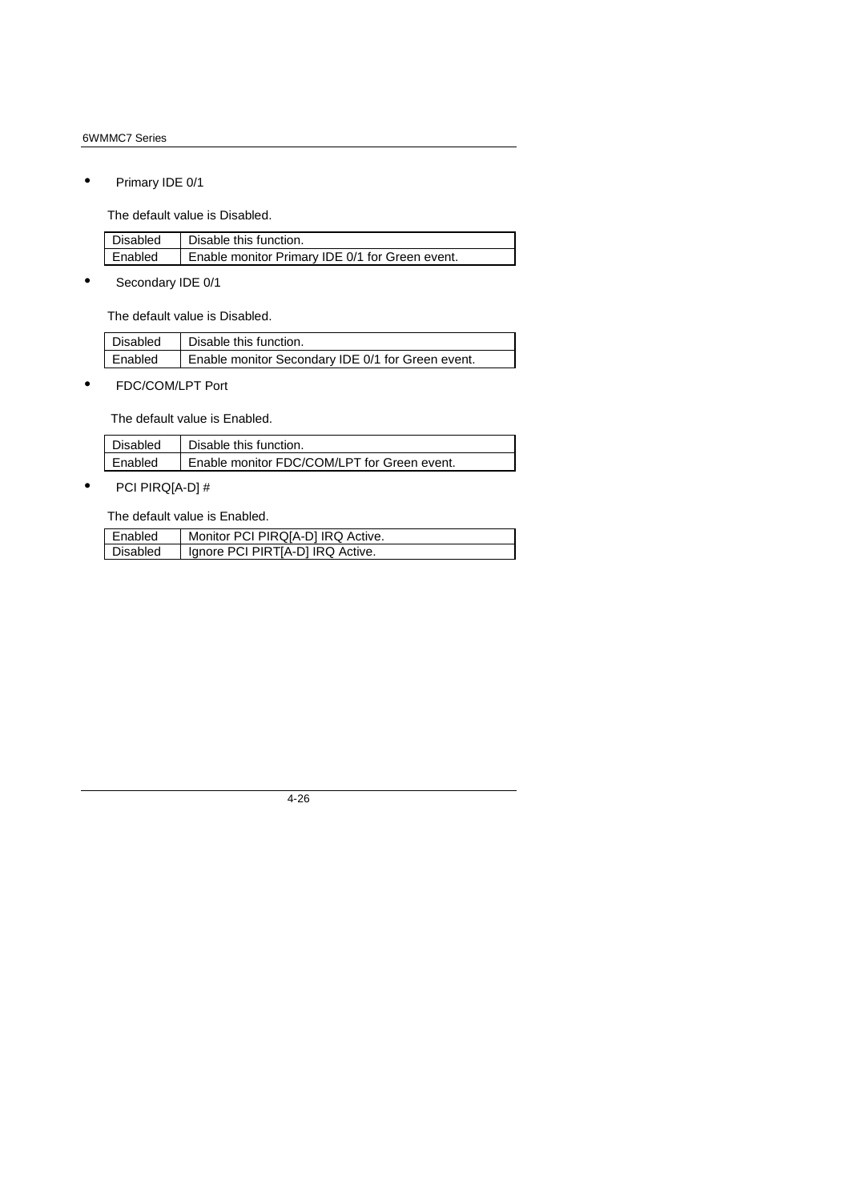- Primary IDE 0/1

The default value is Disabled.

| Disabled | Disable this function. |
|---|---|
| Enabled | Enable monitor Primary IDE 0/1 for Green event. |

- Secondary IDE 0/1

The default value is Disabled.

| Disabled | Disable this function. |
|---|---|
| Enabled | Enable monitor Secondary IDE 0/1 for Green event. |

- FDC/COM/LPT Port

The default value is Enabled.

| Disabled | Disable this function. |
|---|---|
| Enabled | Enable monitor FDC/COM/LPT for Green event. |

- PCI PIRQ[A-D] #

The default value is Enabled.

| Enabled | Monitor PCI PIRQ[A-D] IRQ Active. |
|---|---|
| Disabled | Ignore PCI PIRT[A-D] IRQ Active. |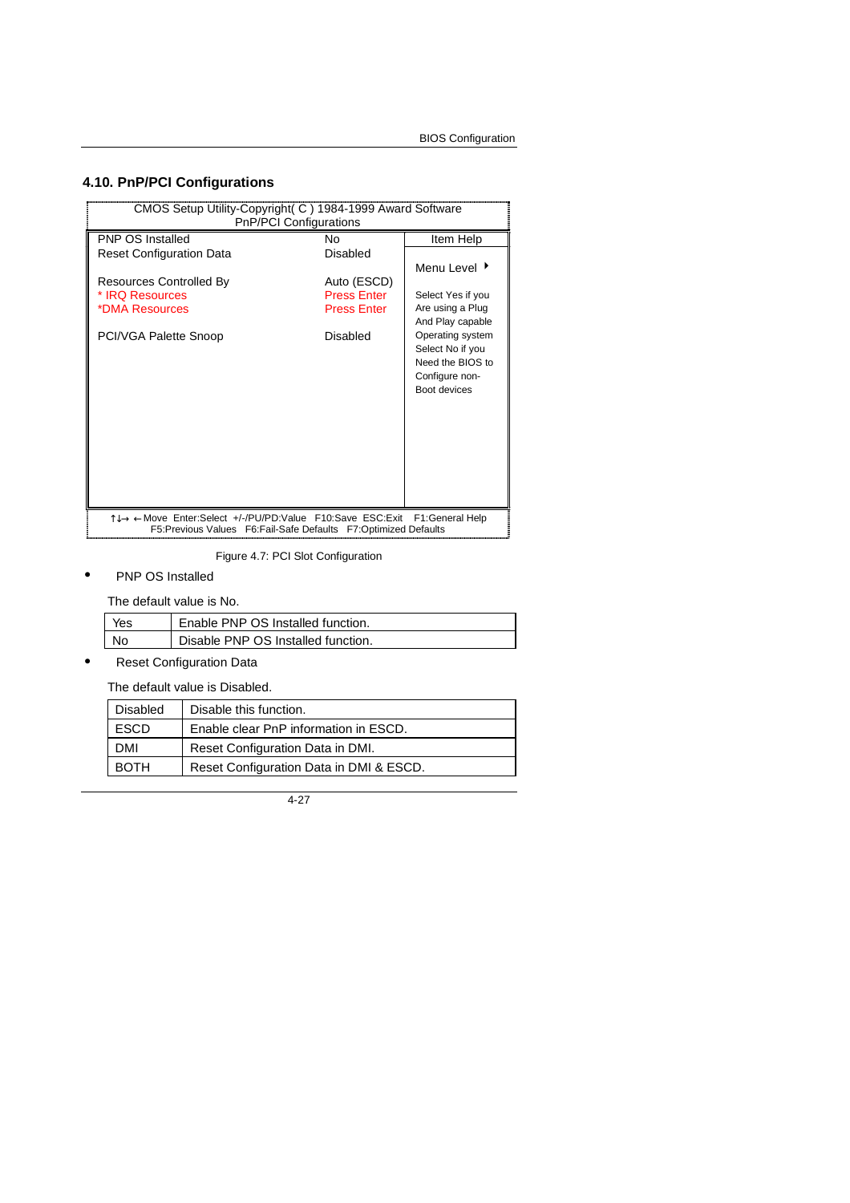## 4.10. PnP/PCI Configurations

```
        CMOS Setup Utility-Copyright( C ) 1984-1999 Award Software
                        PnP/PCI Configurations
PNP OS Installed                    No              Item Help
Reset Configuration Data            Disabled
                                                    Menu Level  ▸
Resources Controlled By             Auto (ESCD)
* IRQ Resources                     Press Enter     Select Yes if you
*DMA Resources                      Press Enter     Are using a Plug
                                                    And Play capable
PCI/VGA Palette Snoop               Disabled        Operating system
                                                    Select No if you
                                                    Need the BIOS to
                                                    Configure non-
                                                    Boot devices

↑↓→ ←Move  Enter:Select  +/-/PU/PD:Value  F10:Save  ESC:Exit   F1:General Help
      F5:Previous Values   F6:Fail-Safe Defaults   F7:Optimized Defaults
```

Figure 4.7: PCI Slot Configuration

- PNP OS Installed

The default value is No.

| Yes | Enable PNP OS Installed function. |
|---|---|
| No | Disable PNP OS Installed function. |

- Reset Configuration Data

The default value is Disabled.

| Disabled | Disable this function. |
|---|---|
| ESCD | Enable clear PnP information in ESCD. |
| DMI | Reset Configuration Data in DMI. |
| BOTH | Reset Configuration Data in DMI & ESCD. |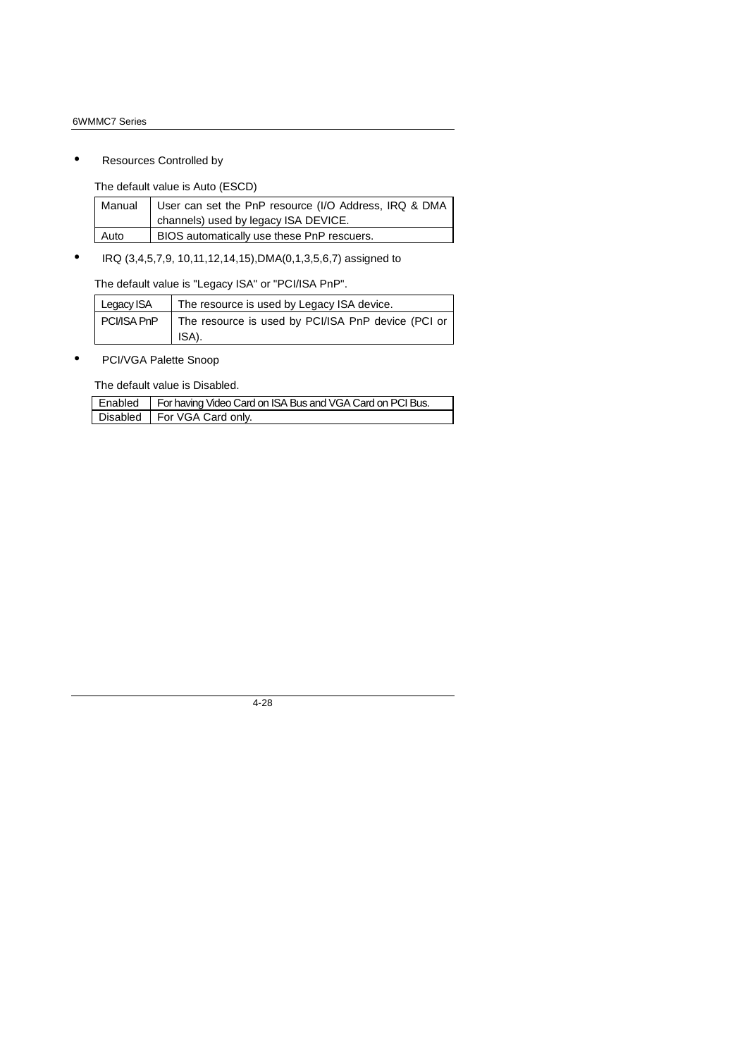- Resources Controlled by

The default value is Auto (ESCD)

| | |
|---|---|
| Manual | User can set the PnP resource (I/O Address, IRQ & DMA channels) used by legacy ISA DEVICE. |
| Auto | BIOS automatically use these PnP rescuers. |

- IRQ (3,4,5,7,9, 10,11,12,14,15),DMA(0,1,3,5,6,7) assigned to

The default value is "Legacy ISA" or "PCI/ISA PnP".

| | |
|---|---|
| Legacy ISA | The resource is used by Legacy ISA device. |
| PCI/ISA PnP | The resource is used by PCI/ISA PnP device (PCI or ISA). |

- PCI/VGA Palette Snoop

The default value is Disabled.

| | |
|---|---|
| Enabled | For having Video Card on ISA Bus and VGA Card on PCI Bus. |
| Disabled | For VGA Card only. |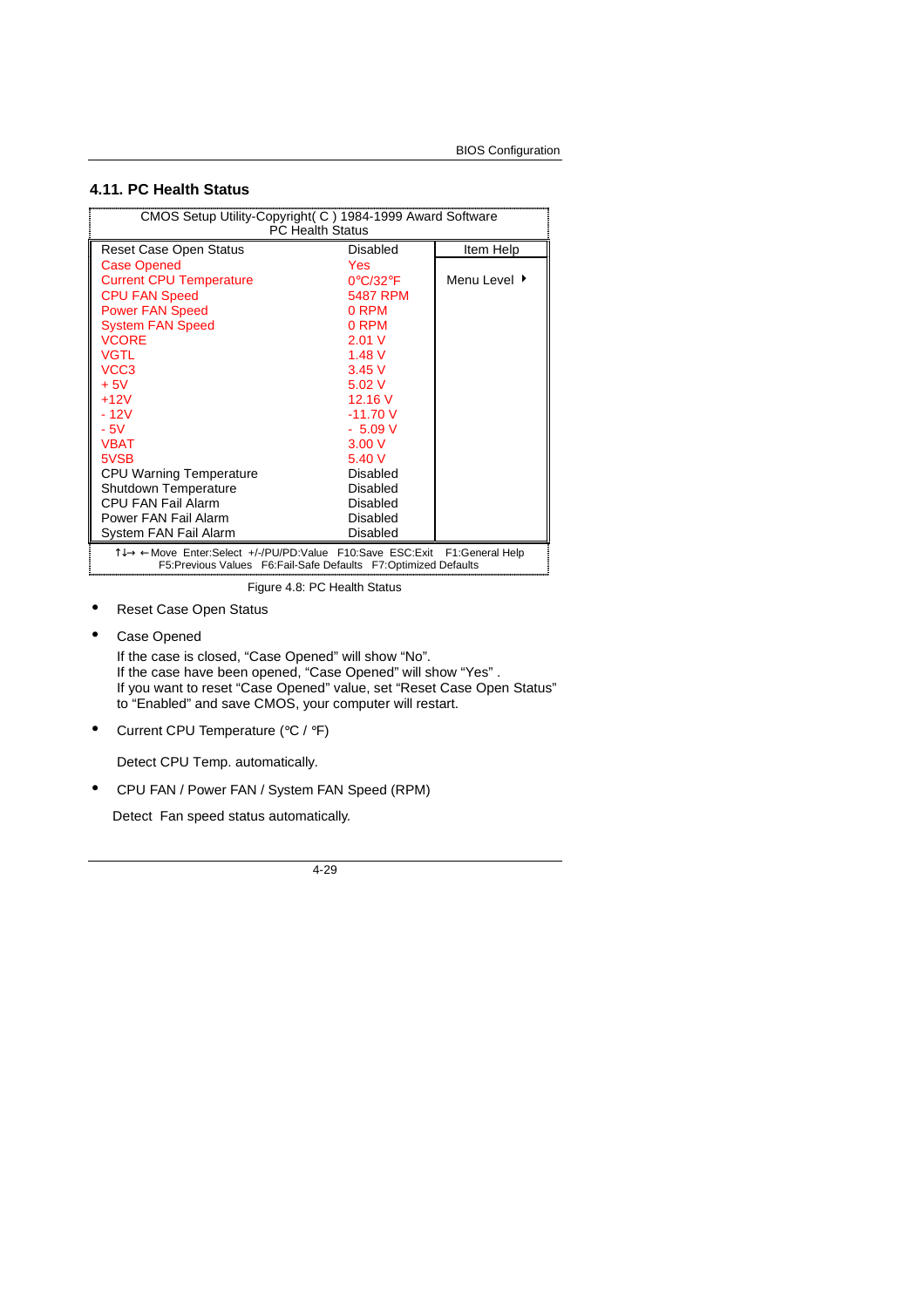## 4.11. PC Health Status

| CMOS Setup Utility-Copyright( C ) 1984-1999 Award Software<br>PC Health Status | | |
|---|---|---|
| Reset Case Open Status | Disabled | Item Help |
| Case Opened | Yes | Menu Level ▶ |
| Current CPU Temperature | 0°C/32°F | |
| CPU FAN Speed | 5487 RPM | |
| Power FAN Speed | 0 RPM | |
| System FAN Speed | 0 RPM | |
| VCORE | 2.01 V | |
| VGTL | 1.48 V | |
| VCC3 | 3.45 V | |
| + 5V | 5.02 V | |
| +12V | 12.16 V | |
| - 12V | -11.70 V | |
| - 5V | - 5.09 V | |
| VBAT | 3.00 V | |
| 5VSB | 5.40 V | |
| CPU Warning Temperature | Disabled | |
| Shutdown Temperature | Disabled | |
| CPU FAN Fail Alarm | Disabled | |
| Power FAN Fail Alarm | Disabled | |
| System FAN Fail Alarm | Disabled | |
| ↑↓→ ←Move Enter:Select +/-/PU/PD:Value F10:Save ESC:Exit F1:General Help<br>F5:Previous Values F6:Fail-Safe Defaults F7:Optimized Defaults | | |

Figure 4.8: PC Health Status

- Reset Case Open Status

- Case Opened

  If the case is closed, “Case Opened” will show “No”.
  If the case have been opened, “Case Opened” will show “Yes” .
  If you want to reset “Case Opened” value, set “Reset Case Open Status” to “Enabled” and save CMOS, your computer will restart.

- Current CPU Temperature (°C / °F)

  Detect CPU Temp. automatically.

- CPU FAN / Power FAN / System FAN Speed (RPM)

  Detect Fan speed status automatically.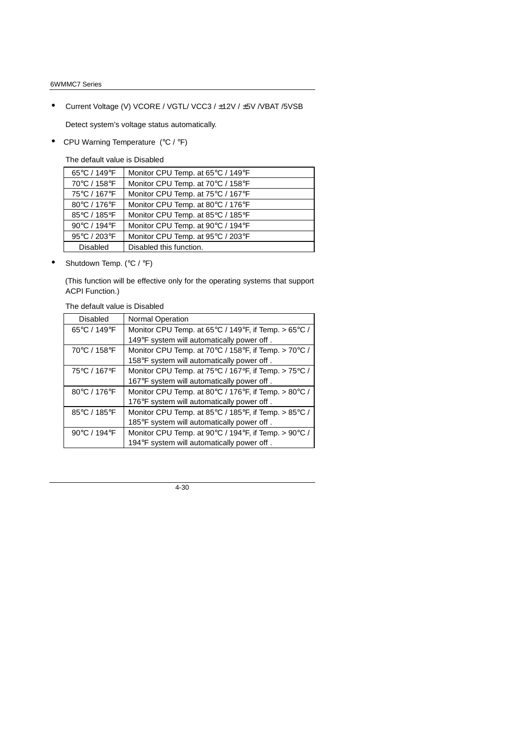- Current Voltage (V) VCORE / VGTL/ VCC3 / ±12V / ±5V /VBAT /5VSB

  Detect system's voltage status automatically.

- CPU Warning Temperature (°C / °F)

  The default value is Disabled

| | |
|---|---|
| 65°C / 149°F | Monitor CPU Temp. at 65°C / 149°F |
| 70°C / 158°F | Monitor CPU Temp. at 70°C / 158°F |
| 75°C / 167°F | Monitor CPU Temp. at 75°C / 167°F |
| 80°C / 176°F | Monitor CPU Temp. at 80°C / 176°F |
| 85°C / 185°F | Monitor CPU Temp. at 85°C / 185°F |
| 90°C / 194°F | Monitor CPU Temp. at 90°C / 194°F |
| 95°C / 203°F | Monitor CPU Temp. at 95°C / 203°F |
| Disabled | Disabled this function. |

- Shutdown Temp. (°C / °F)

  (This function will be effective only for the operating systems that support ACPI Function.)

  The default value is Disabled

| | |
|---|---|
| Disabled | Normal Operation |
| 65°C / 149°F | Monitor CPU Temp. at 65°C / 149°F, if Temp. > 65°C / 149°F system will automatically power off . |
| 70°C / 158°F | Monitor CPU Temp. at 70°C / 158°F, if Temp. > 70°C / 158°F system will automatically power off . |
| 75°C / 167°F | Monitor CPU Temp. at 75°C / 167°F, if Temp. > 75°C / 167°F system will automatically power off . |
| 80°C / 176°F | Monitor CPU Temp. at 80°C / 176°F, if Temp. > 80°C / 176°F system will automatically power off . |
| 85°C / 185°F | Monitor CPU Temp. at 85°C / 185°F, if Temp. > 85°C / 185°F system will automatically power off . |
| 90°C / 194°F | Monitor CPU Temp. at 90°C / 194°F, if Temp. > 90°C / 194°F system will automatically power off . |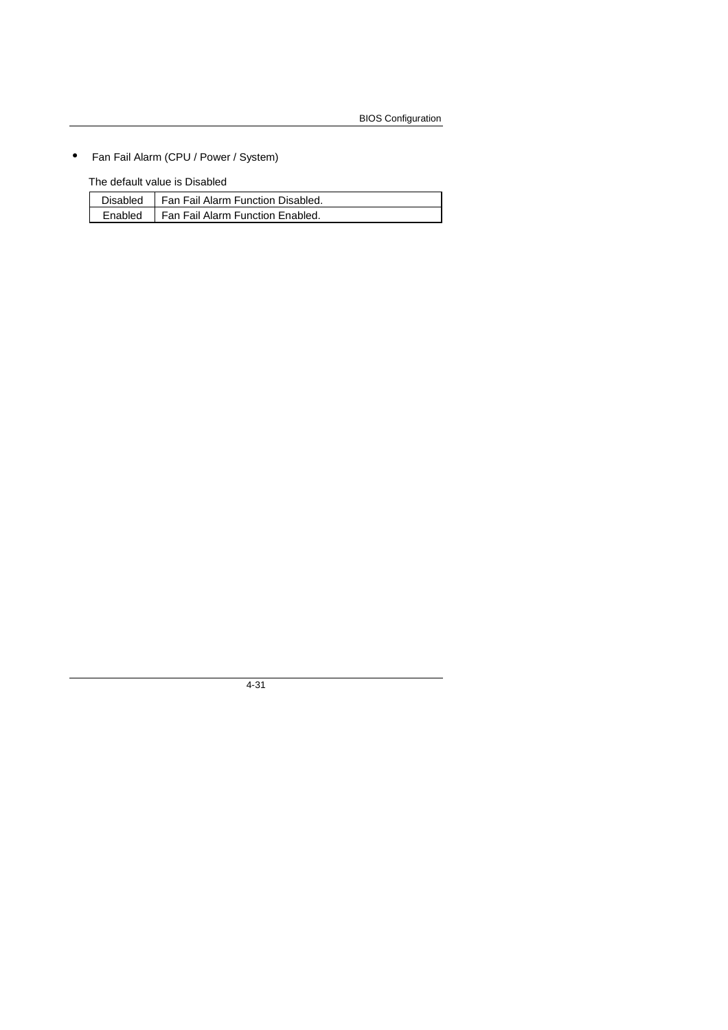- Fan Fail Alarm (CPU / Power / System)

The default value is Disabled

| Disabled | Fan Fail Alarm Function Disabled. |
|---|---|
| Enabled | Fan Fail Alarm Function Enabled. |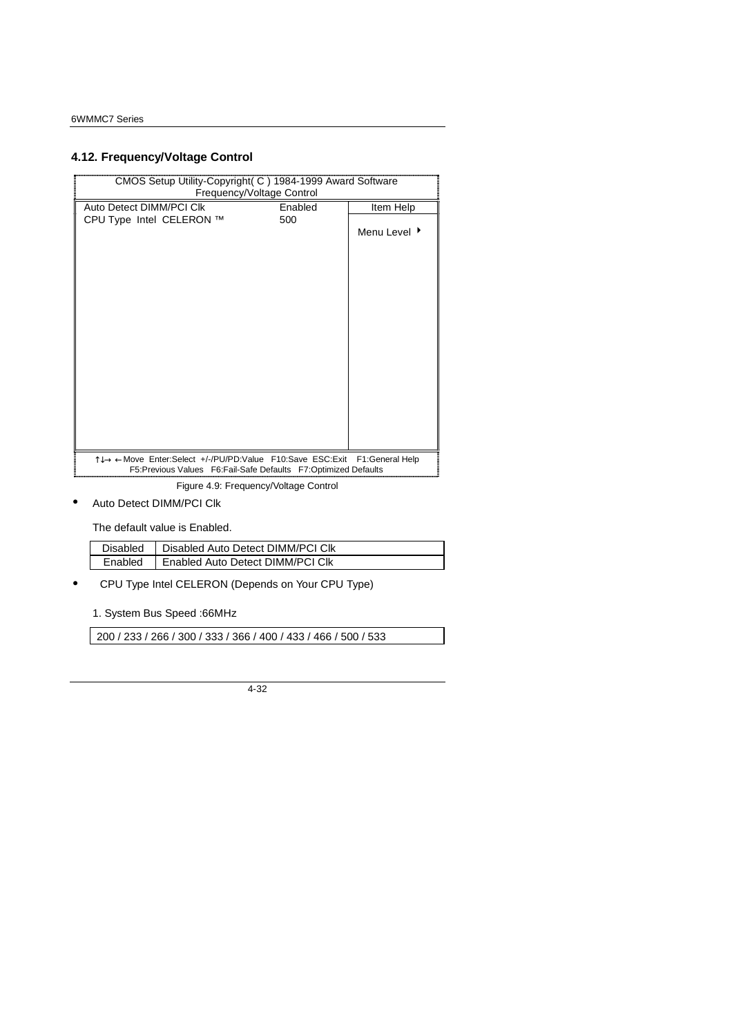## 4.12. Frequency/Voltage Control

```
CMOS Setup Utility-Copyright( C ) 1984-1999 Award Software
Frequency/Voltage Control

Auto Detect DIMM/PCI Clk        Enabled      Item Help
CPU Type  Intel  CELERON ™      500
                                             Menu Level ▸

↑↓→ ←Move  Enter:Select  +/-/PU/PD:Value  F10:Save  ESC:Exit  F1:General Help
F5:Previous Values  F6:Fail-Safe Defaults  F7:Optimized Defaults
```

Figure 4.9: Frequency/Voltage Control

- Auto Detect DIMM/PCI Clk

The default value is Enabled.

| Disabled | Disabled Auto Detect DIMM/PCI Clk |
|---|---|
| Enabled | Enabled Auto Detect DIMM/PCI Clk |

- CPU Type Intel CELERON (Depends on Your CPU Type)

1. System Bus Speed :66MHz

| 200 / 233 / 266 / 300 / 333 / 366 / 400 / 433 / 466 / 500 / 533 |
|---|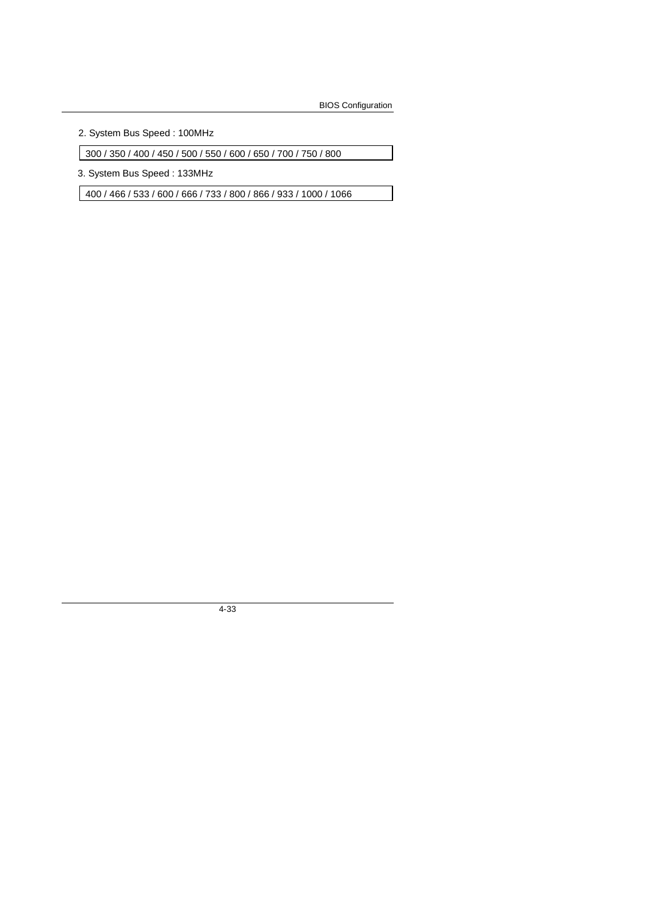2. System Bus Speed : 100MHz

| 300 / 350 / 400 / 450 / 500 / 550 / 600 / 650 / 700 / 750 / 800 |
| --- |

3. System Bus Speed : 133MHz

| 400 / 466 / 533 / 600 / 666 / 733 / 800 / 866 / 933 / 1000 / 1066 |
| --- |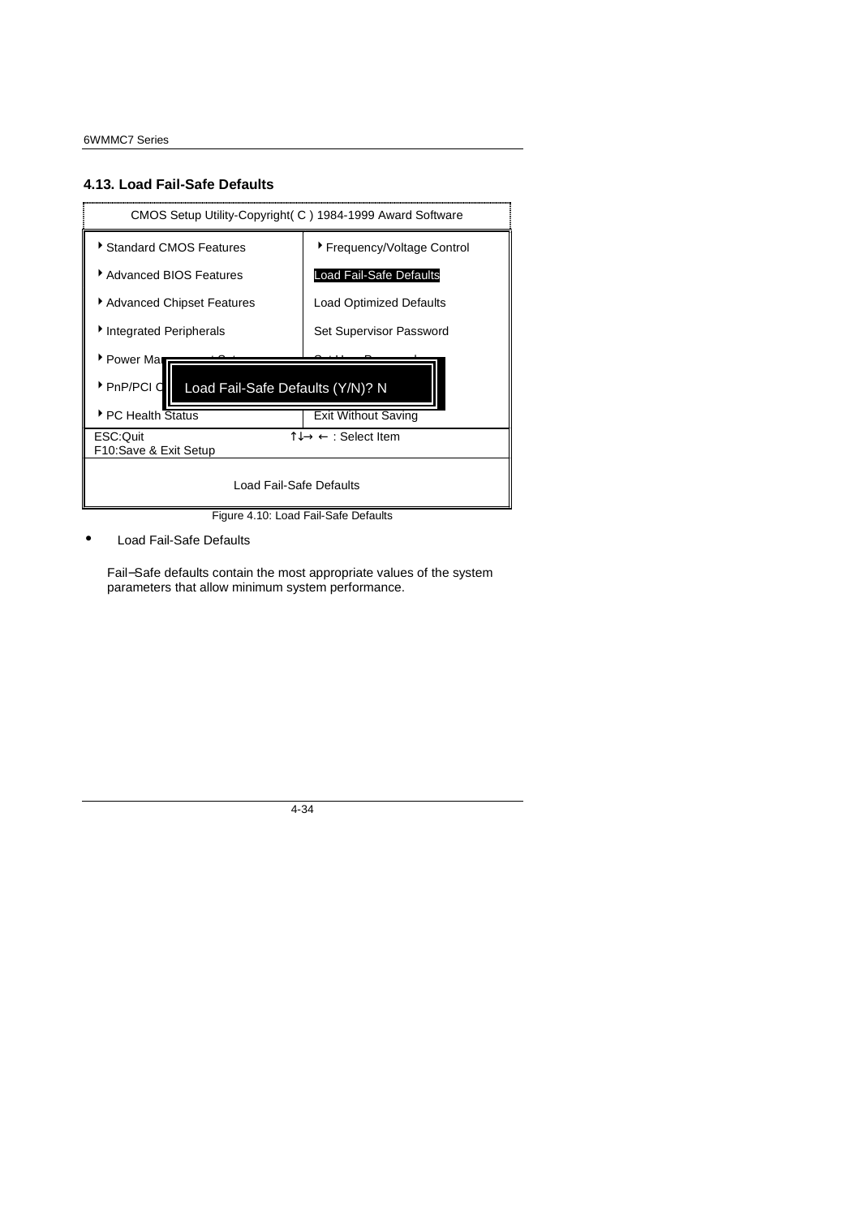## 4.13. Load Fail-Safe Defaults

| CMOS Setup Utility-Copyright( C ) 1984-1999 Award Software | |
|---|---|
| ▸ Standard CMOS Features | ▸ Frequency/Voltage Control |
| ▸ Advanced BIOS Features | Load Fail-Safe Defaults |
| ▸ Advanced Chipset Features | Load Optimized Defaults |
| ▸ Integrated Peripherals | Set Supervisor Password |
| ▸ Power Ma | |
| ▸ PnP/PCI C | Load Fail-Safe Defaults (Y/N)? N |
| ▸ PC Health Status | Exit Without Saving |
| ESC:Quit<br>F10:Save & Exit Setup | ↑↓→ ← : Select Item |
| Load Fail-Safe Defaults | |

Figure 4.10: Load Fail-Safe Defaults

- Load Fail-Safe Defaults

  Fail−Safe defaults contain the most appropriate values of the system parameters that allow minimum system performance.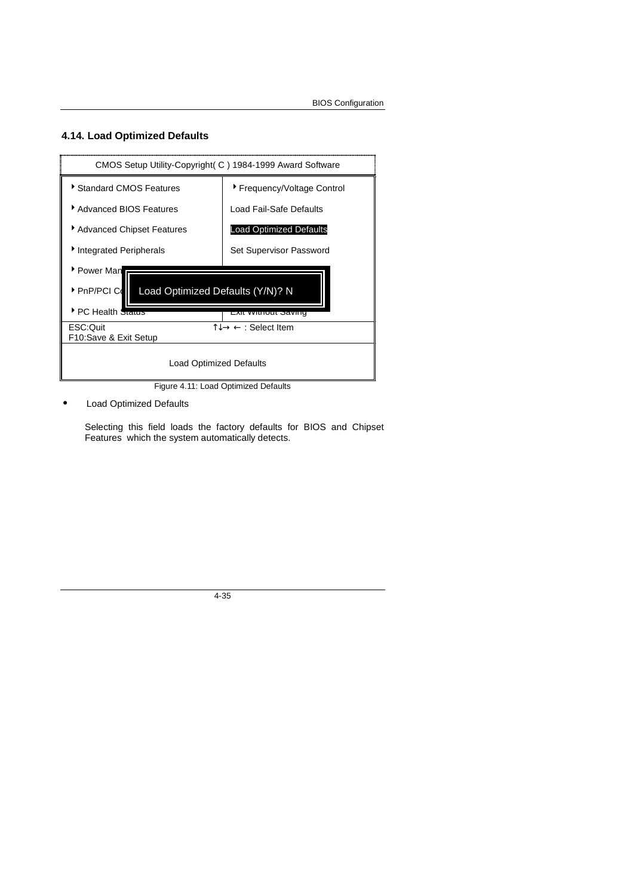## 4.14. Load Optimized Defaults

| CMOS Setup Utility-Copyright( C ) 1984-1999 Award Software | |
|---|---|
| ▸ Standard CMOS Features | ▸ Frequency/Voltage Control |
| ▸ Advanced BIOS Features | Load Fail-Safe Defaults |
| ▸ Advanced Chipset Features | Load Optimized Defaults |
| ▸ Integrated Peripherals | Set Supervisor Password |
| ▸ Power Man | |
| ▸ PnP/PCI C | Load Optimized Defaults (Y/N)? N |
| ▸ PC Health Status | Exit Without Saving |
| ESC:Quit<br>F10:Save & Exit Setup | ↑↓→ ← : Select Item |
| Load Optimized Defaults | |

Figure 4.11: Load Optimized Defaults

- Load Optimized Defaults

  Selecting this field loads the factory defaults for BIOS and Chipset Features which the system automatically detects.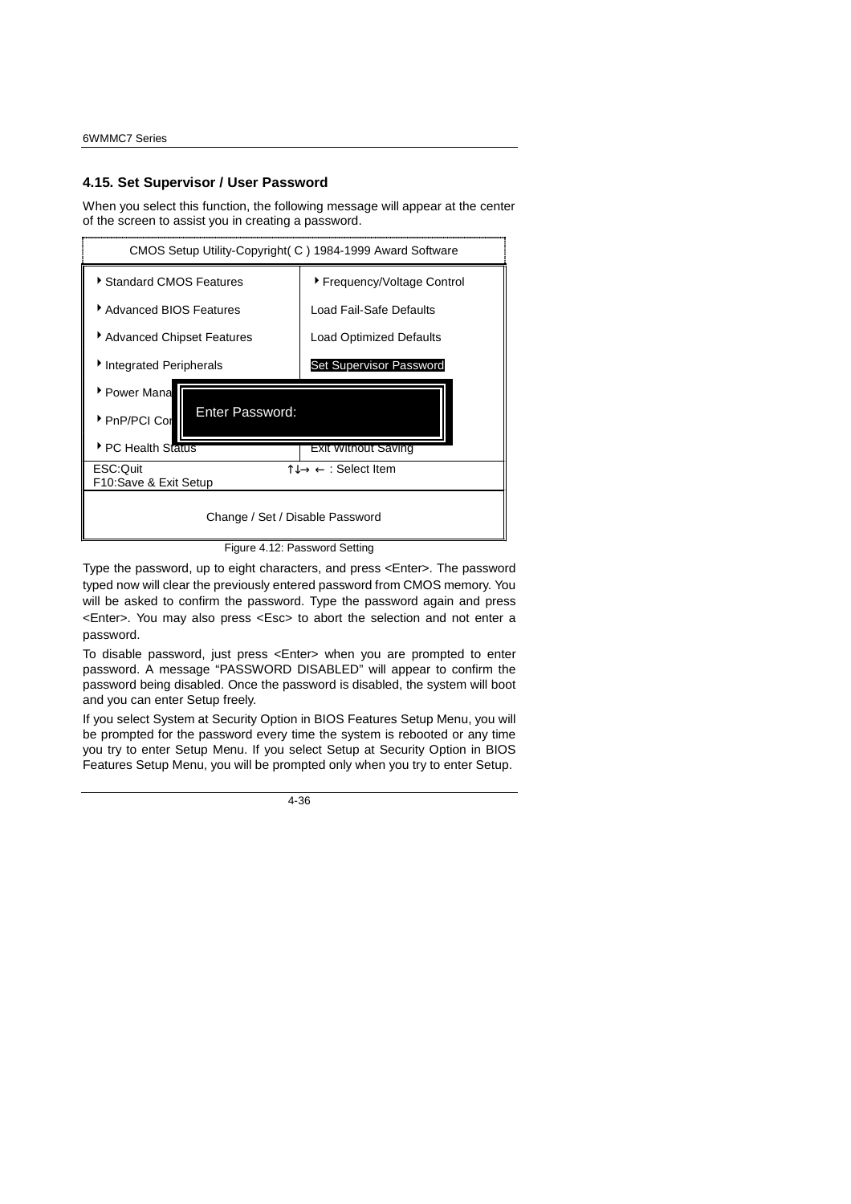## 4.15. Set Supervisor / User Password

When you select this function, the following message will appear at the center of the screen to assist you in creating a password.

```
CMOS Setup Utility-Copyright( C ) 1984-1999 Award Software

▸ Standard CMOS Features          ▸ Frequency/Voltage Control
▸ Advanced BIOS Features            Load Fail-Safe Defaults
▸ Advanced Chipset Features         Load Optimized Defaults
▸ Integrated Peripherals            Set Supervisor Password
▸ Power Mana
▸ PnP/PCI Co      Enter Password:
▸ PC Health Status                  Exit Without Saving

ESC:Quit                          ↑↓→ ← : Select Item
F10:Save & Exit Setup

            Change / Set / Disable Password
```

Figure 4.12: Password Setting

Type the password, up to eight characters, and press <Enter>. The password typed now will clear the previously entered password from CMOS memory. You will be asked to confirm the password. Type the password again and press <Enter>. You may also press <Esc> to abort the selection and not enter a password.

To disable password, just press <Enter> when you are prompted to enter password. A message "PASSWORD DISABLED" will appear to confirm the password being disabled. Once the password is disabled, the system will boot and you can enter Setup freely.

If you select System at Security Option in BIOS Features Setup Menu, you will be prompted for the password every time the system is rebooted or any time you try to enter Setup Menu. If you select Setup at Security Option in BIOS Features Setup Menu, you will be prompted only when you try to enter Setup.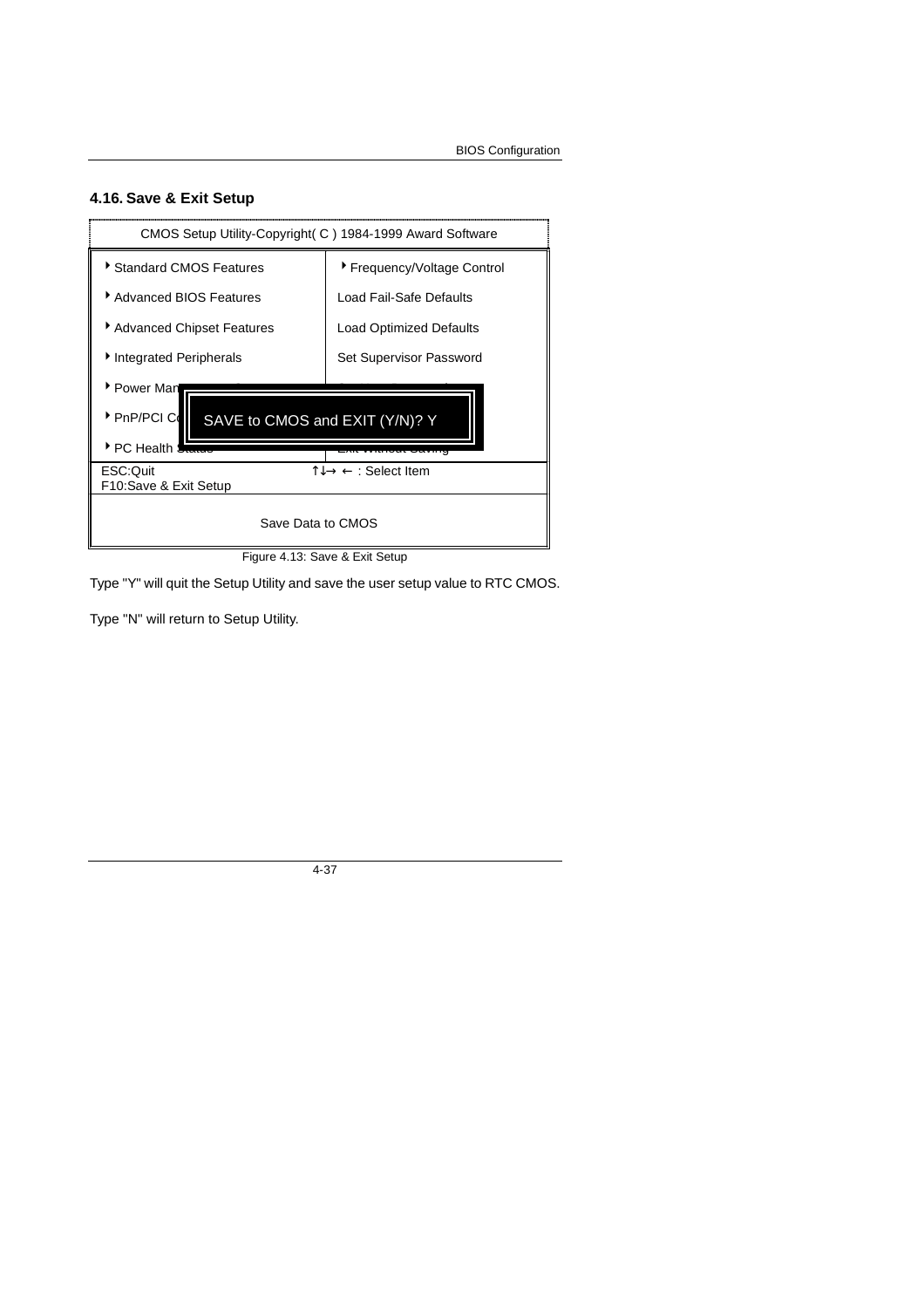## 4.16. Save & Exit Setup

| CMOS Setup Utility-Copyright( C ) 1984-1999 Award Software | |
|---|---|
| ▸ Standard CMOS Features | ▸ Frequency/Voltage Control |
| ▸ Advanced BIOS Features | Load Fail-Safe Defaults |
| ▸ Advanced Chipset Features | Load Optimized Defaults |
| ▸ Integrated Peripherals | Set Supervisor Password |
| ▸ Power Man | |
| ▸ PnP/PCI C | SAVE to CMOS and EXIT (Y/N)? Y |
| ▸ PC Health | |
| ESC:Quit<br>F10:Save & Exit Setup | ↑↓→ ← : Select Item |
| Save Data to CMOS | |

Figure 4.13: Save & Exit Setup

Type "Y" will quit the Setup Utility and save the user setup value to RTC CMOS.

Type "N" will return to Setup Utility.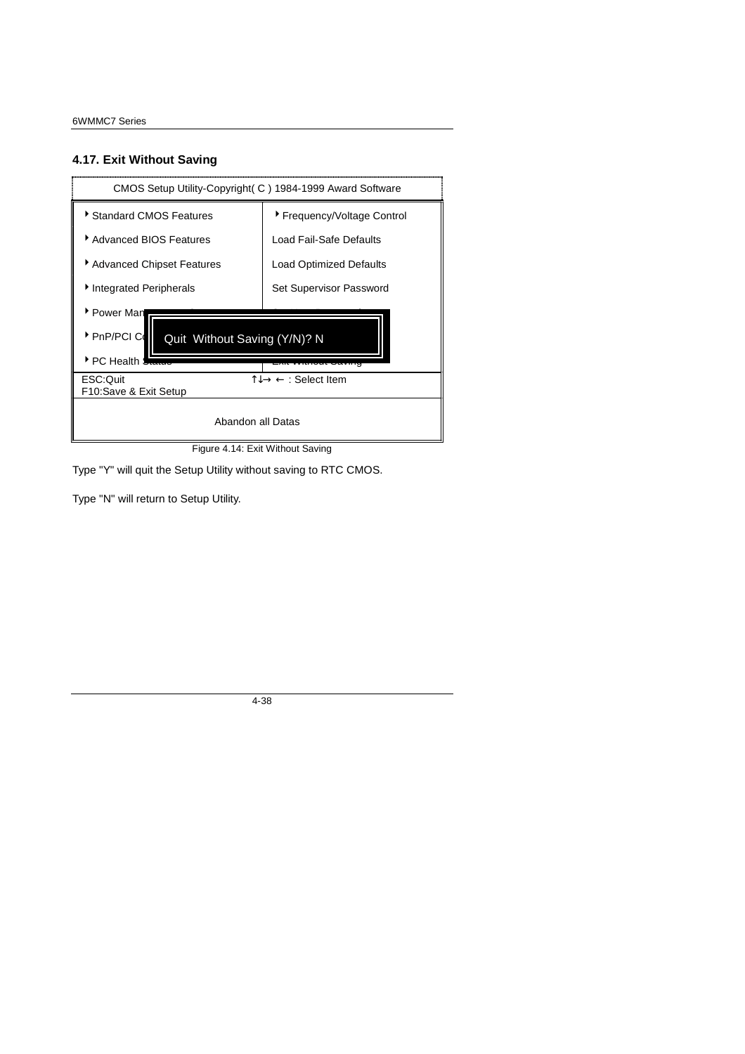## 4.17. Exit Without Saving

| CMOS Setup Utility-Copyright( C ) 1984-1999 Award Software | |
| --- | --- |
| ▸ Standard CMOS Features | ▸ Frequency/Voltage Control |
| ▸ Advanced BIOS Features | Load Fail-Safe Defaults |
| ▸ Advanced Chipset Features | Load Optimized Defaults |
| ▸ Integrated Peripherals | Set Supervisor Password |
| ▸ Power Man | |
| ▸ PnP/PCI C | Quit Without Saving (Y/N)? N |
| ▸ PC Health | |
| ESC:Quit<br>F10:Save & Exit Setup | ↑↓→ ← : Select Item |
| Abandon all Datas | |

Figure 4.14: Exit Without Saving

Type "Y" will quit the Setup Utility without saving to RTC CMOS.

Type "N" will return to Setup Utility.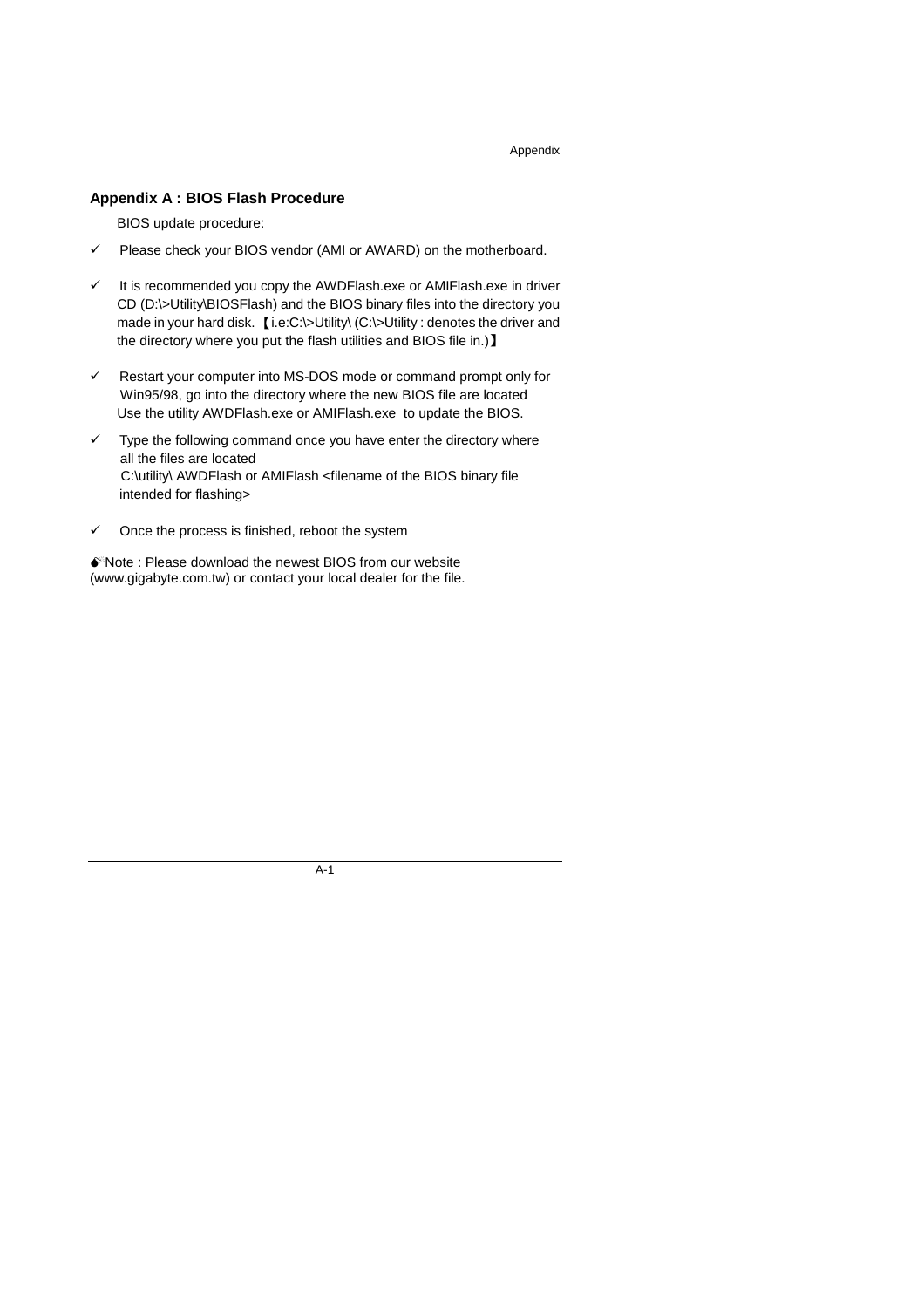## Appendix A : BIOS Flash Procedure

BIOS update procedure:

- ✓ Please check your BIOS vendor (AMI or AWARD) on the motherboard.

- ✓ It is recommended you copy the AWDFlash.exe or AMIFlash.exe in driver CD (D:\>Utility\BIOSFlash) and the BIOS binary files into the directory you made in your hard disk. 【i.e:C:\>Utility\ (C:\>Utility : denotes the driver and the directory where you put the flash utilities and BIOS file in.)】

- ✓ Restart your computer into MS-DOS mode or command prompt only for Win95/98, go into the directory where the new BIOS file are located Use the utility AWDFlash.exe or AMIFlash.exe to update the BIOS.

- ✓ Type the following command once you have enter the directory where all the files are located
  C:\utility\ AWDFlash or AMIFlash <filename of the BIOS binary file intended for flashing>

- ✓ Once the process is finished, reboot the system

Note : Please download the newest BIOS from our website (www.gigabyte.com.tw) or contact your local dealer for the file.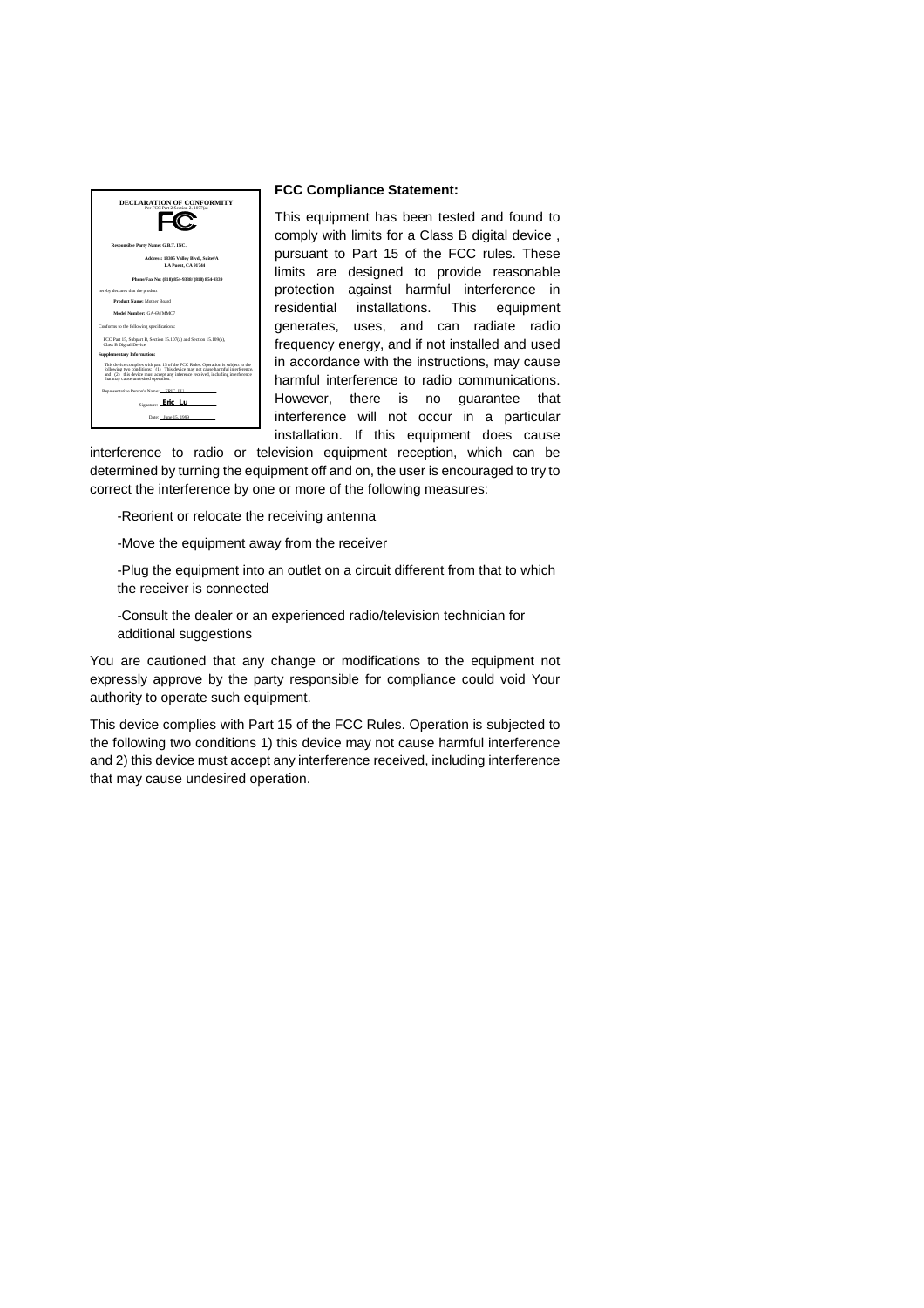**DECLARATION OF CONFORMITY**
Per FCC Part 2 Section 2.1077(a)

**Responsible Party Name: G.B.T. INC.**

**Address: 18305 Valley Blvd., Suite#A**
**LA Puent, CA 91744**

**Phone/Fax No: (818) 854-9338/ (818) 854-9339**

hereby declares that the product

**Product Name:** Mother Board

**Model Number:** GA-6WMMC7

Conforms to the following specifications:

FCC Part 15, Subpart B, Section 15.107(a) and Section 15.109(a), Class B Digital Device

**Supplementary Information:**

This device complies with part 15 of the FCC Rules. Operation is subject to the following two conditions: (1) This device may not cause harmful interference, and (2) this device must accept any inference received, including interference that may cause undesired operation.

Representative Person's Name: ERIC LU

Signature: Eric Lu

Date: June 15, 1999

**FCC Compliance Statement:**

This equipment has been tested and found to comply with limits for a Class B digital device , pursuant to Part 15 of the FCC rules. These limits are designed to provide reasonable protection against harmful interference in residential installations. This equipment generates, uses, and can radiate radio frequency energy, and if not installed and used in accordance with the instructions, may cause harmful interference to radio communications. However, there is no guarantee that interference will not occur in a particular installation. If this equipment does cause interference to radio or television equipment reception, which can be determined by turning the equipment off and on, the user is encouraged to try to correct the interference by one or more of the following measures:

-Reorient or relocate the receiving antenna

-Move the equipment away from the receiver

-Plug the equipment into an outlet on a circuit different from that to which the receiver is connected

-Consult the dealer or an experienced radio/television technician for additional suggestions

You are cautioned that any change or modifications to the equipment not expressly approve by the party responsible for compliance could void Your authority to operate such equipment.

This device complies with Part 15 of the FCC Rules. Operation is subjected to the following two conditions 1) this device may not cause harmful interference and 2) this device must accept any interference received, including interference that may cause undesired operation.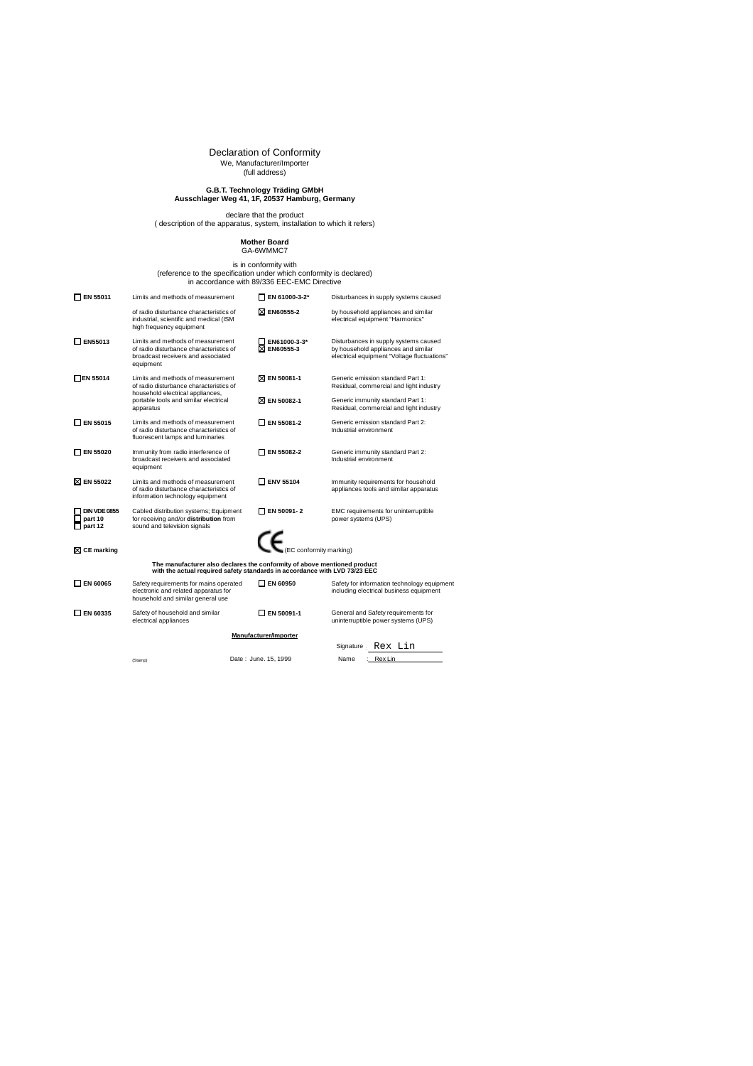# Declaration of Conformity

We, Manufacturer/Importer
(full address)

**G.B.T. Technology Träding GMbH**
**Ausschlager Weg 41, 1F, 20537 Hamburg, Germany**

declare that the product
( description of the apparatus, system, installation to which it refers)

**Mother Board**
GA-6WMMC7

is in conformity with
(reference to the specification under which conformity is declared)
in accordance with 89/336 EEC-EMC Directive

| | | | |
|---|---|---|---|
| ☐ **EN 55011** | Limits and methods of measurement of radio disturbance characteristics of industrial, scientific and medical (ISM high frequency equipment | ☐ **EN 61000-3-2*** | Disturbances in supply systems caused |
| | | ☒ **EN60555-2** | by household appliances and similar electrical equipment "Harmonics" |
| ☐ **EN55013** | Limits and methods of measurement of radio disturbance characteristics of broadcast receivers and associated equipment | ☐ **EN61000-3-3*** ☒ **EN60555-3** | Disturbances in supply systems caused by household appliances and similar electrical equipment "Voltage fluctuations" |
| ☐ **EN 55014** | Limits and methods of measurement of radio disturbance characteristics of household electrical appliances, portable tools and similar electrical apparatus | ☒ **EN 50081-1** | Generic emission standard Part 1: Residual, commercial and light industry |
| | | ☒ **EN 50082-1** | Generic immunity standard Part 1: Residual, commercial and light industry |
| ☐ **EN 55015** | Limits and methods of measurement of radio disturbance characteristics of fluorescent lamps and luminaries | ☐ **EN 55081-2** | Generic emission standard Part 2: Industrial environment |
| ☐ **EN 55020** | Immunity from radio interference of broadcast receivers and associated equipment | ☐ **EN 55082-2** | Generic immunity standard Part 2: Industrial environment |
| ☒ **EN 55022** | Limits and methods of measurement of radio disturbance characteristics of information technology equipment | ☐ **ENV 55104** | Immunity requirements for household appliances tools and similar apparatus |
| ☐ **DIN VDE 0855** ☐ **part 10** ☐ **part 12** | Cabled distribution systems; Equipment for receiving and/or **distribution** from sound and television signals | ☐ **EN 50091- 2** | EMC requirements for uninterruptible power systems (UPS) |

☒ **CE marking** CE (EC conformity marking)

**The manufacturer also declares the conformity of above mentioned product with the actual required safety standards in accordance with LVD 73/23 EEC**

| | | | |
|---|---|---|---|
| ☐ **EN 60065** | Safety requirements for mains operated electronic and related apparatus for household and similar general use | ☐ **EN 60950** | Safety for information technology equipment including electrical business equipment |
| ☐ **EN 60335** | Safety of household and similar electrical appliances | ☐ **EN 50091-1** | General and Safety requirements for uninterruptible power systems (UPS) |

**Manufacturer/Importer**

Signature : Rex Lin

(Stamp) Date : June. 15, 1999 Name : Rex Lin